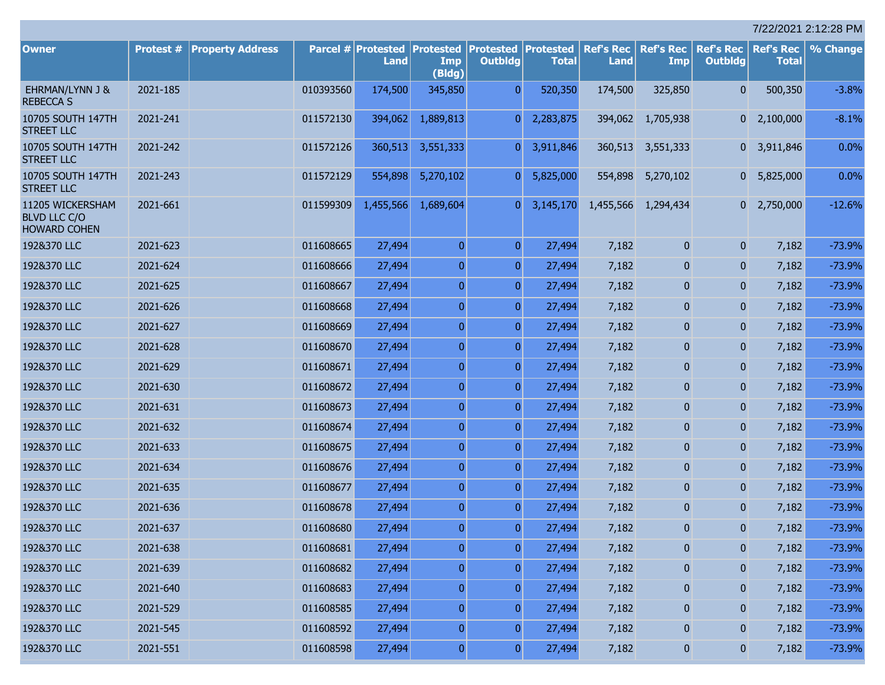7/22/2021 2:12:28 PM

| Owner | Protest # | Property Address | Parcel # | Protested Land | Protested Imp (Bldg) | Protested Outbldg | Protested Total | Ref's Rec Land | Ref's Rec Imp | Ref's Rec Outbldg | Ref's Rec Total | % Change |
|---|---|---|---|---|---|---|---|---|---|---|---|---|
| EHRMAN/LYNN J & REBECCA S | 2021-185 | | 010393560 | 174,500 | 345,850 | 0 | 520,350 | 174,500 | 325,850 | 0 | 500,350 | -3.8% |
| 10705 SOUTH 147TH STREET LLC | 2021-241 | | 011572130 | 394,062 | 1,889,813 | 0 | 2,283,875 | 394,062 | 1,705,938 | 0 | 2,100,000 | -8.1% |
| 10705 SOUTH 147TH STREET LLC | 2021-242 | | 011572126 | 360,513 | 3,551,333 | 0 | 3,911,846 | 360,513 | 3,551,333 | 0 | 3,911,846 | 0.0% |
| 10705 SOUTH 147TH STREET LLC | 2021-243 | | 011572129 | 554,898 | 5,270,102 | 0 | 5,825,000 | 554,898 | 5,270,102 | 0 | 5,825,000 | 0.0% |
| 11205 WICKERSHAM BLVD LLC C/O HOWARD COHEN | 2021-661 | | 011599309 | 1,455,566 | 1,689,604 | 0 | 3,145,170 | 1,455,566 | 1,294,434 | 0 | 2,750,000 | -12.6% |
| 192&370 LLC | 2021-623 | | 011608665 | 27,494 | 0 | 0 | 27,494 | 7,182 | 0 | 0 | 7,182 | -73.9% |
| 192&370 LLC | 2021-624 | | 011608666 | 27,494 | 0 | 0 | 27,494 | 7,182 | 0 | 0 | 7,182 | -73.9% |
| 192&370 LLC | 2021-625 | | 011608667 | 27,494 | 0 | 0 | 27,494 | 7,182 | 0 | 0 | 7,182 | -73.9% |
| 192&370 LLC | 2021-626 | | 011608668 | 27,494 | 0 | 0 | 27,494 | 7,182 | 0 | 0 | 7,182 | -73.9% |
| 192&370 LLC | 2021-627 | | 011608669 | 27,494 | 0 | 0 | 27,494 | 7,182 | 0 | 0 | 7,182 | -73.9% |
| 192&370 LLC | 2021-628 | | 011608670 | 27,494 | 0 | 0 | 27,494 | 7,182 | 0 | 0 | 7,182 | -73.9% |
| 192&370 LLC | 2021-629 | | 011608671 | 27,494 | 0 | 0 | 27,494 | 7,182 | 0 | 0 | 7,182 | -73.9% |
| 192&370 LLC | 2021-630 | | 011608672 | 27,494 | 0 | 0 | 27,494 | 7,182 | 0 | 0 | 7,182 | -73.9% |
| 192&370 LLC | 2021-631 | | 011608673 | 27,494 | 0 | 0 | 27,494 | 7,182 | 0 | 0 | 7,182 | -73.9% |
| 192&370 LLC | 2021-632 | | 011608674 | 27,494 | 0 | 0 | 27,494 | 7,182 | 0 | 0 | 7,182 | -73.9% |
| 192&370 LLC | 2021-633 | | 011608675 | 27,494 | 0 | 0 | 27,494 | 7,182 | 0 | 0 | 7,182 | -73.9% |
| 192&370 LLC | 2021-634 | | 011608676 | 27,494 | 0 | 0 | 27,494 | 7,182 | 0 | 0 | 7,182 | -73.9% |
| 192&370 LLC | 2021-635 | | 011608677 | 27,494 | 0 | 0 | 27,494 | 7,182 | 0 | 0 | 7,182 | -73.9% |
| 192&370 LLC | 2021-636 | | 011608678 | 27,494 | 0 | 0 | 27,494 | 7,182 | 0 | 0 | 7,182 | -73.9% |
| 192&370 LLC | 2021-637 | | 011608680 | 27,494 | 0 | 0 | 27,494 | 7,182 | 0 | 0 | 7,182 | -73.9% |
| 192&370 LLC | 2021-638 | | 011608681 | 27,494 | 0 | 0 | 27,494 | 7,182 | 0 | 0 | 7,182 | -73.9% |
| 192&370 LLC | 2021-639 | | 011608682 | 27,494 | 0 | 0 | 27,494 | 7,182 | 0 | 0 | 7,182 | -73.9% |
| 192&370 LLC | 2021-640 | | 011608683 | 27,494 | 0 | 0 | 27,494 | 7,182 | 0 | 0 | 7,182 | -73.9% |
| 192&370 LLC | 2021-529 | | 011608585 | 27,494 | 0 | 0 | 27,494 | 7,182 | 0 | 0 | 7,182 | -73.9% |
| 192&370 LLC | 2021-545 | | 011608592 | 27,494 | 0 | 0 | 27,494 | 7,182 | 0 | 0 | 7,182 | -73.9% |
| 192&370 LLC | 2021-551 | | 011608598 | 27,494 | 0 | 0 | 27,494 | 7,182 | 0 | 0 | 7,182 | -73.9% |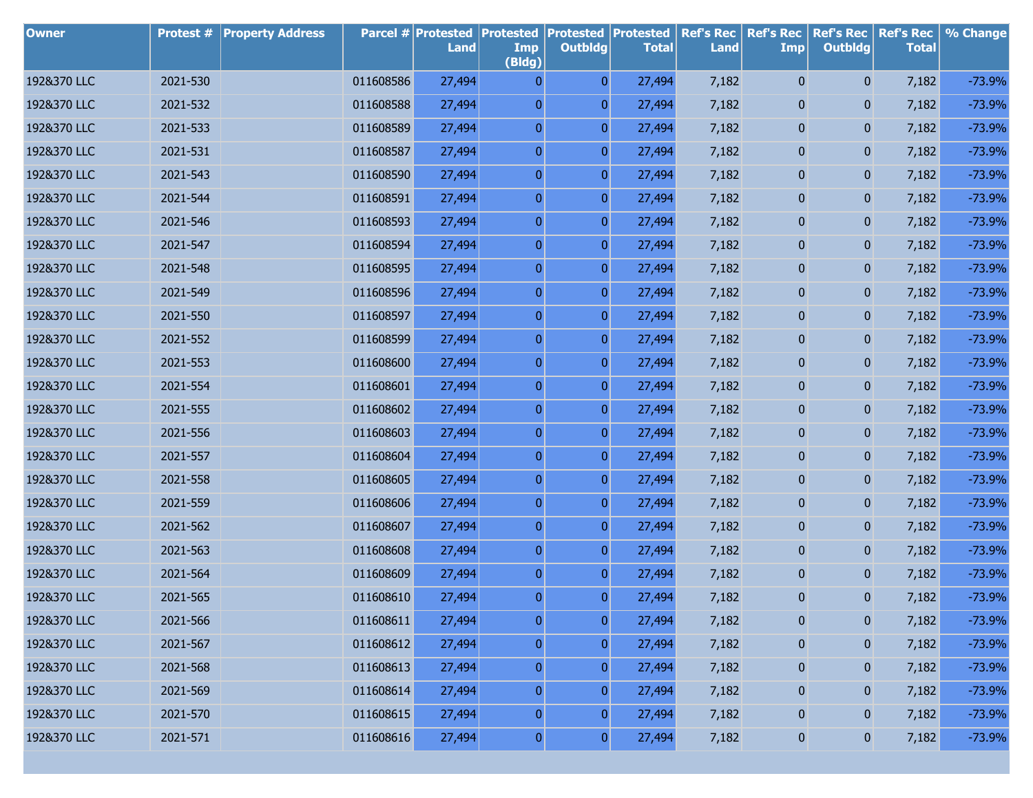| Owner | Protest # | Property Address | Parcel # | Protested Land | Protested Imp (Bldg) | Protested Outbldg | Protested Total | Ref's Rec Land | Ref's Rec Imp | Ref's Rec Outbldg | Ref's Rec Total | % Change |
|---|---|---|---|---|---|---|---|---|---|---|---|---|
| 1928&370 LLC | 2021-530 | | 011608586 | 27,494 | 0 | 0 | 27,494 | 7,182 | 0 | 0 | 7,182 | -73.9% |
| 1928&370 LLC | 2021-532 | | 011608588 | 27,494 | 0 | 0 | 27,494 | 7,182 | 0 | 0 | 7,182 | -73.9% |
| 1928&370 LLC | 2021-533 | | 011608589 | 27,494 | 0 | 0 | 27,494 | 7,182 | 0 | 0 | 7,182 | -73.9% |
| 1928&370 LLC | 2021-531 | | 011608587 | 27,494 | 0 | 0 | 27,494 | 7,182 | 0 | 0 | 7,182 | -73.9% |
| 1928&370 LLC | 2021-543 | | 011608590 | 27,494 | 0 | 0 | 27,494 | 7,182 | 0 | 0 | 7,182 | -73.9% |
| 1928&370 LLC | 2021-544 | | 011608591 | 27,494 | 0 | 0 | 27,494 | 7,182 | 0 | 0 | 7,182 | -73.9% |
| 1928&370 LLC | 2021-546 | | 011608593 | 27,494 | 0 | 0 | 27,494 | 7,182 | 0 | 0 | 7,182 | -73.9% |
| 1928&370 LLC | 2021-547 | | 011608594 | 27,494 | 0 | 0 | 27,494 | 7,182 | 0 | 0 | 7,182 | -73.9% |
| 1928&370 LLC | 2021-548 | | 011608595 | 27,494 | 0 | 0 | 27,494 | 7,182 | 0 | 0 | 7,182 | -73.9% |
| 1928&370 LLC | 2021-549 | | 011608596 | 27,494 | 0 | 0 | 27,494 | 7,182 | 0 | 0 | 7,182 | -73.9% |
| 1928&370 LLC | 2021-550 | | 011608597 | 27,494 | 0 | 0 | 27,494 | 7,182 | 0 | 0 | 7,182 | -73.9% |
| 1928&370 LLC | 2021-552 | | 011608599 | 27,494 | 0 | 0 | 27,494 | 7,182 | 0 | 0 | 7,182 | -73.9% |
| 1928&370 LLC | 2021-553 | | 011608600 | 27,494 | 0 | 0 | 27,494 | 7,182 | 0 | 0 | 7,182 | -73.9% |
| 1928&370 LLC | 2021-554 | | 011608601 | 27,494 | 0 | 0 | 27,494 | 7,182 | 0 | 0 | 7,182 | -73.9% |
| 1928&370 LLC | 2021-555 | | 011608602 | 27,494 | 0 | 0 | 27,494 | 7,182 | 0 | 0 | 7,182 | -73.9% |
| 1928&370 LLC | 2021-556 | | 011608603 | 27,494 | 0 | 0 | 27,494 | 7,182 | 0 | 0 | 7,182 | -73.9% |
| 1928&370 LLC | 2021-557 | | 011608604 | 27,494 | 0 | 0 | 27,494 | 7,182 | 0 | 0 | 7,182 | -73.9% |
| 1928&370 LLC | 2021-558 | | 011608605 | 27,494 | 0 | 0 | 27,494 | 7,182 | 0 | 0 | 7,182 | -73.9% |
| 1928&370 LLC | 2021-559 | | 011608606 | 27,494 | 0 | 0 | 27,494 | 7,182 | 0 | 0 | 7,182 | -73.9% |
| 1928&370 LLC | 2021-562 | | 011608607 | 27,494 | 0 | 0 | 27,494 | 7,182 | 0 | 0 | 7,182 | -73.9% |
| 1928&370 LLC | 2021-563 | | 011608608 | 27,494 | 0 | 0 | 27,494 | 7,182 | 0 | 0 | 7,182 | -73.9% |
| 1928&370 LLC | 2021-564 | | 011608609 | 27,494 | 0 | 0 | 27,494 | 7,182 | 0 | 0 | 7,182 | -73.9% |
| 1928&370 LLC | 2021-565 | | 011608610 | 27,494 | 0 | 0 | 27,494 | 7,182 | 0 | 0 | 7,182 | -73.9% |
| 1928&370 LLC | 2021-566 | | 011608611 | 27,494 | 0 | 0 | 27,494 | 7,182 | 0 | 0 | 7,182 | -73.9% |
| 1928&370 LLC | 2021-567 | | 011608612 | 27,494 | 0 | 0 | 27,494 | 7,182 | 0 | 0 | 7,182 | -73.9% |
| 1928&370 LLC | 2021-568 | | 011608613 | 27,494 | 0 | 0 | 27,494 | 7,182 | 0 | 0 | 7,182 | -73.9% |
| 1928&370 LLC | 2021-569 | | 011608614 | 27,494 | 0 | 0 | 27,494 | 7,182 | 0 | 0 | 7,182 | -73.9% |
| 1928&370 LLC | 2021-570 | | 011608615 | 27,494 | 0 | 0 | 27,494 | 7,182 | 0 | 0 | 7,182 | -73.9% |
| 1928&370 LLC | 2021-571 | | 011608616 | 27,494 | 0 | 0 | 27,494 | 7,182 | 0 | 0 | 7,182 | -73.9% |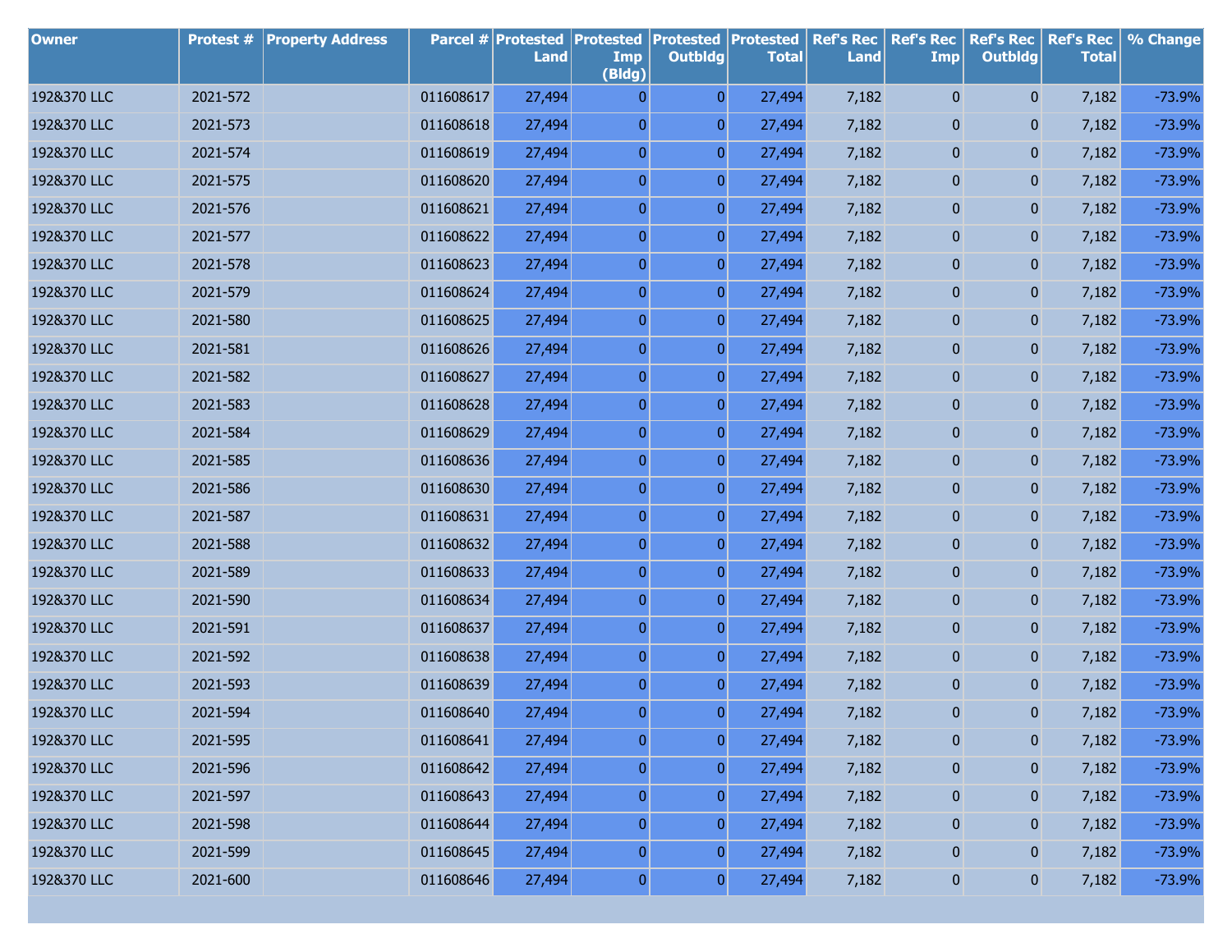| Owner | Protest # | Property Address | Parcel # | Protested Land | Protested Imp (Bldg) | Protested Outbldg | Protested Total | Ref's Rec Land | Ref's Rec Imp | Ref's Rec Outbldg | Ref's Rec Total | % Change |
|---|---|---|---|---|---|---|---|---|---|---|---|---|
| 1928&370 LLC | 2021-572 | | 011608617 | 27,494 | 0 | 0 | 27,494 | 7,182 | 0 | 0 | 7,182 | -73.9% |
| 1928&370 LLC | 2021-573 | | 011608618 | 27,494 | 0 | 0 | 27,494 | 7,182 | 0 | 0 | 7,182 | -73.9% |
| 1928&370 LLC | 2021-574 | | 011608619 | 27,494 | 0 | 0 | 27,494 | 7,182 | 0 | 0 | 7,182 | -73.9% |
| 1928&370 LLC | 2021-575 | | 011608620 | 27,494 | 0 | 0 | 27,494 | 7,182 | 0 | 0 | 7,182 | -73.9% |
| 1928&370 LLC | 2021-576 | | 011608621 | 27,494 | 0 | 0 | 27,494 | 7,182 | 0 | 0 | 7,182 | -73.9% |
| 1928&370 LLC | 2021-577 | | 011608622 | 27,494 | 0 | 0 | 27,494 | 7,182 | 0 | 0 | 7,182 | -73.9% |
| 1928&370 LLC | 2021-578 | | 011608623 | 27,494 | 0 | 0 | 27,494 | 7,182 | 0 | 0 | 7,182 | -73.9% |
| 1928&370 LLC | 2021-579 | | 011608624 | 27,494 | 0 | 0 | 27,494 | 7,182 | 0 | 0 | 7,182 | -73.9% |
| 1928&370 LLC | 2021-580 | | 011608625 | 27,494 | 0 | 0 | 27,494 | 7,182 | 0 | 0 | 7,182 | -73.9% |
| 1928&370 LLC | 2021-581 | | 011608626 | 27,494 | 0 | 0 | 27,494 | 7,182 | 0 | 0 | 7,182 | -73.9% |
| 1928&370 LLC | 2021-582 | | 011608627 | 27,494 | 0 | 0 | 27,494 | 7,182 | 0 | 0 | 7,182 | -73.9% |
| 1928&370 LLC | 2021-583 | | 011608628 | 27,494 | 0 | 0 | 27,494 | 7,182 | 0 | 0 | 7,182 | -73.9% |
| 1928&370 LLC | 2021-584 | | 011608629 | 27,494 | 0 | 0 | 27,494 | 7,182 | 0 | 0 | 7,182 | -73.9% |
| 1928&370 LLC | 2021-585 | | 011608636 | 27,494 | 0 | 0 | 27,494 | 7,182 | 0 | 0 | 7,182 | -73.9% |
| 1928&370 LLC | 2021-586 | | 011608630 | 27,494 | 0 | 0 | 27,494 | 7,182 | 0 | 0 | 7,182 | -73.9% |
| 1928&370 LLC | 2021-587 | | 011608631 | 27,494 | 0 | 0 | 27,494 | 7,182 | 0 | 0 | 7,182 | -73.9% |
| 1928&370 LLC | 2021-588 | | 011608632 | 27,494 | 0 | 0 | 27,494 | 7,182 | 0 | 0 | 7,182 | -73.9% |
| 1928&370 LLC | 2021-589 | | 011608633 | 27,494 | 0 | 0 | 27,494 | 7,182 | 0 | 0 | 7,182 | -73.9% |
| 1928&370 LLC | 2021-590 | | 011608634 | 27,494 | 0 | 0 | 27,494 | 7,182 | 0 | 0 | 7,182 | -73.9% |
| 1928&370 LLC | 2021-591 | | 011608637 | 27,494 | 0 | 0 | 27,494 | 7,182 | 0 | 0 | 7,182 | -73.9% |
| 1928&370 LLC | 2021-592 | | 011608638 | 27,494 | 0 | 0 | 27,494 | 7,182 | 0 | 0 | 7,182 | -73.9% |
| 1928&370 LLC | 2021-593 | | 011608639 | 27,494 | 0 | 0 | 27,494 | 7,182 | 0 | 0 | 7,182 | -73.9% |
| 1928&370 LLC | 2021-594 | | 011608640 | 27,494 | 0 | 0 | 27,494 | 7,182 | 0 | 0 | 7,182 | -73.9% |
| 1928&370 LLC | 2021-595 | | 011608641 | 27,494 | 0 | 0 | 27,494 | 7,182 | 0 | 0 | 7,182 | -73.9% |
| 1928&370 LLC | 2021-596 | | 011608642 | 27,494 | 0 | 0 | 27,494 | 7,182 | 0 | 0 | 7,182 | -73.9% |
| 1928&370 LLC | 2021-597 | | 011608643 | 27,494 | 0 | 0 | 27,494 | 7,182 | 0 | 0 | 7,182 | -73.9% |
| 1928&370 LLC | 2021-598 | | 011608644 | 27,494 | 0 | 0 | 27,494 | 7,182 | 0 | 0 | 7,182 | -73.9% |
| 1928&370 LLC | 2021-599 | | 011608645 | 27,494 | 0 | 0 | 27,494 | 7,182 | 0 | 0 | 7,182 | -73.9% |
| 1928&370 LLC | 2021-600 | | 011608646 | 27,494 | 0 | 0 | 27,494 | 7,182 | 0 | 0 | 7,182 | -73.9% |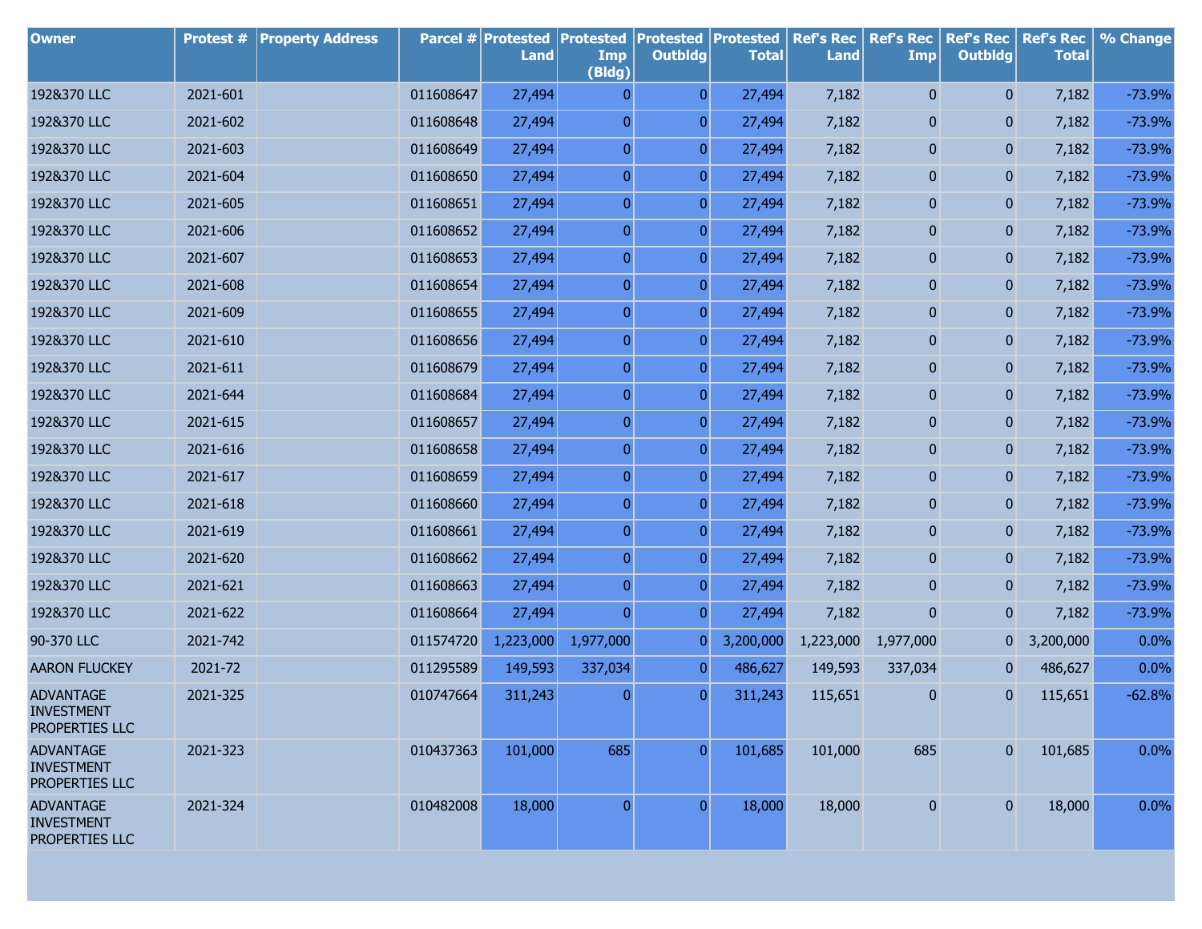| Owner | Protest # | Property Address | Parcel # | Protested Land | Protested Imp (Bldg) | Protested Outbldg | Protested Total | Ref's Rec Land | Ref's Rec Imp | Ref's Rec Outbldg | Ref's Rec Total | % Change |
|---|---|---|---|---|---|---|---|---|---|---|---|---|
| 192&370 LLC | 2021-601 | | 011608647 | 27,494 | 0 | 0 | 27,494 | 7,182 | 0 | 0 | 7,182 | -73.9% |
| 192&370 LLC | 2021-602 | | 011608648 | 27,494 | 0 | 0 | 27,494 | 7,182 | 0 | 0 | 7,182 | -73.9% |
| 192&370 LLC | 2021-603 | | 011608649 | 27,494 | 0 | 0 | 27,494 | 7,182 | 0 | 0 | 7,182 | -73.9% |
| 192&370 LLC | 2021-604 | | 011608650 | 27,494 | 0 | 0 | 27,494 | 7,182 | 0 | 0 | 7,182 | -73.9% |
| 192&370 LLC | 2021-605 | | 011608651 | 27,494 | 0 | 0 | 27,494 | 7,182 | 0 | 0 | 7,182 | -73.9% |
| 192&370 LLC | 2021-606 | | 011608652 | 27,494 | 0 | 0 | 27,494 | 7,182 | 0 | 0 | 7,182 | -73.9% |
| 192&370 LLC | 2021-607 | | 011608653 | 27,494 | 0 | 0 | 27,494 | 7,182 | 0 | 0 | 7,182 | -73.9% |
| 192&370 LLC | 2021-608 | | 011608654 | 27,494 | 0 | 0 | 27,494 | 7,182 | 0 | 0 | 7,182 | -73.9% |
| 192&370 LLC | 2021-609 | | 011608655 | 27,494 | 0 | 0 | 27,494 | 7,182 | 0 | 0 | 7,182 | -73.9% |
| 192&370 LLC | 2021-610 | | 011608656 | 27,494 | 0 | 0 | 27,494 | 7,182 | 0 | 0 | 7,182 | -73.9% |
| 192&370 LLC | 2021-611 | | 011608679 | 27,494 | 0 | 0 | 27,494 | 7,182 | 0 | 0 | 7,182 | -73.9% |
| 192&370 LLC | 2021-644 | | 011608684 | 27,494 | 0 | 0 | 27,494 | 7,182 | 0 | 0 | 7,182 | -73.9% |
| 192&370 LLC | 2021-615 | | 011608657 | 27,494 | 0 | 0 | 27,494 | 7,182 | 0 | 0 | 7,182 | -73.9% |
| 192&370 LLC | 2021-616 | | 011608658 | 27,494 | 0 | 0 | 27,494 | 7,182 | 0 | 0 | 7,182 | -73.9% |
| 192&370 LLC | 2021-617 | | 011608659 | 27,494 | 0 | 0 | 27,494 | 7,182 | 0 | 0 | 7,182 | -73.9% |
| 192&370 LLC | 2021-618 | | 011608660 | 27,494 | 0 | 0 | 27,494 | 7,182 | 0 | 0 | 7,182 | -73.9% |
| 192&370 LLC | 2021-619 | | 011608661 | 27,494 | 0 | 0 | 27,494 | 7,182 | 0 | 0 | 7,182 | -73.9% |
| 192&370 LLC | 2021-620 | | 011608662 | 27,494 | 0 | 0 | 27,494 | 7,182 | 0 | 0 | 7,182 | -73.9% |
| 192&370 LLC | 2021-621 | | 011608663 | 27,494 | 0 | 0 | 27,494 | 7,182 | 0 | 0 | 7,182 | -73.9% |
| 192&370 LLC | 2021-622 | | 011608664 | 27,494 | 0 | 0 | 27,494 | 7,182 | 0 | 0 | 7,182 | -73.9% |
| 90-370 LLC | 2021-742 | | 011574720 | 1,223,000 | 1,977,000 | 0 | 3,200,000 | 1,223,000 | 1,977,000 | 0 | 3,200,000 | 0.0% |
| AARON FLUCKEY | 2021-72 | | 011295589 | 149,593 | 337,034 | 0 | 486,627 | 149,593 | 337,034 | 0 | 486,627 | 0.0% |
| ADVANTAGE INVESTMENT PROPERTIES LLC | 2021-325 | | 010747664 | 311,243 | 0 | 0 | 311,243 | 115,651 | 0 | 0 | 115,651 | -62.8% |
| ADVANTAGE INVESTMENT PROPERTIES LLC | 2021-323 | | 010437363 | 101,000 | 685 | 0 | 101,685 | 101,000 | 685 | 0 | 101,685 | 0.0% |
| ADVANTAGE INVESTMENT PROPERTIES LLC | 2021-324 | | 010482008 | 18,000 | 0 | 0 | 18,000 | 18,000 | 0 | 0 | 18,000 | 0.0% |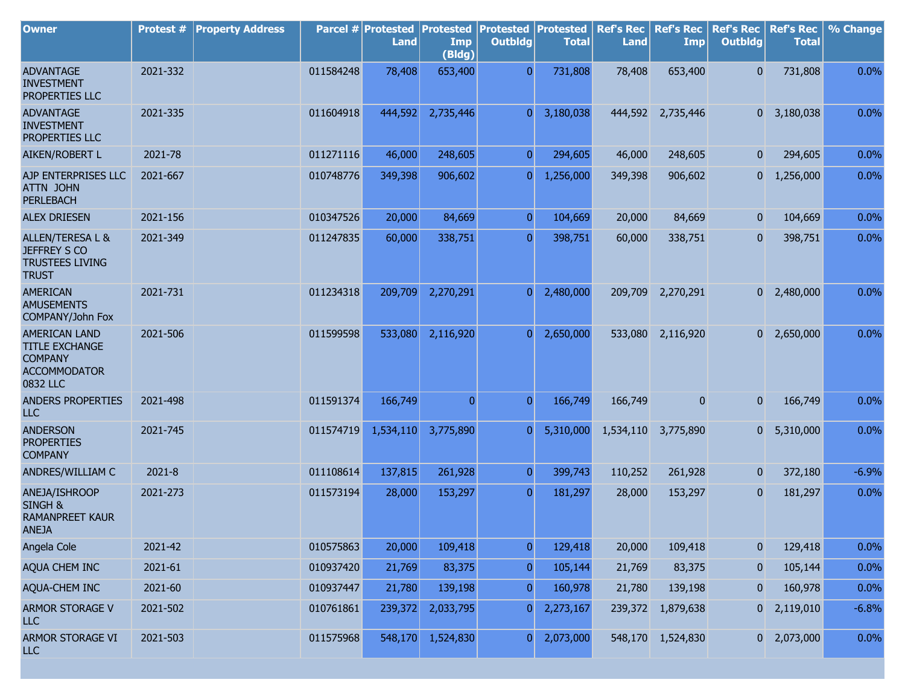| Owner | Protest # | Property Address | Parcel # | Protested Land | Protested Imp (Bldg) | Protested Outbldg | Protested Total | Ref's Rec Land | Ref's Rec Imp | Ref's Rec Outbldg | Ref's Rec Total | % Change |
|---|---|---|---|---|---|---|---|---|---|---|---|---|
| ADVANTAGE INVESTMENT PROPERTIES LLC | 2021-332 | | 011584248 | 78,408 | 653,400 | 0 | 731,808 | 78,408 | 653,400 | 0 | 731,808 | 0.0% |
| ADVANTAGE INVESTMENT PROPERTIES LLC | 2021-335 | | 011604918 | 444,592 | 2,735,446 | 0 | 3,180,038 | 444,592 | 2,735,446 | 0 | 3,180,038 | 0.0% |
| AIKEN/ROBERT L | 2021-78 | | 011271116 | 46,000 | 248,605 | 0 | 294,605 | 46,000 | 248,605 | 0 | 294,605 | 0.0% |
| AJP ENTERPRISES LLC ATTN JOHN PERLEBACH | 2021-667 | | 010748776 | 349,398 | 906,602 | 0 | 1,256,000 | 349,398 | 906,602 | 0 | 1,256,000 | 0.0% |
| ALEX DRIESEN | 2021-156 | | 010347526 | 20,000 | 84,669 | 0 | 104,669 | 20,000 | 84,669 | 0 | 104,669 | 0.0% |
| ALLEN/TERESA L & JEFFREY S CO TRUSTEES LIVING TRUST | 2021-349 | | 011247835 | 60,000 | 338,751 | 0 | 398,751 | 60,000 | 338,751 | 0 | 398,751 | 0.0% |
| AMERICAN AMUSEMENTS COMPANY/John Fox | 2021-731 | | 011234318 | 209,709 | 2,270,291 | 0 | 2,480,000 | 209,709 | 2,270,291 | 0 | 2,480,000 | 0.0% |
| AMERICAN LAND TITLE EXCHANGE COMPANY ACCOMMODATOR 0832 LLC | 2021-506 | | 011599598 | 533,080 | 2,116,920 | 0 | 2,650,000 | 533,080 | 2,116,920 | 0 | 2,650,000 | 0.0% |
| ANDERS PROPERTIES LLC | 2021-498 | | 011591374 | 166,749 | 0 | 0 | 166,749 | 166,749 | 0 | 0 | 166,749 | 0.0% |
| ANDERSON PROPERTIES COMPANY | 2021-745 | | 011574719 | 1,534,110 | 3,775,890 | 0 | 5,310,000 | 1,534,110 | 3,775,890 | 0 | 5,310,000 | 0.0% |
| ANDRES/WILLIAM C | 2021-8 | | 011108614 | 137,815 | 261,928 | 0 | 399,743 | 110,252 | 261,928 | 0 | 372,180 | -6.9% |
| ANEJA/ISHROOP SINGH & RAMANPREET KAUR ANEJA | 2021-273 | | 011573194 | 28,000 | 153,297 | 0 | 181,297 | 28,000 | 153,297 | 0 | 181,297 | 0.0% |
| Angela Cole | 2021-42 | | 010575863 | 20,000 | 109,418 | 0 | 129,418 | 20,000 | 109,418 | 0 | 129,418 | 0.0% |
| AQUA CHEM INC | 2021-61 | | 010937420 | 21,769 | 83,375 | 0 | 105,144 | 21,769 | 83,375 | 0 | 105,144 | 0.0% |
| AQUA-CHEM INC | 2021-60 | | 010937447 | 21,780 | 139,198 | 0 | 160,978 | 21,780 | 139,198 | 0 | 160,978 | 0.0% |
| ARMOR STORAGE V LLC | 2021-502 | | 010761861 | 239,372 | 2,033,795 | 0 | 2,273,167 | 239,372 | 1,879,638 | 0 | 2,119,010 | -6.8% |
| ARMOR STORAGE VI LLC | 2021-503 | | 011575968 | 548,170 | 1,524,830 | 0 | 2,073,000 | 548,170 | 1,524,830 | 0 | 2,073,000 | 0.0% |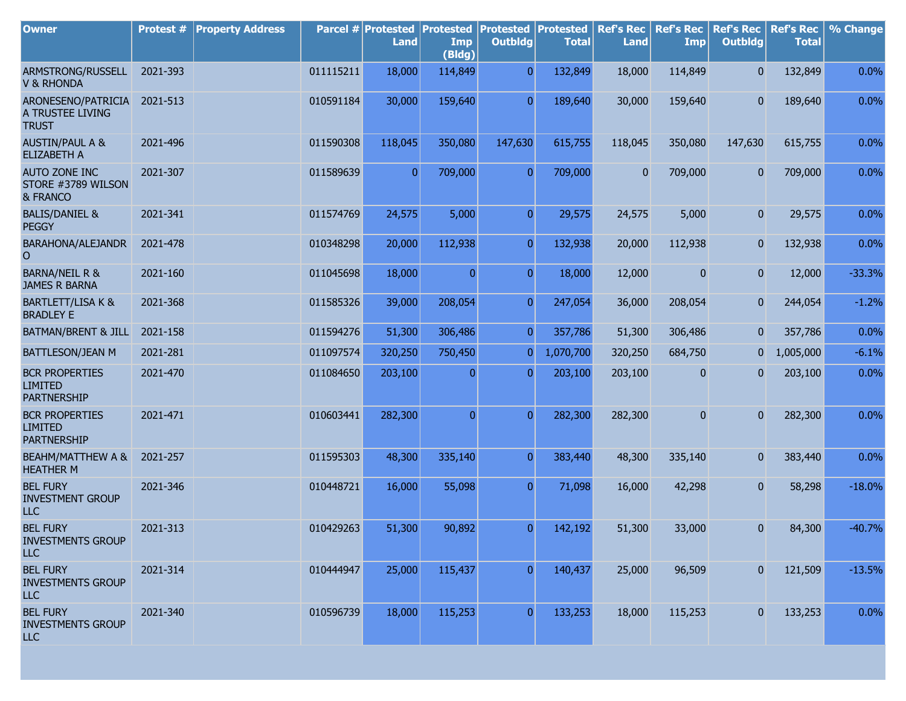| Owner | Protest # | Property Address | Parcel # | Protested Land | Protested Imp (Bldg) | Protested Outbldg | Protested Total | Ref's Rec Land | Ref's Rec Imp | Ref's Rec Outbldg | Ref's Rec Total | % Change |
|---|---|---|---|---|---|---|---|---|---|---|---|---|
| ARMSTRONG/RUSSELL V & RHONDA | 2021-393 | | 011115211 | 18,000 | 114,849 | 0 | 132,849 | 18,000 | 114,849 | 0 | 132,849 | 0.0% |
| ARONESENO/PATRICIA A TRUSTEE LIVING TRUST | 2021-513 | | 010591184 | 30,000 | 159,640 | 0 | 189,640 | 30,000 | 159,640 | 0 | 189,640 | 0.0% |
| AUSTIN/PAUL A & ELIZABETH A | 2021-496 | | 011590308 | 118,045 | 350,080 | 147,630 | 615,755 | 118,045 | 350,080 | 147,630 | 615,755 | 0.0% |
| AUTO ZONE INC STORE #3789 WILSON & FRANCO | 2021-307 | | 011589639 | 0 | 709,000 | 0 | 709,000 | 0 | 709,000 | 0 | 709,000 | 0.0% |
| BALIS/DANIEL & PEGGY | 2021-341 | | 011574769 | 24,575 | 5,000 | 0 | 29,575 | 24,575 | 5,000 | 0 | 29,575 | 0.0% |
| BARAHONA/ALEJANDRO | 2021-478 | | 010348298 | 20,000 | 112,938 | 0 | 132,938 | 20,000 | 112,938 | 0 | 132,938 | 0.0% |
| BARNA/NEIL R & JAMES R BARNA | 2021-160 | | 011045698 | 18,000 | 0 | 0 | 18,000 | 12,000 | 0 | 0 | 12,000 | -33.3% |
| BARTLETT/LISA K & BRADLEY E | 2021-368 | | 011585326 | 39,000 | 208,054 | 0 | 247,054 | 36,000 | 208,054 | 0 | 244,054 | -1.2% |
| BATMAN/BRENT & JILL | 2021-158 | | 011594276 | 51,300 | 306,486 | 0 | 357,786 | 51,300 | 306,486 | 0 | 357,786 | 0.0% |
| BATTLESON/JEAN M | 2021-281 | | 011097574 | 320,250 | 750,450 | 0 | 1,070,700 | 320,250 | 684,750 | 0 | 1,005,000 | -6.1% |
| BCR PROPERTIES LIMITED PARTNERSHIP | 2021-470 | | 011084650 | 203,100 | 0 | 0 | 203,100 | 203,100 | 0 | 0 | 203,100 | 0.0% |
| BCR PROPERTIES LIMITED PARTNERSHIP | 2021-471 | | 010603441 | 282,300 | 0 | 0 | 282,300 | 282,300 | 0 | 0 | 282,300 | 0.0% |
| BEAHM/MATTHEW A & HEATHER M | 2021-257 | | 011595303 | 48,300 | 335,140 | 0 | 383,440 | 48,300 | 335,140 | 0 | 383,440 | 0.0% |
| BEL FURY INVESTMENT GROUP LLC | 2021-346 | | 010448721 | 16,000 | 55,098 | 0 | 71,098 | 16,000 | 42,298 | 0 | 58,298 | -18.0% |
| BEL FURY INVESTMENTS GROUP LLC | 2021-313 | | 010429263 | 51,300 | 90,892 | 0 | 142,192 | 51,300 | 33,000 | 0 | 84,300 | -40.7% |
| BEL FURY INVESTMENTS GROUP LLC | 2021-314 | | 010444947 | 25,000 | 115,437 | 0 | 140,437 | 25,000 | 96,509 | 0 | 121,509 | -13.5% |
| BEL FURY INVESTMENTS GROUP LLC | 2021-340 | | 010596739 | 18,000 | 115,253 | 0 | 133,253 | 18,000 | 115,253 | 0 | 133,253 | 0.0% |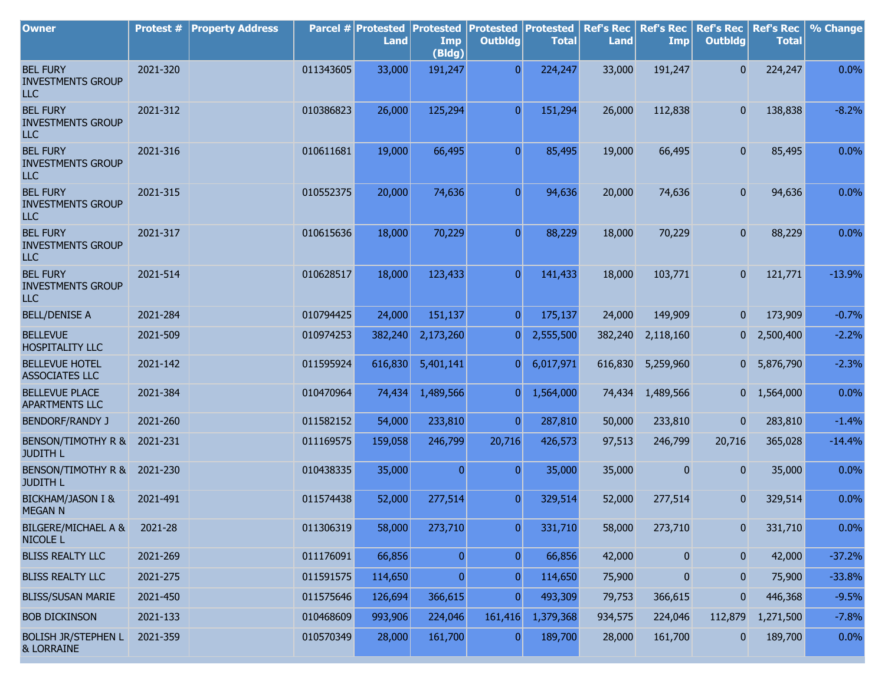| Owner | Protest # | Property Address | Parcel # | Protested Land | Protested Imp (Bldg) | Protested Outbldg | Protested Total | Ref's Rec Land | Ref's Rec Imp | Ref's Rec Outbldg | Ref's Rec Total | % Change |
|---|---|---|---|---|---|---|---|---|---|---|---|---|
| BEL FURY INVESTMENTS GROUP LLC | 2021-320 | | 011343605 | 33,000 | 191,247 | 0 | 224,247 | 33,000 | 191,247 | 0 | 224,247 | 0.0% |
| BEL FURY INVESTMENTS GROUP LLC | 2021-312 | | 010386823 | 26,000 | 125,294 | 0 | 151,294 | 26,000 | 112,838 | 0 | 138,838 | -8.2% |
| BEL FURY INVESTMENTS GROUP LLC | 2021-316 | | 010611681 | 19,000 | 66,495 | 0 | 85,495 | 19,000 | 66,495 | 0 | 85,495 | 0.0% |
| BEL FURY INVESTMENTS GROUP LLC | 2021-315 | | 010552375 | 20,000 | 74,636 | 0 | 94,636 | 20,000 | 74,636 | 0 | 94,636 | 0.0% |
| BEL FURY INVESTMENTS GROUP LLC | 2021-317 | | 010615636 | 18,000 | 70,229 | 0 | 88,229 | 18,000 | 70,229 | 0 | 88,229 | 0.0% |
| BEL FURY INVESTMENTS GROUP LLC | 2021-514 | | 010628517 | 18,000 | 123,433 | 0 | 141,433 | 18,000 | 103,771 | 0 | 121,771 | -13.9% |
| BELL/DENISE A | 2021-284 | | 010794425 | 24,000 | 151,137 | 0 | 175,137 | 24,000 | 149,909 | 0 | 173,909 | -0.7% |
| BELLEVUE HOSPITALITY LLC | 2021-509 | | 010974253 | 382,240 | 2,173,260 | 0 | 2,555,500 | 382,240 | 2,118,160 | 0 | 2,500,400 | -2.2% |
| BELLEVUE HOTEL ASSOCIATES LLC | 2021-142 | | 011595924 | 616,830 | 5,401,141 | 0 | 6,017,971 | 616,830 | 5,259,960 | 0 | 5,876,790 | -2.3% |
| BELLEVUE PLACE APARTMENTS LLC | 2021-384 | | 010470964 | 74,434 | 1,489,566 | 0 | 1,564,000 | 74,434 | 1,489,566 | 0 | 1,564,000 | 0.0% |
| BENDORF/RANDY J | 2021-260 | | 011582152 | 54,000 | 233,810 | 0 | 287,810 | 50,000 | 233,810 | 0 | 283,810 | -1.4% |
| BENSON/TIMOTHY R & JUDITH L | 2021-231 | | 011169575 | 159,058 | 246,799 | 20,716 | 426,573 | 97,513 | 246,799 | 20,716 | 365,028 | -14.4% |
| BENSON/TIMOTHY R & JUDITH L | 2021-230 | | 010438335 | 35,000 | 0 | 0 | 35,000 | 35,000 | 0 | 0 | 35,000 | 0.0% |
| BICKHAM/JASON I & MEGAN N | 2021-491 | | 011574438 | 52,000 | 277,514 | 0 | 329,514 | 52,000 | 277,514 | 0 | 329,514 | 0.0% |
| BILGERE/MICHAEL A & NICOLE L | 2021-28 | | 011306319 | 58,000 | 273,710 | 0 | 331,710 | 58,000 | 273,710 | 0 | 331,710 | 0.0% |
| BLISS REALTY LLC | 2021-269 | | 011176091 | 66,856 | 0 | 0 | 66,856 | 42,000 | 0 | 0 | 42,000 | -37.2% |
| BLISS REALTY LLC | 2021-275 | | 011591575 | 114,650 | 0 | 0 | 114,650 | 75,900 | 0 | 0 | 75,900 | -33.8% |
| BLISS/SUSAN MARIE | 2021-450 | | 011575646 | 126,694 | 366,615 | 0 | 493,309 | 79,753 | 366,615 | 0 | 446,368 | -9.5% |
| BOB DICKINSON | 2021-133 | | 010468609 | 993,906 | 224,046 | 161,416 | 1,379,368 | 934,575 | 224,046 | 112,879 | 1,271,500 | -7.8% |
| BOLISH JR/STEPHEN L & LORRAINE | 2021-359 | | 010570349 | 28,000 | 161,700 | 0 | 189,700 | 28,000 | 161,700 | 0 | 189,700 | 0.0% |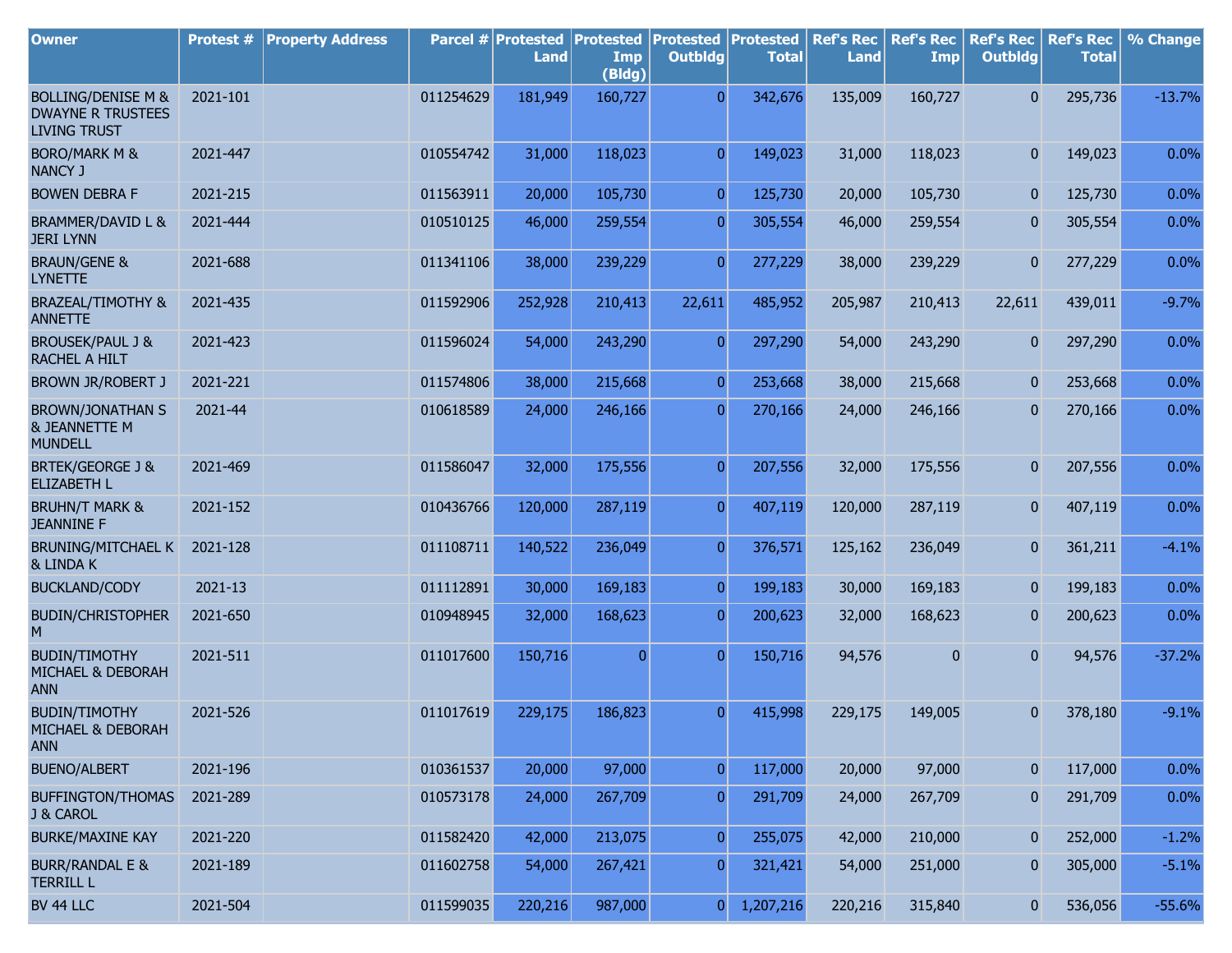| Owner | Protest # | Property Address | Parcel # | Protested Land | Protested Imp (Bldg) | Protested Outbldg | Protested Total | Ref's Rec Land | Ref's Rec Imp | Ref's Rec Outbldg | Ref's Rec Total | % Change |
|---|---|---|---|---|---|---|---|---|---|---|---|---|
| BOLLING/DENISE M & DWAYNE R TRUSTEES LIVING TRUST | 2021-101 | | 011254629 | 181,949 | 160,727 | 0 | 342,676 | 135,009 | 160,727 | 0 | 295,736 | -13.7% |
| BORO/MARK M & NANCY J | 2021-447 | | 010554742 | 31,000 | 118,023 | 0 | 149,023 | 31,000 | 118,023 | 0 | 149,023 | 0.0% |
| BOWEN DEBRA F | 2021-215 | | 011563911 | 20,000 | 105,730 | 0 | 125,730 | 20,000 | 105,730 | 0 | 125,730 | 0.0% |
| BRAMMER/DAVID L & JERI LYNN | 2021-444 | | 010510125 | 46,000 | 259,554 | 0 | 305,554 | 46,000 | 259,554 | 0 | 305,554 | 0.0% |
| BRAUN/GENE & LYNETTE | 2021-688 | | 011341106 | 38,000 | 239,229 | 0 | 277,229 | 38,000 | 239,229 | 0 | 277,229 | 0.0% |
| BRAZEAL/TIMOTHY & ANNETTE | 2021-435 | | 011592906 | 252,928 | 210,413 | 22,611 | 485,952 | 205,987 | 210,413 | 22,611 | 439,011 | -9.7% |
| BROUSEK/PAUL J & RACHEL A HILT | 2021-423 | | 011596024 | 54,000 | 243,290 | 0 | 297,290 | 54,000 | 243,290 | 0 | 297,290 | 0.0% |
| BROWN JR/ROBERT J | 2021-221 | | 011574806 | 38,000 | 215,668 | 0 | 253,668 | 38,000 | 215,668 | 0 | 253,668 | 0.0% |
| BROWN/JONATHAN S & JEANNETTE M MUNDELL | 2021-44 | | 010618589 | 24,000 | 246,166 | 0 | 270,166 | 24,000 | 246,166 | 0 | 270,166 | 0.0% |
| BRTEK/GEORGE J & ELIZABETH L | 2021-469 | | 011586047 | 32,000 | 175,556 | 0 | 207,556 | 32,000 | 175,556 | 0 | 207,556 | 0.0% |
| BRUHN/T MARK & JEANNINE F | 2021-152 | | 010436766 | 120,000 | 287,119 | 0 | 407,119 | 120,000 | 287,119 | 0 | 407,119 | 0.0% |
| BRUNING/MITCHAEL K & LINDA K | 2021-128 | | 011108711 | 140,522 | 236,049 | 0 | 376,571 | 125,162 | 236,049 | 0 | 361,211 | -4.1% |
| BUCKLAND/CODY | 2021-13 | | 011112891 | 30,000 | 169,183 | 0 | 199,183 | 30,000 | 169,183 | 0 | 199,183 | 0.0% |
| BUDIN/CHRISTOPHER M | 2021-650 | | 010948945 | 32,000 | 168,623 | 0 | 200,623 | 32,000 | 168,623 | 0 | 200,623 | 0.0% |
| BUDIN/TIMOTHY MICHAEL & DEBORAH ANN | 2021-511 | | 011017600 | 150,716 | 0 | 0 | 150,716 | 94,576 | 0 | 0 | 94,576 | -37.2% |
| BUDIN/TIMOTHY MICHAEL & DEBORAH ANN | 2021-526 | | 011017619 | 229,175 | 186,823 | 0 | 415,998 | 229,175 | 149,005 | 0 | 378,180 | -9.1% |
| BUENO/ALBERT | 2021-196 | | 010361537 | 20,000 | 97,000 | 0 | 117,000 | 20,000 | 97,000 | 0 | 117,000 | 0.0% |
| BUFFINGTON/THOMAS J & CAROL | 2021-289 | | 010573178 | 24,000 | 267,709 | 0 | 291,709 | 24,000 | 267,709 | 0 | 291,709 | 0.0% |
| BURKE/MAXINE KAY | 2021-220 | | 011582420 | 42,000 | 213,075 | 0 | 255,075 | 42,000 | 210,000 | 0 | 252,000 | -1.2% |
| BURR/RANDAL E & TERRILL L | 2021-189 | | 011602758 | 54,000 | 267,421 | 0 | 321,421 | 54,000 | 251,000 | 0 | 305,000 | -5.1% |
| BV 44 LLC | 2021-504 | | 011599035 | 220,216 | 987,000 | 0 | 1,207,216 | 220,216 | 315,840 | 0 | 536,056 | -55.6% |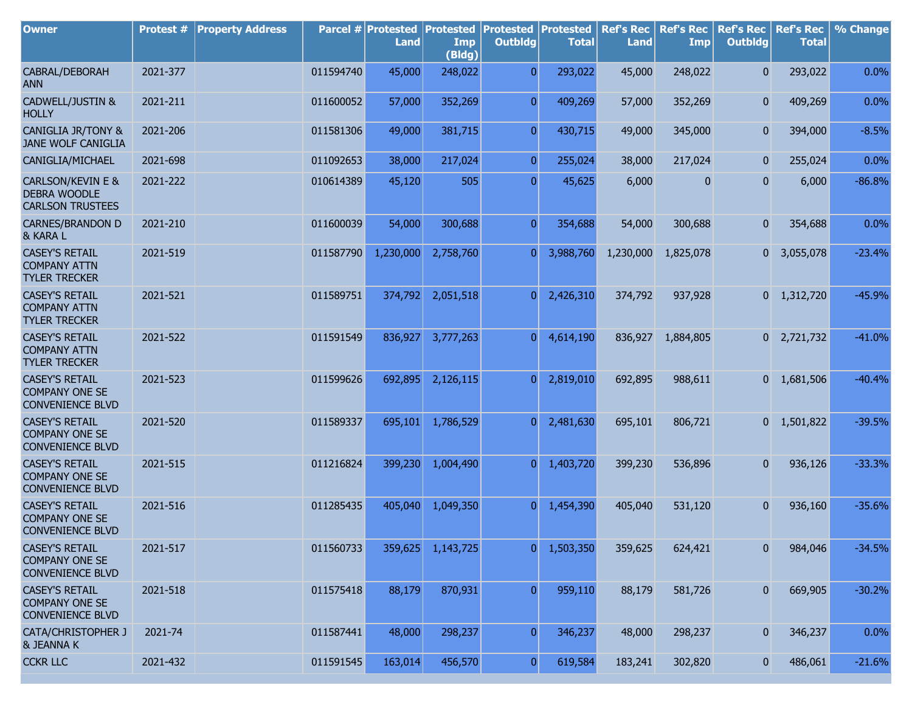| Owner | Protest # | Property Address | Parcel # | Protested Land | Protested Imp (Bldg) | Protested Outbldg | Protested Total | Ref's Rec Land | Ref's Rec Imp | Ref's Rec Outbldg | Ref's Rec Total | % Change |
|---|---|---|---|---|---|---|---|---|---|---|---|---|
| CABRAL/DEBORAH ANN | 2021-377 | | 011594740 | 45,000 | 248,022 | 0 | 293,022 | 45,000 | 248,022 | 0 | 293,022 | 0.0% |
| CADWELL/JUSTIN & HOLLY | 2021-211 | | 011600052 | 57,000 | 352,269 | 0 | 409,269 | 57,000 | 352,269 | 0 | 409,269 | 0.0% |
| CANIGLIA JR/TONY & JANE WOLF CANIGLIA | 2021-206 | | 011581306 | 49,000 | 381,715 | 0 | 430,715 | 49,000 | 345,000 | 0 | 394,000 | -8.5% |
| CANIGLIA/MICHAEL | 2021-698 | | 011092653 | 38,000 | 217,024 | 0 | 255,024 | 38,000 | 217,024 | 0 | 255,024 | 0.0% |
| CARLSON/KEVIN E & DEBRA WOODLE CARLSON TRUSTEES | 2021-222 | | 010614389 | 45,120 | 505 | 0 | 45,625 | 6,000 | 0 | 0 | 6,000 | -86.8% |
| CARNES/BRANDON D & KARA L | 2021-210 | | 011600039 | 54,000 | 300,688 | 0 | 354,688 | 54,000 | 300,688 | 0 | 354,688 | 0.0% |
| CASEY'S RETAIL COMPANY ATTN TYLER TRECKER | 2021-519 | | 011587790 | 1,230,000 | 2,758,760 | 0 | 3,988,760 | 1,230,000 | 1,825,078 | 0 | 3,055,078 | -23.4% |
| CASEY'S RETAIL COMPANY ATTN TYLER TRECKER | 2021-521 | | 011589751 | 374,792 | 2,051,518 | 0 | 2,426,310 | 374,792 | 937,928 | 0 | 1,312,720 | -45.9% |
| CASEY'S RETAIL COMPANY ATTN TYLER TRECKER | 2021-522 | | 011591549 | 836,927 | 3,777,263 | 0 | 4,614,190 | 836,927 | 1,884,805 | 0 | 2,721,732 | -41.0% |
| CASEY'S RETAIL COMPANY ONE SE CONVENIENCE BLVD | 2021-523 | | 011599626 | 692,895 | 2,126,115 | 0 | 2,819,010 | 692,895 | 988,611 | 0 | 1,681,506 | -40.4% |
| CASEY'S RETAIL COMPANY ONE SE CONVENIENCE BLVD | 2021-520 | | 011589337 | 695,101 | 1,786,529 | 0 | 2,481,630 | 695,101 | 806,721 | 0 | 1,501,822 | -39.5% |
| CASEY'S RETAIL COMPANY ONE SE CONVENIENCE BLVD | 2021-515 | | 011216824 | 399,230 | 1,004,490 | 0 | 1,403,720 | 399,230 | 536,896 | 0 | 936,126 | -33.3% |
| CASEY'S RETAIL COMPANY ONE SE CONVENIENCE BLVD | 2021-516 | | 011285435 | 405,040 | 1,049,350 | 0 | 1,454,390 | 405,040 | 531,120 | 0 | 936,160 | -35.6% |
| CASEY'S RETAIL COMPANY ONE SE CONVENIENCE BLVD | 2021-517 | | 011560733 | 359,625 | 1,143,725 | 0 | 1,503,350 | 359,625 | 624,421 | 0 | 984,046 | -34.5% |
| CASEY'S RETAIL COMPANY ONE SE CONVENIENCE BLVD | 2021-518 | | 011575418 | 88,179 | 870,931 | 0 | 959,110 | 88,179 | 581,726 | 0 | 669,905 | -30.2% |
| CATA/CHRISTOPHER J & JEANNA K | 2021-74 | | 011587441 | 48,000 | 298,237 | 0 | 346,237 | 48,000 | 298,237 | 0 | 346,237 | 0.0% |
| CCKR LLC | 2021-432 | | 011591545 | 163,014 | 456,570 | 0 | 619,584 | 183,241 | 302,820 | 0 | 486,061 | -21.6% |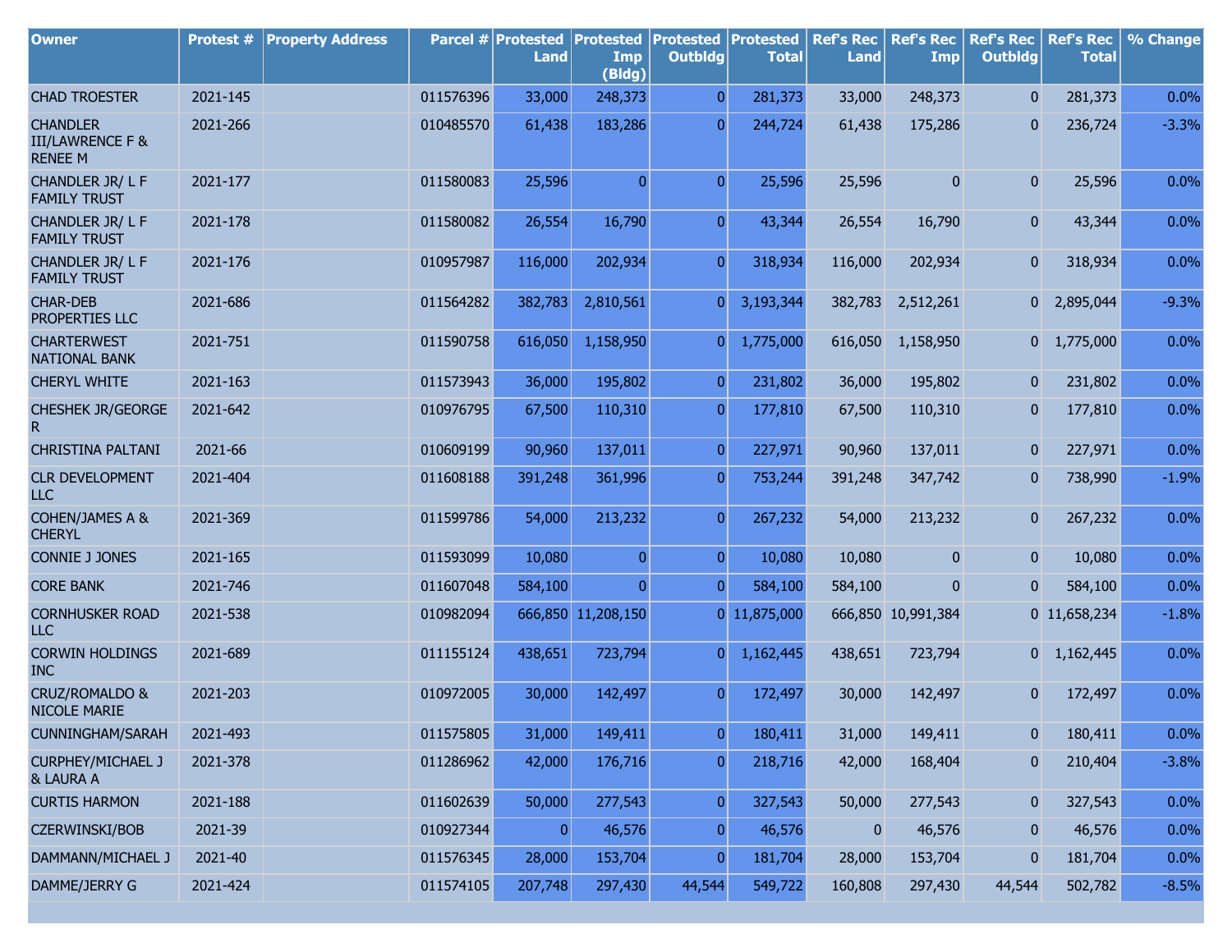| Owner | Protest # | Property Address | Parcel # | Protested Land | Protested Imp (Bldg) | Protested Outbldg | Protested Total | Ref's Rec Land | Ref's Rec Imp | Ref's Rec Outbldg | Ref's Rec Total | % Change |
|---|---|---|---|---|---|---|---|---|---|---|---|---|
| CHAD TROESTER | 2021-145 | | 011576396 | 33,000 | 248,373 | 0 | 281,373 | 33,000 | 248,373 | 0 | 281,373 | 0.0% |
| CHANDLER III/LAWRENCE F & RENEE M | 2021-266 | | 010485570 | 61,438 | 183,286 | 0 | 244,724 | 61,438 | 175,286 | 0 | 236,724 | -3.3% |
| CHANDLER JR/ L F FAMILY TRUST | 2021-177 | | 011580083 | 25,596 | 0 | 0 | 25,596 | 25,596 | 0 | 0 | 25,596 | 0.0% |
| CHANDLER JR/ L F FAMILY TRUST | 2021-178 | | 011580082 | 26,554 | 16,790 | 0 | 43,344 | 26,554 | 16,790 | 0 | 43,344 | 0.0% |
| CHANDLER JR/ L F FAMILY TRUST | 2021-176 | | 010957987 | 116,000 | 202,934 | 0 | 318,934 | 116,000 | 202,934 | 0 | 318,934 | 0.0% |
| CHAR-DEB PROPERTIES LLC | 2021-686 | | 011564282 | 382,783 | 2,810,561 | 0 | 3,193,344 | 382,783 | 2,512,261 | 0 | 2,895,044 | -9.3% |
| CHARTERWEST NATIONAL BANK | 2021-751 | | 011590758 | 616,050 | 1,158,950 | 0 | 1,775,000 | 616,050 | 1,158,950 | 0 | 1,775,000 | 0.0% |
| CHERYL WHITE | 2021-163 | | 011573943 | 36,000 | 195,802 | 0 | 231,802 | 36,000 | 195,802 | 0 | 231,802 | 0.0% |
| CHESHEK JR/GEORGE R | 2021-642 | | 010976795 | 67,500 | 110,310 | 0 | 177,810 | 67,500 | 110,310 | 0 | 177,810 | 0.0% |
| CHRISTINA PALTANI | 2021-66 | | 010609199 | 90,960 | 137,011 | 0 | 227,971 | 90,960 | 137,011 | 0 | 227,971 | 0.0% |
| CLR DEVELOPMENT LLC | 2021-404 | | 011608188 | 391,248 | 361,996 | 0 | 753,244 | 391,248 | 347,742 | 0 | 738,990 | -1.9% |
| COHEN/JAMES A & CHERYL | 2021-369 | | 011599786 | 54,000 | 213,232 | 0 | 267,232 | 54,000 | 213,232 | 0 | 267,232 | 0.0% |
| CONNIE J JONES | 2021-165 | | 011593099 | 10,080 | 0 | 0 | 10,080 | 10,080 | 0 | 0 | 10,080 | 0.0% |
| CORE BANK | 2021-746 | | 011607048 | 584,100 | 0 | 0 | 584,100 | 584,100 | 0 | 0 | 584,100 | 0.0% |
| CORNHUSKER ROAD LLC | 2021-538 | | 010982094 | 666,850 | 11,208,150 | 0 | 11,875,000 | 666,850 | 10,991,384 | 0 | 11,658,234 | -1.8% |
| CORWIN HOLDINGS INC | 2021-689 | | 011155124 | 438,651 | 723,794 | 0 | 1,162,445 | 438,651 | 723,794 | 0 | 1,162,445 | 0.0% |
| CRUZ/ROMALDO & NICOLE MARIE | 2021-203 | | 010972005 | 30,000 | 142,497 | 0 | 172,497 | 30,000 | 142,497 | 0 | 172,497 | 0.0% |
| CUNNINGHAM/SARAH | 2021-493 | | 011575805 | 31,000 | 149,411 | 0 | 180,411 | 31,000 | 149,411 | 0 | 180,411 | 0.0% |
| CURPHEY/MICHAEL J & LAURA A | 2021-378 | | 011286962 | 42,000 | 176,716 | 0 | 218,716 | 42,000 | 168,404 | 0 | 210,404 | -3.8% |
| CURTIS HARMON | 2021-188 | | 011602639 | 50,000 | 277,543 | 0 | 327,543 | 50,000 | 277,543 | 0 | 327,543 | 0.0% |
| CZERWINSKI/BOB | 2021-39 | | 010927344 | 0 | 46,576 | 0 | 46,576 | 0 | 46,576 | 0 | 46,576 | 0.0% |
| DAMMANN/MICHAEL J | 2021-40 | | 011576345 | 28,000 | 153,704 | 0 | 181,704 | 28,000 | 153,704 | 0 | 181,704 | 0.0% |
| DAMME/JERRY G | 2021-424 | | 011574105 | 207,748 | 297,430 | 44,544 | 549,722 | 160,808 | 297,430 | 44,544 | 502,782 | -8.5% |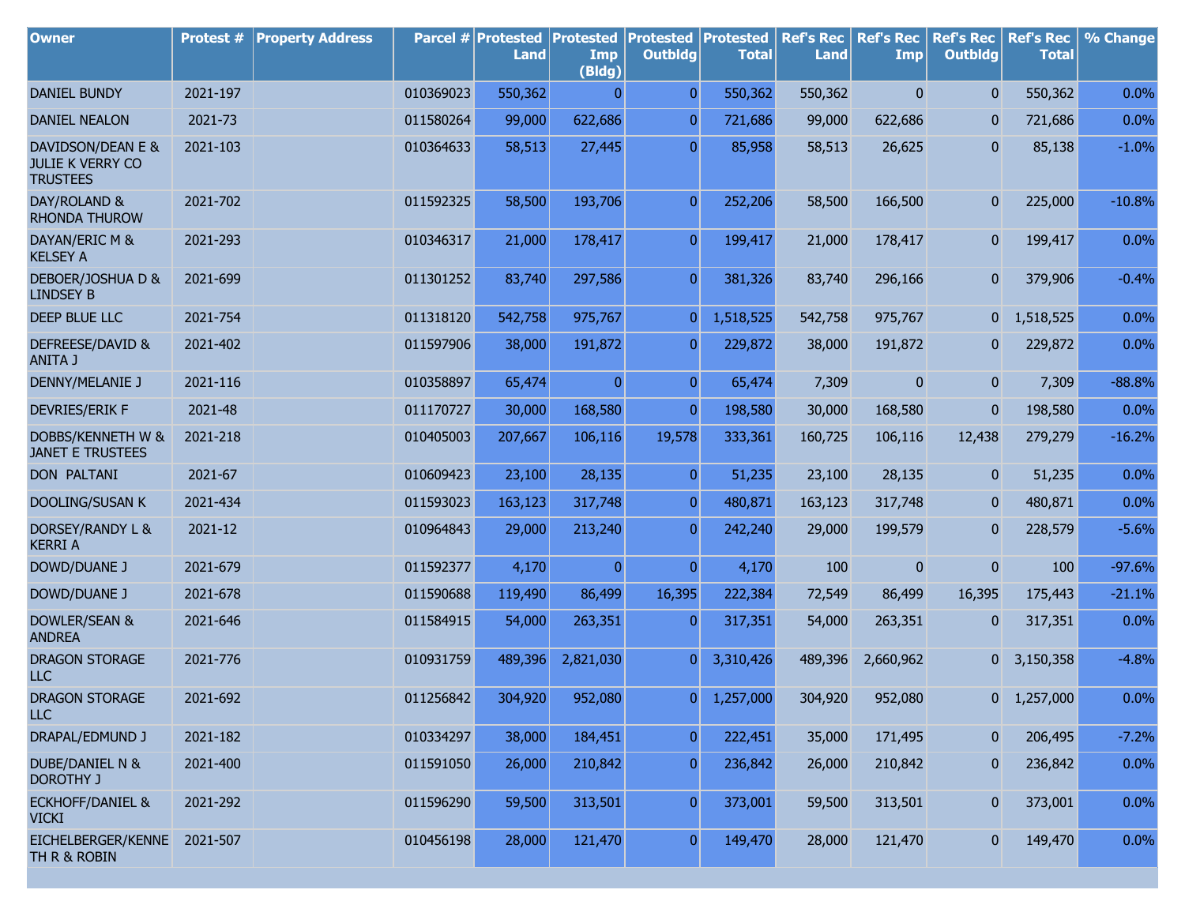| Owner | Protest # | Property Address | Parcel # | Protested Land | Protested Imp (Bldg) | Protested Outbldg | Protested Total | Ref's Rec Land | Ref's Rec Imp | Ref's Rec Outbldg | Ref's Rec Total | % Change |
|---|---|---|---|---|---|---|---|---|---|---|---|---|
| DANIEL BUNDY | 2021-197 | | 010369023 | 550,362 | 0 | 0 | 550,362 | 550,362 | 0 | 0 | 550,362 | 0.0% |
| DANIEL NEALON | 2021-73 | | 011580264 | 99,000 | 622,686 | 0 | 721,686 | 99,000 | 622,686 | 0 | 721,686 | 0.0% |
| DAVIDSON/DEAN E & JULIE K VERRY CO TRUSTEES | 2021-103 | | 010364633 | 58,513 | 27,445 | 0 | 85,958 | 58,513 | 26,625 | 0 | 85,138 | -1.0% |
| DAY/ROLAND & RHONDA THUROW | 2021-702 | | 011592325 | 58,500 | 193,706 | 0 | 252,206 | 58,500 | 166,500 | 0 | 225,000 | -10.8% |
| DAYAN/ERIC M & KELSEY A | 2021-293 | | 010346317 | 21,000 | 178,417 | 0 | 199,417 | 21,000 | 178,417 | 0 | 199,417 | 0.0% |
| DEBOER/JOSHUA D & LINDSEY B | 2021-699 | | 011301252 | 83,740 | 297,586 | 0 | 381,326 | 83,740 | 296,166 | 0 | 379,906 | -0.4% |
| DEEP BLUE LLC | 2021-754 | | 011318120 | 542,758 | 975,767 | 0 | 1,518,525 | 542,758 | 975,767 | 0 | 1,518,525 | 0.0% |
| DEFREESE/DAVID & ANITA J | 2021-402 | | 011597906 | 38,000 | 191,872 | 0 | 229,872 | 38,000 | 191,872 | 0 | 229,872 | 0.0% |
| DENNY/MELANIE J | 2021-116 | | 010358897 | 65,474 | 0 | 0 | 65,474 | 7,309 | 0 | 0 | 7,309 | -88.8% |
| DEVRIES/ERIK F | 2021-48 | | 011170727 | 30,000 | 168,580 | 0 | 198,580 | 30,000 | 168,580 | 0 | 198,580 | 0.0% |
| DOBBS/KENNETH W & JANET E TRUSTEES | 2021-218 | | 010405003 | 207,667 | 106,116 | 19,578 | 333,361 | 160,725 | 106,116 | 12,438 | 279,279 | -16.2% |
| DON PALTANI | 2021-67 | | 010609423 | 23,100 | 28,135 | 0 | 51,235 | 23,100 | 28,135 | 0 | 51,235 | 0.0% |
| DOOLING/SUSAN K | 2021-434 | | 011593023 | 163,123 | 317,748 | 0 | 480,871 | 163,123 | 317,748 | 0 | 480,871 | 0.0% |
| DORSEY/RANDY L & KERRI A | 2021-12 | | 010964843 | 29,000 | 213,240 | 0 | 242,240 | 29,000 | 199,579 | 0 | 228,579 | -5.6% |
| DOWD/DUANE J | 2021-679 | | 011592377 | 4,170 | 0 | 0 | 4,170 | 100 | 0 | 0 | 100 | -97.6% |
| DOWD/DUANE J | 2021-678 | | 011590688 | 119,490 | 86,499 | 16,395 | 222,384 | 72,549 | 86,499 | 16,395 | 175,443 | -21.1% |
| DOWLER/SEAN & ANDREA | 2021-646 | | 011584915 | 54,000 | 263,351 | 0 | 317,351 | 54,000 | 263,351 | 0 | 317,351 | 0.0% |
| DRAGON STORAGE LLC | 2021-776 | | 010931759 | 489,396 | 2,821,030 | 0 | 3,310,426 | 489,396 | 2,660,962 | 0 | 3,150,358 | -4.8% |
| DRAGON STORAGE LLC | 2021-692 | | 011256842 | 304,920 | 952,080 | 0 | 1,257,000 | 304,920 | 952,080 | 0 | 1,257,000 | 0.0% |
| DRAPAL/EDMUND J | 2021-182 | | 010334297 | 38,000 | 184,451 | 0 | 222,451 | 35,000 | 171,495 | 0 | 206,495 | -7.2% |
| DUBE/DANIEL N & DOROTHY J | 2021-400 | | 011591050 | 26,000 | 210,842 | 0 | 236,842 | 26,000 | 210,842 | 0 | 236,842 | 0.0% |
| ECKHOFF/DANIEL & VICKI | 2021-292 | | 011596290 | 59,500 | 313,501 | 0 | 373,001 | 59,500 | 313,501 | 0 | 373,001 | 0.0% |
| EICHELBERGER/KENNETH R & ROBIN | 2021-507 | | 010456198 | 28,000 | 121,470 | 0 | 149,470 | 28,000 | 121,470 | 0 | 149,470 | 0.0% |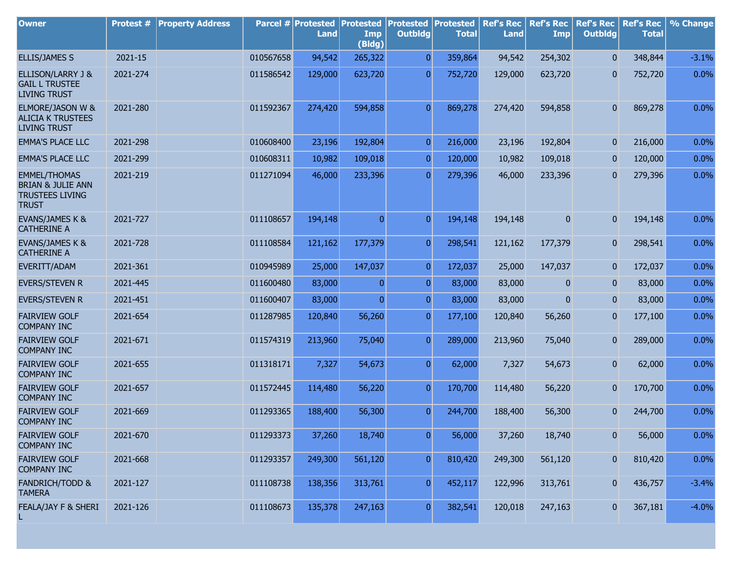| Owner | Protest # | Property Address | Parcel # | Protested Land | Protested Imp (Bldg) | Protested Outbldg | Protested Total | Ref's Rec Land | Ref's Rec Imp | Ref's Rec Outbldg | Ref's Rec Total | % Change |
|---|---|---|---|---|---|---|---|---|---|---|---|---|
| ELLIS/JAMES S | 2021-15 | | 010567658 | 94,542 | 265,322 | 0 | 359,864 | 94,542 | 254,302 | 0 | 348,844 | -3.1% |
| ELLISON/LARRY J & GAIL L TRUSTEE LIVING TRUST | 2021-274 | | 011586542 | 129,000 | 623,720 | 0 | 752,720 | 129,000 | 623,720 | 0 | 752,720 | 0.0% |
| ELMORE/JASON W & ALICIA K TRUSTEES LIVING TRUST | 2021-280 | | 011592367 | 274,420 | 594,858 | 0 | 869,278 | 274,420 | 594,858 | 0 | 869,278 | 0.0% |
| EMMA'S PLACE LLC | 2021-298 | | 010608400 | 23,196 | 192,804 | 0 | 216,000 | 23,196 | 192,804 | 0 | 216,000 | 0.0% |
| EMMA'S PLACE LLC | 2021-299 | | 010608311 | 10,982 | 109,018 | 0 | 120,000 | 10,982 | 109,018 | 0 | 120,000 | 0.0% |
| EMMEL/THOMAS BRIAN & JULIE ANN TRUSTEES LIVING TRUST | 2021-219 | | 011271094 | 46,000 | 233,396 | 0 | 279,396 | 46,000 | 233,396 | 0 | 279,396 | 0.0% |
| EVANS/JAMES K & CATHERINE A | 2021-727 | | 011108657 | 194,148 | 0 | 0 | 194,148 | 194,148 | 0 | 0 | 194,148 | 0.0% |
| EVANS/JAMES K & CATHERINE A | 2021-728 | | 011108584 | 121,162 | 177,379 | 0 | 298,541 | 121,162 | 177,379 | 0 | 298,541 | 0.0% |
| EVERITT/ADAM | 2021-361 | | 010945989 | 25,000 | 147,037 | 0 | 172,037 | 25,000 | 147,037 | 0 | 172,037 | 0.0% |
| EVERS/STEVEN R | 2021-445 | | 011600480 | 83,000 | 0 | 0 | 83,000 | 83,000 | 0 | 0 | 83,000 | 0.0% |
| EVERS/STEVEN R | 2021-451 | | 011600407 | 83,000 | 0 | 0 | 83,000 | 83,000 | 0 | 0 | 83,000 | 0.0% |
| FAIRVIEW GOLF COMPANY INC | 2021-654 | | 011287985 | 120,840 | 56,260 | 0 | 177,100 | 120,840 | 56,260 | 0 | 177,100 | 0.0% |
| FAIRVIEW GOLF COMPANY INC | 2021-671 | | 011574319 | 213,960 | 75,040 | 0 | 289,000 | 213,960 | 75,040 | 0 | 289,000 | 0.0% |
| FAIRVIEW GOLF COMPANY INC | 2021-655 | | 011318171 | 7,327 | 54,673 | 0 | 62,000 | 7,327 | 54,673 | 0 | 62,000 | 0.0% |
| FAIRVIEW GOLF COMPANY INC | 2021-657 | | 011572445 | 114,480 | 56,220 | 0 | 170,700 | 114,480 | 56,220 | 0 | 170,700 | 0.0% |
| FAIRVIEW GOLF COMPANY INC | 2021-669 | | 011293365 | 188,400 | 56,300 | 0 | 244,700 | 188,400 | 56,300 | 0 | 244,700 | 0.0% |
| FAIRVIEW GOLF COMPANY INC | 2021-670 | | 011293373 | 37,260 | 18,740 | 0 | 56,000 | 37,260 | 18,740 | 0 | 56,000 | 0.0% |
| FAIRVIEW GOLF COMPANY INC | 2021-668 | | 011293357 | 249,300 | 561,120 | 0 | 810,420 | 249,300 | 561,120 | 0 | 810,420 | 0.0% |
| FANDRICH/TODD & TAMERA | 2021-127 | | 011108738 | 138,356 | 313,761 | 0 | 452,117 | 122,996 | 313,761 | 0 | 436,757 | -3.4% |
| FEALA/JAY F & SHERI L | 2021-126 | | 011108673 | 135,378 | 247,163 | 0 | 382,541 | 120,018 | 247,163 | 0 | 367,181 | -4.0% |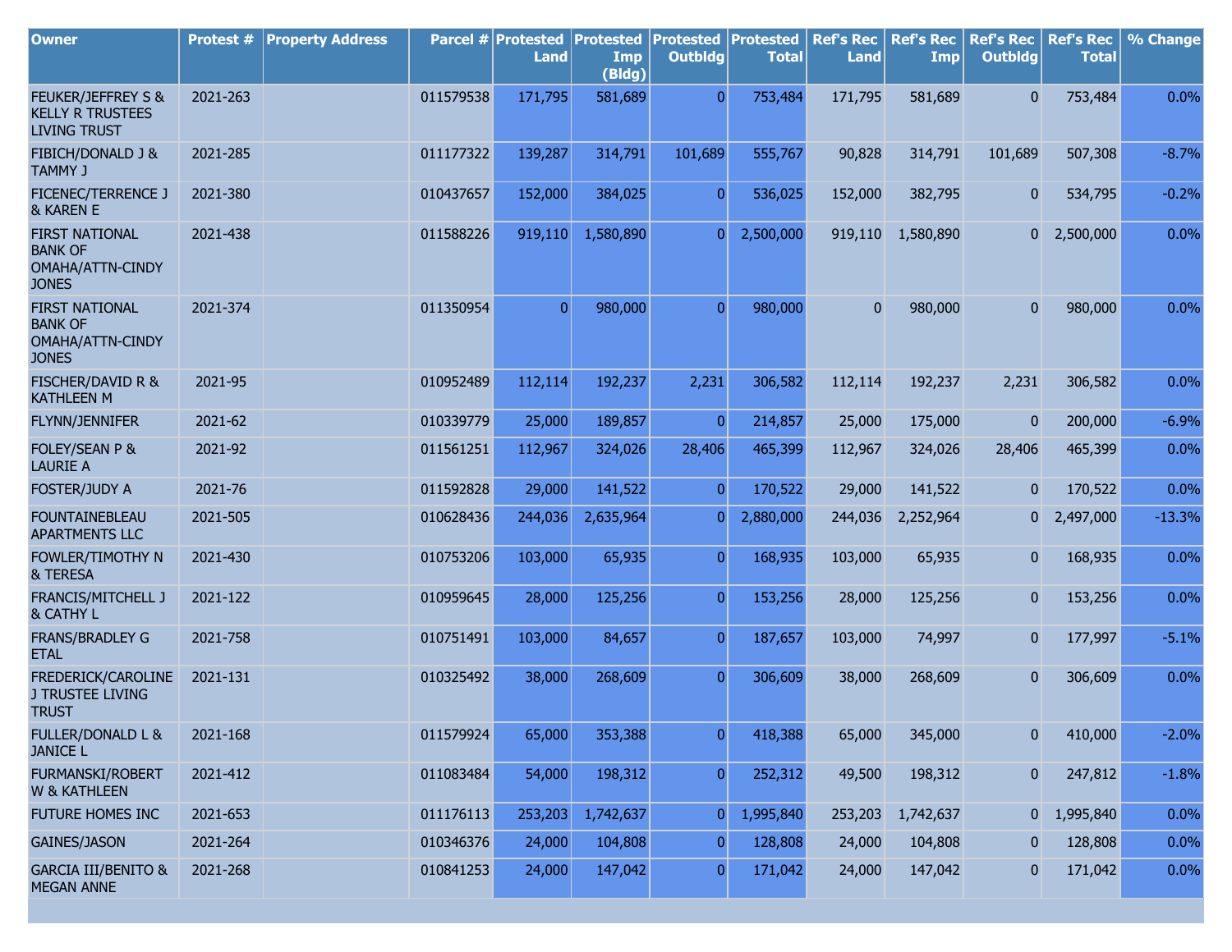| Owner | Protest # | Property Address | Parcel # | Protested Land | Protested Imp (Bldg) | Protested Outbldg | Protested Total | Ref's Rec Land | Ref's Rec Imp | Ref's Rec Outbldg | Ref's Rec Total | % Change |
|---|---|---|---|---|---|---|---|---|---|---|---|---|
| FEUKER/JEFFREY S & KELLY R TRUSTEES LIVING TRUST | 2021-263 | | 011579538 | 171,795 | 581,689 | 0 | 753,484 | 171,795 | 581,689 | 0 | 753,484 | 0.0% |
| FIBICH/DONALD J & TAMMY J | 2021-285 | | 011177322 | 139,287 | 314,791 | 101,689 | 555,767 | 90,828 | 314,791 | 101,689 | 507,308 | -8.7% |
| FICENEC/TERRENCE J & KAREN E | 2021-380 | | 010437657 | 152,000 | 384,025 | 0 | 536,025 | 152,000 | 382,795 | 0 | 534,795 | -0.2% |
| FIRST NATIONAL BANK OF OMAHA/ATTN-CINDY JONES | 2021-438 | | 011588226 | 919,110 | 1,580,890 | 0 | 2,500,000 | 919,110 | 1,580,890 | 0 | 2,500,000 | 0.0% |
| FIRST NATIONAL BANK OF OMAHA/ATTN-CINDY JONES | 2021-374 | | 011350954 | 0 | 980,000 | 0 | 980,000 | 0 | 980,000 | 0 | 980,000 | 0.0% |
| FISCHER/DAVID R & KATHLEEN M | 2021-95 | | 010952489 | 112,114 | 192,237 | 2,231 | 306,582 | 112,114 | 192,237 | 2,231 | 306,582 | 0.0% |
| FLYNN/JENNIFER | 2021-62 | | 010339779 | 25,000 | 189,857 | 0 | 214,857 | 25,000 | 175,000 | 0 | 200,000 | -6.9% |
| FOLEY/SEAN P & LAURIE A | 2021-92 | | 011561251 | 112,967 | 324,026 | 28,406 | 465,399 | 112,967 | 324,026 | 28,406 | 465,399 | 0.0% |
| FOSTER/JUDY A | 2021-76 | | 011592828 | 29,000 | 141,522 | 0 | 170,522 | 29,000 | 141,522 | 0 | 170,522 | 0.0% |
| FOUNTAINEBLEAU APARTMENTS LLC | 2021-505 | | 010628436 | 244,036 | 2,635,964 | 0 | 2,880,000 | 244,036 | 2,252,964 | 0 | 2,497,000 | -13.3% |
| FOWLER/TIMOTHY N & TERESA | 2021-430 | | 010753206 | 103,000 | 65,935 | 0 | 168,935 | 103,000 | 65,935 | 0 | 168,935 | 0.0% |
| FRANCIS/MITCHELL J & CATHY L | 2021-122 | | 010959645 | 28,000 | 125,256 | 0 | 153,256 | 28,000 | 125,256 | 0 | 153,256 | 0.0% |
| FRANS/BRADLEY G ETAL | 2021-758 | | 010751491 | 103,000 | 84,657 | 0 | 187,657 | 103,000 | 74,997 | 0 | 177,997 | -5.1% |
| FREDERICK/CAROLINE J TRUSTEE LIVING TRUST | 2021-131 | | 010325492 | 38,000 | 268,609 | 0 | 306,609 | 38,000 | 268,609 | 0 | 306,609 | 0.0% |
| FULLER/DONALD L & JANICE L | 2021-168 | | 011579924 | 65,000 | 353,388 | 0 | 418,388 | 65,000 | 345,000 | 0 | 410,000 | -2.0% |
| FURMANSKI/ROBERT W & KATHLEEN | 2021-412 | | 011083484 | 54,000 | 198,312 | 0 | 252,312 | 49,500 | 198,312 | 0 | 247,812 | -1.8% |
| FUTURE HOMES INC | 2021-653 | | 011176113 | 253,203 | 1,742,637 | 0 | 1,995,840 | 253,203 | 1,742,637 | 0 | 1,995,840 | 0.0% |
| GAINES/JASON | 2021-264 | | 010346376 | 24,000 | 104,808 | 0 | 128,808 | 24,000 | 104,808 | 0 | 128,808 | 0.0% |
| GARCIA III/BENITO & MEGAN ANNE | 2021-268 | | 010841253 | 24,000 | 147,042 | 0 | 171,042 | 24,000 | 147,042 | 0 | 171,042 | 0.0% |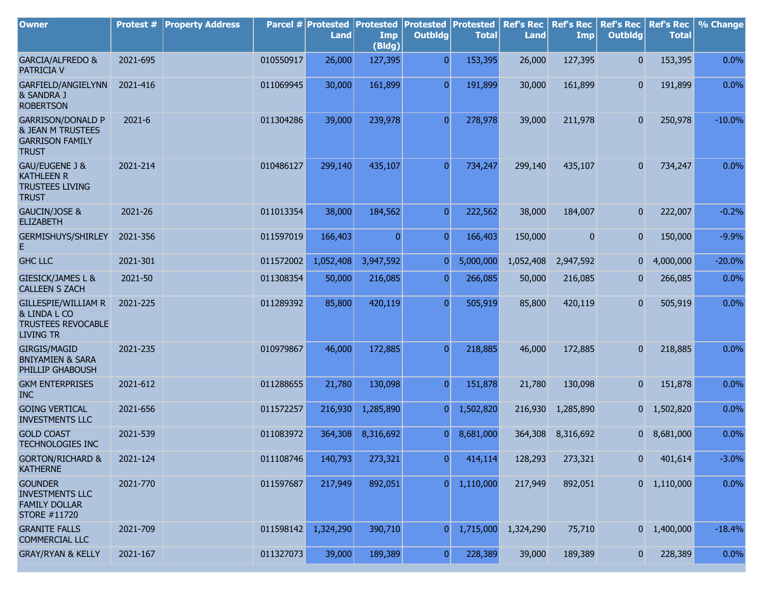| Owner | Protest # | Property Address | Parcel # | Protested Land | Protested Imp (Bldg) | Protested Outbldg | Protested Total | Ref's Rec Land | Ref's Rec Imp | Ref's Rec Outbldg | Ref's Rec Total | % Change |
|---|---|---|---|---|---|---|---|---|---|---|---|---|
| GARCIA/ALFREDO & PATRICIA V | 2021-695 | | 010550917 | 26,000 | 127,395 | 0 | 153,395 | 26,000 | 127,395 | 0 | 153,395 | 0.0% |
| GARFIELD/ANGIELYNN & SANDRA J ROBERTSON | 2021-416 | | 011069945 | 30,000 | 161,899 | 0 | 191,899 | 30,000 | 161,899 | 0 | 191,899 | 0.0% |
| GARRISON/DONALD P & JEAN M TRUSTEES GARRISON FAMILY TRUST | 2021-6 | | 011304286 | 39,000 | 239,978 | 0 | 278,978 | 39,000 | 211,978 | 0 | 250,978 | -10.0% |
| GAU/EUGENE J & KATHLEEN R TRUSTEES LIVING TRUST | 2021-214 | | 010486127 | 299,140 | 435,107 | 0 | 734,247 | 299,140 | 435,107 | 0 | 734,247 | 0.0% |
| GAUCIN/JOSE & ELIZABETH | 2021-26 | | 011013354 | 38,000 | 184,562 | 0 | 222,562 | 38,000 | 184,007 | 0 | 222,007 | -0.2% |
| GERMISHUYS/SHIRLEY E | 2021-356 | | 011597019 | 166,403 | 0 | 0 | 166,403 | 150,000 | 0 | 0 | 150,000 | -9.9% |
| GHC LLC | 2021-301 | | 011572002 | 1,052,408 | 3,947,592 | 0 | 5,000,000 | 1,052,408 | 2,947,592 | 0 | 4,000,000 | -20.0% |
| GIESICK/JAMES L & CALLEEN S ZACH | 2021-50 | | 011308354 | 50,000 | 216,085 | 0 | 266,085 | 50,000 | 216,085 | 0 | 266,085 | 0.0% |
| GILLESPIE/WILLIAM R & LINDA L CO TRUSTEES REVOCABLE LIVING TR | 2021-225 | | 011289392 | 85,800 | 420,119 | 0 | 505,919 | 85,800 | 420,119 | 0 | 505,919 | 0.0% |
| GIRGIS/MAGID BNIYAMIEN & SARA PHILLIP GHABOUSH | 2021-235 | | 010979867 | 46,000 | 172,885 | 0 | 218,885 | 46,000 | 172,885 | 0 | 218,885 | 0.0% |
| GKM ENTERPRISES INC | 2021-612 | | 011288655 | 21,780 | 130,098 | 0 | 151,878 | 21,780 | 130,098 | 0 | 151,878 | 0.0% |
| GOING VERTICAL INVESTMENTS LLC | 2021-656 | | 011572257 | 216,930 | 1,285,890 | 0 | 1,502,820 | 216,930 | 1,285,890 | 0 | 1,502,820 | 0.0% |
| GOLD COAST TECHNOLOGIES INC | 2021-539 | | 011083972 | 364,308 | 8,316,692 | 0 | 8,681,000 | 364,308 | 8,316,692 | 0 | 8,681,000 | 0.0% |
| GORTON/RICHARD & KATHERNE | 2021-124 | | 011108746 | 140,793 | 273,321 | 0 | 414,114 | 128,293 | 273,321 | 0 | 401,614 | -3.0% |
| GOUNDER INVESTMENTS LLC FAMILY DOLLAR STORE #11720 | 2021-770 | | 011597687 | 217,949 | 892,051 | 0 | 1,110,000 | 217,949 | 892,051 | 0 | 1,110,000 | 0.0% |
| GRANITE FALLS COMMERCIAL LLC | 2021-709 | | 011598142 | 1,324,290 | 390,710 | 0 | 1,715,000 | 1,324,290 | 75,710 | 0 | 1,400,000 | -18.4% |
| GRAY/RYAN & KELLY | 2021-167 | | 011327073 | 39,000 | 189,389 | 0 | 228,389 | 39,000 | 189,389 | 0 | 228,389 | 0.0% |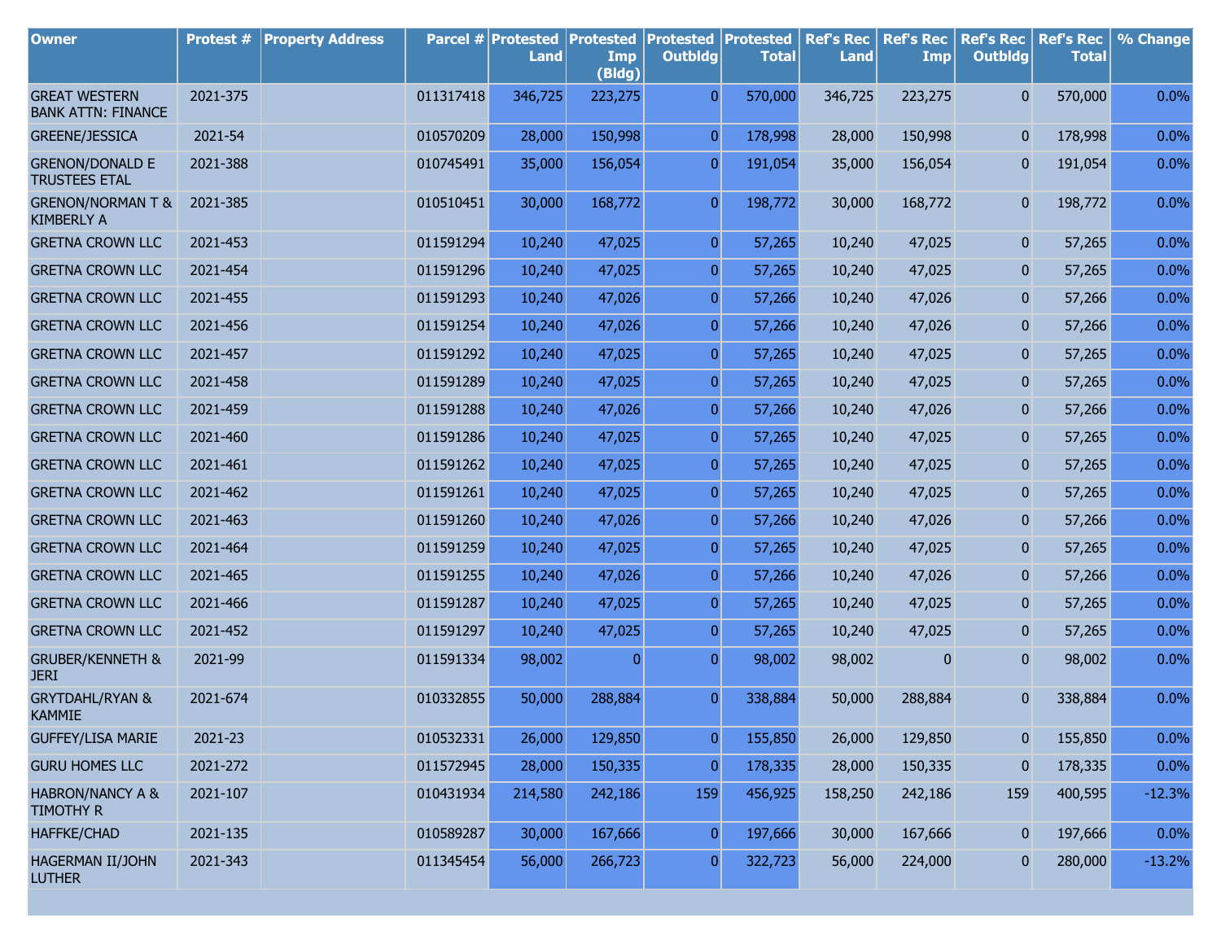| Owner | Protest # | Property Address | Parcel # | Protested Land | Protested Imp (Bldg) | Protested Outbldg | Protested Total | Ref's Rec Land | Ref's Rec Imp | Ref's Rec Outbldg | Ref's Rec Total | % Change |
|---|---|---|---|---|---|---|---|---|---|---|---|---|
| GREAT WESTERN BANK ATTN: FINANCE | 2021-375 | | 011317418 | 346,725 | 223,275 | 0 | 570,000 | 346,725 | 223,275 | 0 | 570,000 | 0.0% |
| GREENE/JESSICA | 2021-54 | | 010570209 | 28,000 | 150,998 | 0 | 178,998 | 28,000 | 150,998 | 0 | 178,998 | 0.0% |
| GRENON/DONALD E TRUSTEES ETAL | 2021-388 | | 010745491 | 35,000 | 156,054 | 0 | 191,054 | 35,000 | 156,054 | 0 | 191,054 | 0.0% |
| GRENON/NORMAN T & KIMBERLY A | 2021-385 | | 010510451 | 30,000 | 168,772 | 0 | 198,772 | 30,000 | 168,772 | 0 | 198,772 | 0.0% |
| GRETNA CROWN LLC | 2021-453 | | 011591294 | 10,240 | 47,025 | 0 | 57,265 | 10,240 | 47,025 | 0 | 57,265 | 0.0% |
| GRETNA CROWN LLC | 2021-454 | | 011591296 | 10,240 | 47,025 | 0 | 57,265 | 10,240 | 47,025 | 0 | 57,265 | 0.0% |
| GRETNA CROWN LLC | 2021-455 | | 011591293 | 10,240 | 47,026 | 0 | 57,266 | 10,240 | 47,026 | 0 | 57,266 | 0.0% |
| GRETNA CROWN LLC | 2021-456 | | 011591254 | 10,240 | 47,026 | 0 | 57,266 | 10,240 | 47,026 | 0 | 57,266 | 0.0% |
| GRETNA CROWN LLC | 2021-457 | | 011591292 | 10,240 | 47,025 | 0 | 57,265 | 10,240 | 47,025 | 0 | 57,265 | 0.0% |
| GRETNA CROWN LLC | 2021-458 | | 011591289 | 10,240 | 47,025 | 0 | 57,265 | 10,240 | 47,025 | 0 | 57,265 | 0.0% |
| GRETNA CROWN LLC | 2021-459 | | 011591288 | 10,240 | 47,026 | 0 | 57,266 | 10,240 | 47,026 | 0 | 57,266 | 0.0% |
| GRETNA CROWN LLC | 2021-460 | | 011591286 | 10,240 | 47,025 | 0 | 57,265 | 10,240 | 47,025 | 0 | 57,265 | 0.0% |
| GRETNA CROWN LLC | 2021-461 | | 011591262 | 10,240 | 47,025 | 0 | 57,265 | 10,240 | 47,025 | 0 | 57,265 | 0.0% |
| GRETNA CROWN LLC | 2021-462 | | 011591261 | 10,240 | 47,025 | 0 | 57,265 | 10,240 | 47,025 | 0 | 57,265 | 0.0% |
| GRETNA CROWN LLC | 2021-463 | | 011591260 | 10,240 | 47,026 | 0 | 57,266 | 10,240 | 47,026 | 0 | 57,266 | 0.0% |
| GRETNA CROWN LLC | 2021-464 | | 011591259 | 10,240 | 47,025 | 0 | 57,265 | 10,240 | 47,025 | 0 | 57,265 | 0.0% |
| GRETNA CROWN LLC | 2021-465 | | 011591255 | 10,240 | 47,026 | 0 | 57,266 | 10,240 | 47,026 | 0 | 57,266 | 0.0% |
| GRETNA CROWN LLC | 2021-466 | | 011591287 | 10,240 | 47,025 | 0 | 57,265 | 10,240 | 47,025 | 0 | 57,265 | 0.0% |
| GRETNA CROWN LLC | 2021-452 | | 011591297 | 10,240 | 47,025 | 0 | 57,265 | 10,240 | 47,025 | 0 | 57,265 | 0.0% |
| GRUBER/KENNETH & JERI | 2021-99 | | 011591334 | 98,002 | 0 | 0 | 98,002 | 98,002 | 0 | 0 | 98,002 | 0.0% |
| GRYTDAHL/RYAN & KAMMIE | 2021-674 | | 010332855 | 50,000 | 288,884 | 0 | 338,884 | 50,000 | 288,884 | 0 | 338,884 | 0.0% |
| GUFFEY/LISA MARIE | 2021-23 | | 010532331 | 26,000 | 129,850 | 0 | 155,850 | 26,000 | 129,850 | 0 | 155,850 | 0.0% |
| GURU HOMES LLC | 2021-272 | | 011572945 | 28,000 | 150,335 | 0 | 178,335 | 28,000 | 150,335 | 0 | 178,335 | 0.0% |
| HABRON/NANCY A & TIMOTHY R | 2021-107 | | 010431934 | 214,580 | 242,186 | 159 | 456,925 | 158,250 | 242,186 | 159 | 400,595 | -12.3% |
| HAFFKE/CHAD | 2021-135 | | 010589287 | 30,000 | 167,666 | 0 | 197,666 | 30,000 | 167,666 | 0 | 197,666 | 0.0% |
| HAGERMAN II/JOHN LUTHER | 2021-343 | | 011345454 | 56,000 | 266,723 | 0 | 322,723 | 56,000 | 224,000 | 0 | 280,000 | -13.2% |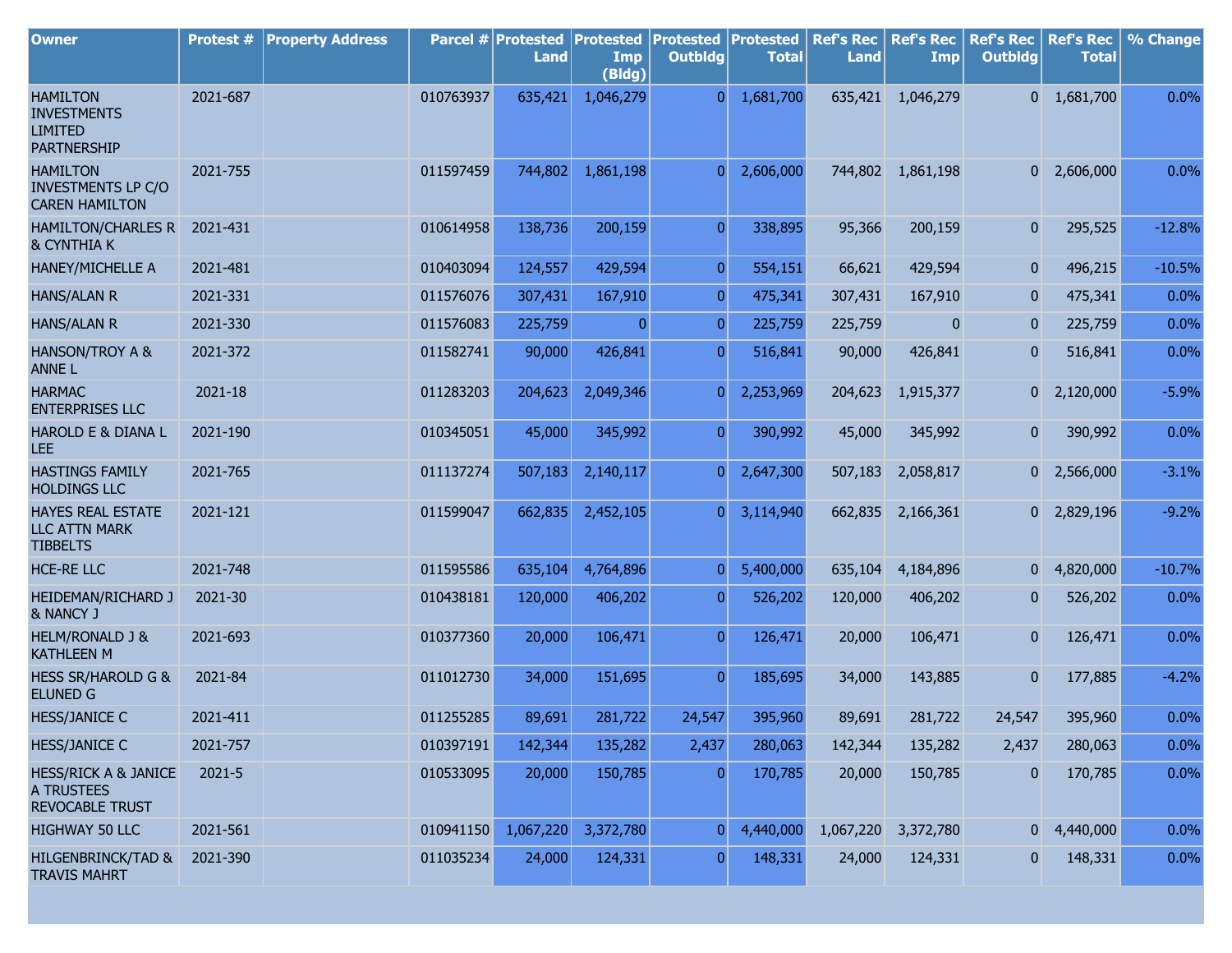| Owner | Protest # | Property Address | Parcel # | Protested Land | Protested Imp (Bldg) | Protested Outbldg | Protested Total | Ref's Rec Land | Ref's Rec Imp | Ref's Rec Outbldg | Ref's Rec Total | % Change |
|---|---|---|---|---|---|---|---|---|---|---|---|---|
| HAMILTON INVESTMENTS LIMITED PARTNERSHIP | 2021-687 | | 010763937 | 635,421 | 1,046,279 | 0 | 1,681,700 | 635,421 | 1,046,279 | 0 | 1,681,700 | 0.0% |
| HAMILTON INVESTMENTS LP C/O CAREN HAMILTON | 2021-755 | | 011597459 | 744,802 | 1,861,198 | 0 | 2,606,000 | 744,802 | 1,861,198 | 0 | 2,606,000 | 0.0% |
| HAMILTON/CHARLES R & CYNTHIA K | 2021-431 | | 010614958 | 138,736 | 200,159 | 0 | 338,895 | 95,366 | 200,159 | 0 | 295,525 | -12.8% |
| HANEY/MICHELLE A | 2021-481 | | 010403094 | 124,557 | 429,594 | 0 | 554,151 | 66,621 | 429,594 | 0 | 496,215 | -10.5% |
| HANS/ALAN R | 2021-331 | | 011576076 | 307,431 | 167,910 | 0 | 475,341 | 307,431 | 167,910 | 0 | 475,341 | 0.0% |
| HANS/ALAN R | 2021-330 | | 011576083 | 225,759 | 0 | 0 | 225,759 | 225,759 | 0 | 0 | 225,759 | 0.0% |
| HANSON/TROY A & ANNE L | 2021-372 | | 011582741 | 90,000 | 426,841 | 0 | 516,841 | 90,000 | 426,841 | 0 | 516,841 | 0.0% |
| HARMAC ENTERPRISES LLC | 2021-18 | | 011283203 | 204,623 | 2,049,346 | 0 | 2,253,969 | 204,623 | 1,915,377 | 0 | 2,120,000 | -5.9% |
| HAROLD E & DIANA L LEE | 2021-190 | | 010345051 | 45,000 | 345,992 | 0 | 390,992 | 45,000 | 345,992 | 0 | 390,992 | 0.0% |
| HASTINGS FAMILY HOLDINGS LLC | 2021-765 | | 011137274 | 507,183 | 2,140,117 | 0 | 2,647,300 | 507,183 | 2,058,817 | 0 | 2,566,000 | -3.1% |
| HAYES REAL ESTATE LLC ATTN MARK TIBBELTS | 2021-121 | | 011599047 | 662,835 | 2,452,105 | 0 | 3,114,940 | 662,835 | 2,166,361 | 0 | 2,829,196 | -9.2% |
| HCE-RE LLC | 2021-748 | | 011595586 | 635,104 | 4,764,896 | 0 | 5,400,000 | 635,104 | 4,184,896 | 0 | 4,820,000 | -10.7% |
| HEIDEMAN/RICHARD J & NANCY J | 2021-30 | | 010438181 | 120,000 | 406,202 | 0 | 526,202 | 120,000 | 406,202 | 0 | 526,202 | 0.0% |
| HELM/RONALD J & KATHLEEN M | 2021-693 | | 010377360 | 20,000 | 106,471 | 0 | 126,471 | 20,000 | 106,471 | 0 | 126,471 | 0.0% |
| HESS SR/HAROLD G & ELUNED G | 2021-84 | | 011012730 | 34,000 | 151,695 | 0 | 185,695 | 34,000 | 143,885 | 0 | 177,885 | -4.2% |
| HESS/JANICE C | 2021-411 | | 011255285 | 89,691 | 281,722 | 24,547 | 395,960 | 89,691 | 281,722 | 24,547 | 395,960 | 0.0% |
| HESS/JANICE C | 2021-757 | | 010397191 | 142,344 | 135,282 | 2,437 | 280,063 | 142,344 | 135,282 | 2,437 | 280,063 | 0.0% |
| HESS/RICK A & JANICE A TRUSTEES REVOCABLE TRUST | 2021-5 | | 010533095 | 20,000 | 150,785 | 0 | 170,785 | 20,000 | 150,785 | 0 | 170,785 | 0.0% |
| HIGHWAY 50 LLC | 2021-561 | | 010941150 | 1,067,220 | 3,372,780 | 0 | 4,440,000 | 1,067,220 | 3,372,780 | 0 | 4,440,000 | 0.0% |
| HILGENBRINCK/TAD & TRAVIS MAHRT | 2021-390 | | 011035234 | 24,000 | 124,331 | 0 | 148,331 | 24,000 | 124,331 | 0 | 148,331 | 0.0% |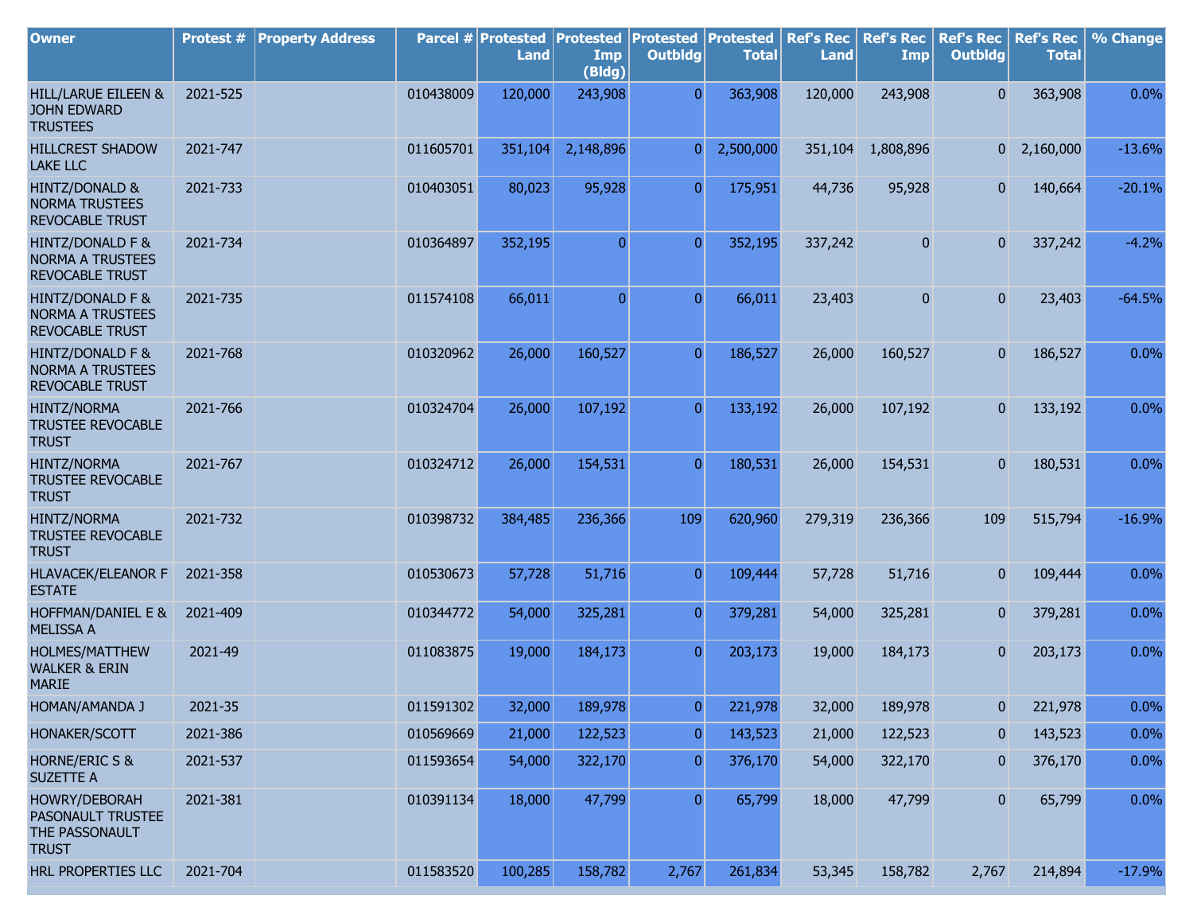| Owner | Protest # | Property Address | Parcel # | Protested Land | Protested Imp (Bldg) | Protested Outbldg | Protested Total | Ref's Rec Land | Ref's Rec Imp | Ref's Rec Outbldg | Ref's Rec Total | % Change |
|---|---|---|---|---|---|---|---|---|---|---|---|---|
| HILL/LARUE EILEEN & JOHN EDWARD TRUSTEES | 2021-525 | | 010438009 | 120,000 | 243,908 | 0 | 363,908 | 120,000 | 243,908 | 0 | 363,908 | 0.0% |
| HILLCREST SHADOW LAKE LLC | 2021-747 | | 011605701 | 351,104 | 2,148,896 | 0 | 2,500,000 | 351,104 | 1,808,896 | 0 | 2,160,000 | -13.6% |
| HINTZ/DONALD & NORMA TRUSTEES REVOCABLE TRUST | 2021-733 | | 010403051 | 80,023 | 95,928 | 0 | 175,951 | 44,736 | 95,928 | 0 | 140,664 | -20.1% |
| HINTZ/DONALD F & NORMA A TRUSTEES REVOCABLE TRUST | 2021-734 | | 010364897 | 352,195 | 0 | 0 | 352,195 | 337,242 | 0 | 0 | 337,242 | -4.2% |
| HINTZ/DONALD F & NORMA A TRUSTEES REVOCABLE TRUST | 2021-735 | | 011574108 | 66,011 | 0 | 0 | 66,011 | 23,403 | 0 | 0 | 23,403 | -64.5% |
| HINTZ/DONALD F & NORMA A TRUSTEES REVOCABLE TRUST | 2021-768 | | 010320962 | 26,000 | 160,527 | 0 | 186,527 | 26,000 | 160,527 | 0 | 186,527 | 0.0% |
| HINTZ/NORMA TRUSTEE REVOCABLE TRUST | 2021-766 | | 010324704 | 26,000 | 107,192 | 0 | 133,192 | 26,000 | 107,192 | 0 | 133,192 | 0.0% |
| HINTZ/NORMA TRUSTEE REVOCABLE TRUST | 2021-767 | | 010324712 | 26,000 | 154,531 | 0 | 180,531 | 26,000 | 154,531 | 0 | 180,531 | 0.0% |
| HINTZ/NORMA TRUSTEE REVOCABLE TRUST | 2021-732 | | 010398732 | 384,485 | 236,366 | 109 | 620,960 | 279,319 | 236,366 | 109 | 515,794 | -16.9% |
| HLAVACEK/ELEANOR F ESTATE | 2021-358 | | 010530673 | 57,728 | 51,716 | 0 | 109,444 | 57,728 | 51,716 | 0 | 109,444 | 0.0% |
| HOFFMAN/DANIEL E & MELISSA A | 2021-409 | | 010344772 | 54,000 | 325,281 | 0 | 379,281 | 54,000 | 325,281 | 0 | 379,281 | 0.0% |
| HOLMES/MATTHEW WALKER & ERIN MARIE | 2021-49 | | 011083875 | 19,000 | 184,173 | 0 | 203,173 | 19,000 | 184,173 | 0 | 203,173 | 0.0% |
| HOMAN/AMANDA J | 2021-35 | | 011591302 | 32,000 | 189,978 | 0 | 221,978 | 32,000 | 189,978 | 0 | 221,978 | 0.0% |
| HONAKER/SCOTT | 2021-386 | | 010569669 | 21,000 | 122,523 | 0 | 143,523 | 21,000 | 122,523 | 0 | 143,523 | 0.0% |
| HORNE/ERIC S & SUZETTE A | 2021-537 | | 011593654 | 54,000 | 322,170 | 0 | 376,170 | 54,000 | 322,170 | 0 | 376,170 | 0.0% |
| HOWRY/DEBORAH PASONAULT TRUSTEE THE PASSONAULT TRUST | 2021-381 | | 010391134 | 18,000 | 47,799 | 0 | 65,799 | 18,000 | 47,799 | 0 | 65,799 | 0.0% |
| HRL PROPERTIES LLC | 2021-704 | | 011583520 | 100,285 | 158,782 | 2,767 | 261,834 | 53,345 | 158,782 | 2,767 | 214,894 | -17.9% |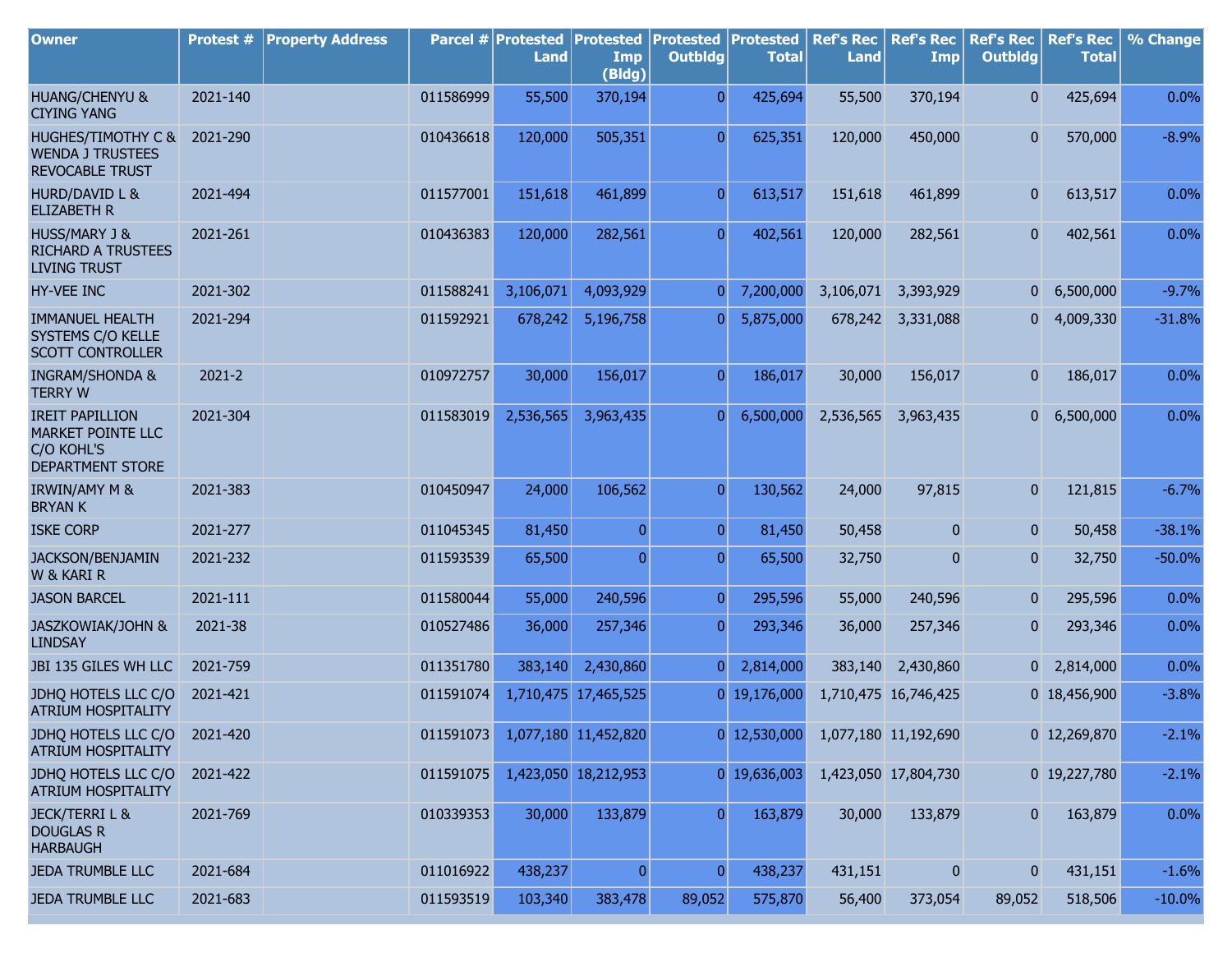| Owner | Protest # | Property Address | Parcel # | Protested Land | Protested Imp (Bldg) | Protested Outbldg | Protested Total | Ref's Rec Land | Ref's Rec Imp | Ref's Rec Outbldg | Ref's Rec Total | % Change |
|---|---|---|---|---|---|---|---|---|---|---|---|---|
| HUANG/CHENYU & CIYING YANG | 2021-140 | | 011586999 | 55,500 | 370,194 | 0 | 425,694 | 55,500 | 370,194 | 0 | 425,694 | 0.0% |
| HUGHES/TIMOTHY C & WENDA J TRUSTEES REVOCABLE TRUST | 2021-290 | | 010436618 | 120,000 | 505,351 | 0 | 625,351 | 120,000 | 450,000 | 0 | 570,000 | -8.9% |
| HURD/DAVID L & ELIZABETH R | 2021-494 | | 011577001 | 151,618 | 461,899 | 0 | 613,517 | 151,618 | 461,899 | 0 | 613,517 | 0.0% |
| HUSS/MARY J & RICHARD A TRUSTEES LIVING TRUST | 2021-261 | | 010436383 | 120,000 | 282,561 | 0 | 402,561 | 120,000 | 282,561 | 0 | 402,561 | 0.0% |
| HY-VEE INC | 2021-302 | | 011588241 | 3,106,071 | 4,093,929 | 0 | 7,200,000 | 3,106,071 | 3,393,929 | 0 | 6,500,000 | -9.7% |
| IMMANUEL HEALTH SYSTEMS C/O KELLE SCOTT CONTROLLER | 2021-294 | | 011592921 | 678,242 | 5,196,758 | 0 | 5,875,000 | 678,242 | 3,331,088 | 0 | 4,009,330 | -31.8% |
| INGRAM/SHONDA & TERRY W | 2021-2 | | 010972757 | 30,000 | 156,017 | 0 | 186,017 | 30,000 | 156,017 | 0 | 186,017 | 0.0% |
| IREIT PAPILLION MARKET POINTE LLC C/O KOHL'S DEPARTMENT STORE | 2021-304 | | 011583019 | 2,536,565 | 3,963,435 | 0 | 6,500,000 | 2,536,565 | 3,963,435 | 0 | 6,500,000 | 0.0% |
| IRWIN/AMY M & BRYAN K | 2021-383 | | 010450947 | 24,000 | 106,562 | 0 | 130,562 | 24,000 | 97,815 | 0 | 121,815 | -6.7% |
| ISKE CORP | 2021-277 | | 011045345 | 81,450 | 0 | 0 | 81,450 | 50,458 | 0 | 0 | 50,458 | -38.1% |
| JACKSON/BENJAMIN W & KARI R | 2021-232 | | 011593539 | 65,500 | 0 | 0 | 65,500 | 32,750 | 0 | 0 | 32,750 | -50.0% |
| JASON BARCEL | 2021-111 | | 011580044 | 55,000 | 240,596 | 0 | 295,596 | 55,000 | 240,596 | 0 | 295,596 | 0.0% |
| JASZKOWIAK/JOHN & LINDSAY | 2021-38 | | 010527486 | 36,000 | 257,346 | 0 | 293,346 | 36,000 | 257,346 | 0 | 293,346 | 0.0% |
| JBI 135 GILES WH LLC | 2021-759 | | 011351780 | 383,140 | 2,430,860 | 0 | 2,814,000 | 383,140 | 2,430,860 | 0 | 2,814,000 | 0.0% |
| JDHQ HOTELS LLC C/O ATRIUM HOSPITALITY | 2021-421 | | 011591074 | 1,710,475 | 17,465,525 | 0 | 19,176,000 | 1,710,475 | 16,746,425 | 0 | 18,456,900 | -3.8% |
| JDHQ HOTELS LLC C/O ATRIUM HOSPITALITY | 2021-420 | | 011591073 | 1,077,180 | 11,452,820 | 0 | 12,530,000 | 1,077,180 | 11,192,690 | 0 | 12,269,870 | -2.1% |
| JDHQ HOTELS LLC C/O ATRIUM HOSPITALITY | 2021-422 | | 011591075 | 1,423,050 | 18,212,953 | 0 | 19,636,003 | 1,423,050 | 17,804,730 | 0 | 19,227,780 | -2.1% |
| JECK/TERRI L & DOUGLAS R HARBAUGH | 2021-769 | | 010339353 | 30,000 | 133,879 | 0 | 163,879 | 30,000 | 133,879 | 0 | 163,879 | 0.0% |
| JEDA TRUMBLE LLC | 2021-684 | | 011016922 | 438,237 | 0 | 0 | 438,237 | 431,151 | 0 | 0 | 431,151 | -1.6% |
| JEDA TRUMBLE LLC | 2021-683 | | 011593519 | 103,340 | 383,478 | 89,052 | 575,870 | 56,400 | 373,054 | 89,052 | 518,506 | -10.0% |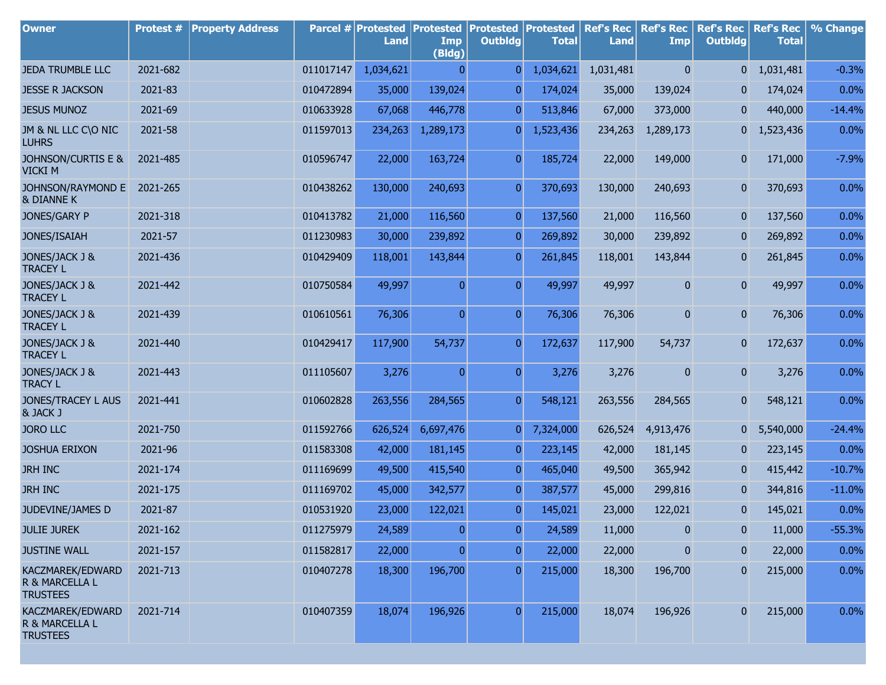| Owner | Protest # | Property Address | Parcel # | Protested Land | Protested Imp (Bldg) | Protested Outbldg | Protested Total | Ref's Rec Land | Ref's Rec Imp | Ref's Rec Outbldg | Ref's Rec Total | % Change |
|---|---|---|---|---|---|---|---|---|---|---|---|---|
| JEDA TRUMBLE LLC | 2021-682 | | 011017147 | 1,034,621 | 0 | 0 | 1,034,621 | 1,031,481 | 0 | 0 | 1,031,481 | -0.3% |
| JESSE R JACKSON | 2021-83 | | 010472894 | 35,000 | 139,024 | 0 | 174,024 | 35,000 | 139,024 | 0 | 174,024 | 0.0% |
| JESUS MUNOZ | 2021-69 | | 010633928 | 67,068 | 446,778 | 0 | 513,846 | 67,000 | 373,000 | 0 | 440,000 | -14.4% |
| JM & NL LLC C\O NIC LUHRS | 2021-58 | | 011597013 | 234,263 | 1,289,173 | 0 | 1,523,436 | 234,263 | 1,289,173 | 0 | 1,523,436 | 0.0% |
| JOHNSON/CURTIS E & VICKI M | 2021-485 | | 010596747 | 22,000 | 163,724 | 0 | 185,724 | 22,000 | 149,000 | 0 | 171,000 | -7.9% |
| JOHNSON/RAYMOND E & DIANNE K | 2021-265 | | 010438262 | 130,000 | 240,693 | 0 | 370,693 | 130,000 | 240,693 | 0 | 370,693 | 0.0% |
| JONES/GARY P | 2021-318 | | 010413782 | 21,000 | 116,560 | 0 | 137,560 | 21,000 | 116,560 | 0 | 137,560 | 0.0% |
| JONES/ISAIAH | 2021-57 | | 011230983 | 30,000 | 239,892 | 0 | 269,892 | 30,000 | 239,892 | 0 | 269,892 | 0.0% |
| JONES/JACK J & TRACEY L | 2021-436 | | 010429409 | 118,001 | 143,844 | 0 | 261,845 | 118,001 | 143,844 | 0 | 261,845 | 0.0% |
| JONES/JACK J & TRACEY L | 2021-442 | | 010750584 | 49,997 | 0 | 0 | 49,997 | 49,997 | 0 | 0 | 49,997 | 0.0% |
| JONES/JACK J & TRACEY L | 2021-439 | | 010610561 | 76,306 | 0 | 0 | 76,306 | 76,306 | 0 | 0 | 76,306 | 0.0% |
| JONES/JACK J & TRACEY L | 2021-440 | | 010429417 | 117,900 | 54,737 | 0 | 172,637 | 117,900 | 54,737 | 0 | 172,637 | 0.0% |
| JONES/JACK J & TRACY L | 2021-443 | | 011105607 | 3,276 | 0 | 0 | 3,276 | 3,276 | 0 | 0 | 3,276 | 0.0% |
| JONES/TRACEY L AUS & JACK J | 2021-441 | | 010602828 | 263,556 | 284,565 | 0 | 548,121 | 263,556 | 284,565 | 0 | 548,121 | 0.0% |
| JORO LLC | 2021-750 | | 011592766 | 626,524 | 6,697,476 | 0 | 7,324,000 | 626,524 | 4,913,476 | 0 | 5,540,000 | -24.4% |
| JOSHUA ERIXON | 2021-96 | | 011583308 | 42,000 | 181,145 | 0 | 223,145 | 42,000 | 181,145 | 0 | 223,145 | 0.0% |
| JRH INC | 2021-174 | | 011169699 | 49,500 | 415,540 | 0 | 465,040 | 49,500 | 365,942 | 0 | 415,442 | -10.7% |
| JRH INC | 2021-175 | | 011169702 | 45,000 | 342,577 | 0 | 387,577 | 45,000 | 299,816 | 0 | 344,816 | -11.0% |
| JUDEVINE/JAMES D | 2021-87 | | 010531920 | 23,000 | 122,021 | 0 | 145,021 | 23,000 | 122,021 | 0 | 145,021 | 0.0% |
| JULIE JUREK | 2021-162 | | 011275979 | 24,589 | 0 | 0 | 24,589 | 11,000 | 0 | 0 | 11,000 | -55.3% |
| JUSTINE WALL | 2021-157 | | 011582817 | 22,000 | 0 | 0 | 22,000 | 22,000 | 0 | 0 | 22,000 | 0.0% |
| KACZMAREK/EDWARD R & MARCELLA L TRUSTEES | 2021-713 | | 010407278 | 18,300 | 196,700 | 0 | 215,000 | 18,300 | 196,700 | 0 | 215,000 | 0.0% |
| KACZMAREK/EDWARD R & MARCELLA L TRUSTEES | 2021-714 | | 010407359 | 18,074 | 196,926 | 0 | 215,000 | 18,074 | 196,926 | 0 | 215,000 | 0.0% |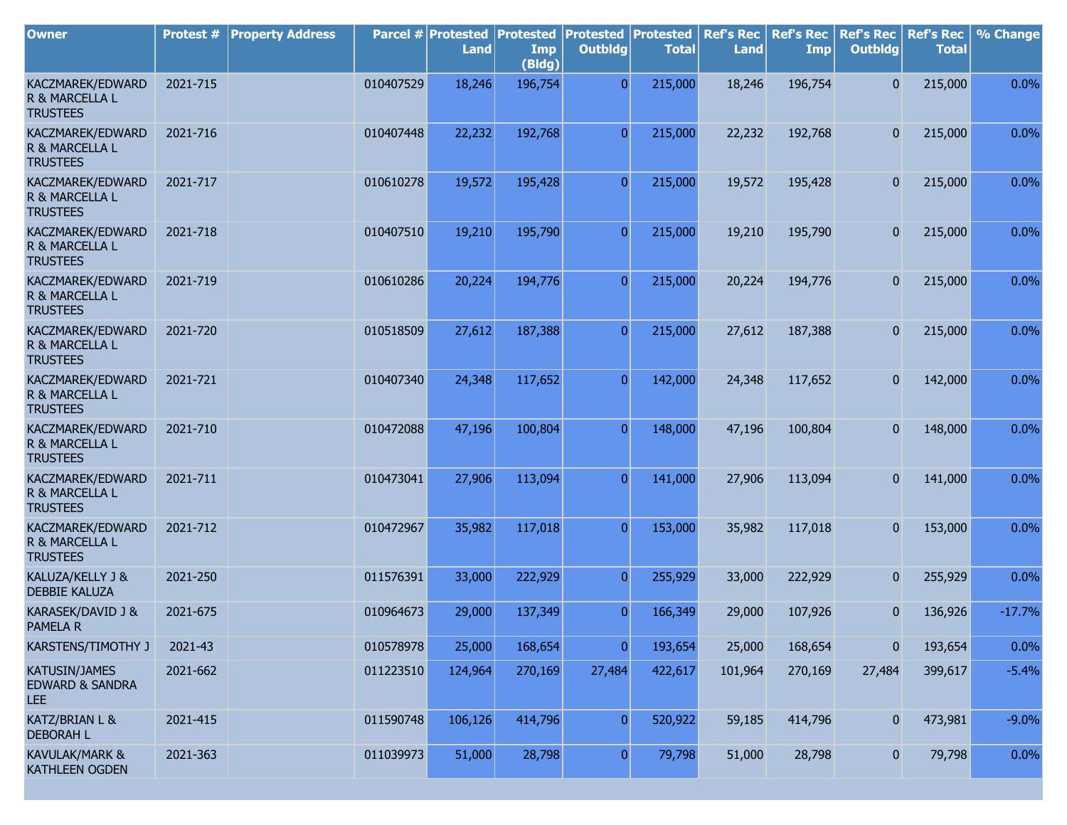| Owner | Protest # | Property Address | Parcel # | Protested Land | Protested Imp (Bldg) | Protested Outbldg | Protested Total | Ref's Rec Land | Ref's Rec Imp | Ref's Rec Outbldg | Ref's Rec Total | % Change |
|---|---|---|---|---|---|---|---|---|---|---|---|---|
| KACZMAREK/EDWARD R & MARCELLA L TRUSTEES | 2021-715 | | 010407529 | 18,246 | 196,754 | 0 | 215,000 | 18,246 | 196,754 | 0 | 215,000 | 0.0% |
| KACZMAREK/EDWARD R & MARCELLA L TRUSTEES | 2021-716 | | 010407448 | 22,232 | 192,768 | 0 | 215,000 | 22,232 | 192,768 | 0 | 215,000 | 0.0% |
| KACZMAREK/EDWARD R & MARCELLA L TRUSTEES | 2021-717 | | 010610278 | 19,572 | 195,428 | 0 | 215,000 | 19,572 | 195,428 | 0 | 215,000 | 0.0% |
| KACZMAREK/EDWARD R & MARCELLA L TRUSTEES | 2021-718 | | 010407510 | 19,210 | 195,790 | 0 | 215,000 | 19,210 | 195,790 | 0 | 215,000 | 0.0% |
| KACZMAREK/EDWARD R & MARCELLA L TRUSTEES | 2021-719 | | 010610286 | 20,224 | 194,776 | 0 | 215,000 | 20,224 | 194,776 | 0 | 215,000 | 0.0% |
| KACZMAREK/EDWARD R & MARCELLA L TRUSTEES | 2021-720 | | 010518509 | 27,612 | 187,388 | 0 | 215,000 | 27,612 | 187,388 | 0 | 215,000 | 0.0% |
| KACZMAREK/EDWARD R & MARCELLA L TRUSTEES | 2021-721 | | 010407340 | 24,348 | 117,652 | 0 | 142,000 | 24,348 | 117,652 | 0 | 142,000 | 0.0% |
| KACZMAREK/EDWARD R & MARCELLA L TRUSTEES | 2021-710 | | 010472088 | 47,196 | 100,804 | 0 | 148,000 | 47,196 | 100,804 | 0 | 148,000 | 0.0% |
| KACZMAREK/EDWARD R & MARCELLA L TRUSTEES | 2021-711 | | 010473041 | 27,906 | 113,094 | 0 | 141,000 | 27,906 | 113,094 | 0 | 141,000 | 0.0% |
| KACZMAREK/EDWARD R & MARCELLA L TRUSTEES | 2021-712 | | 010472967 | 35,982 | 117,018 | 0 | 153,000 | 35,982 | 117,018 | 0 | 153,000 | 0.0% |
| KALUZA/KELLY J & DEBBIE KALUZA | 2021-250 | | 011576391 | 33,000 | 222,929 | 0 | 255,929 | 33,000 | 222,929 | 0 | 255,929 | 0.0% |
| KARASEK/DAVID J & PAMELA R | 2021-675 | | 010964673 | 29,000 | 137,349 | 0 | 166,349 | 29,000 | 107,926 | 0 | 136,926 | -17.7% |
| KARSTENS/TIMOTHY J | 2021-43 | | 010578978 | 25,000 | 168,654 | 0 | 193,654 | 25,000 | 168,654 | 0 | 193,654 | 0.0% |
| KATUSIN/JAMES EDWARD & SANDRA LEE | 2021-662 | | 011223510 | 124,964 | 270,169 | 27,484 | 422,617 | 101,964 | 270,169 | 27,484 | 399,617 | -5.4% |
| KATZ/BRIAN L & DEBORAH L | 2021-415 | | 011590748 | 106,126 | 414,796 | 0 | 520,922 | 59,185 | 414,796 | 0 | 473,981 | -9.0% |
| KAVULAK/MARK & KATHLEEN OGDEN | 2021-363 | | 011039973 | 51,000 | 28,798 | 0 | 79,798 | 51,000 | 28,798 | 0 | 79,798 | 0.0% |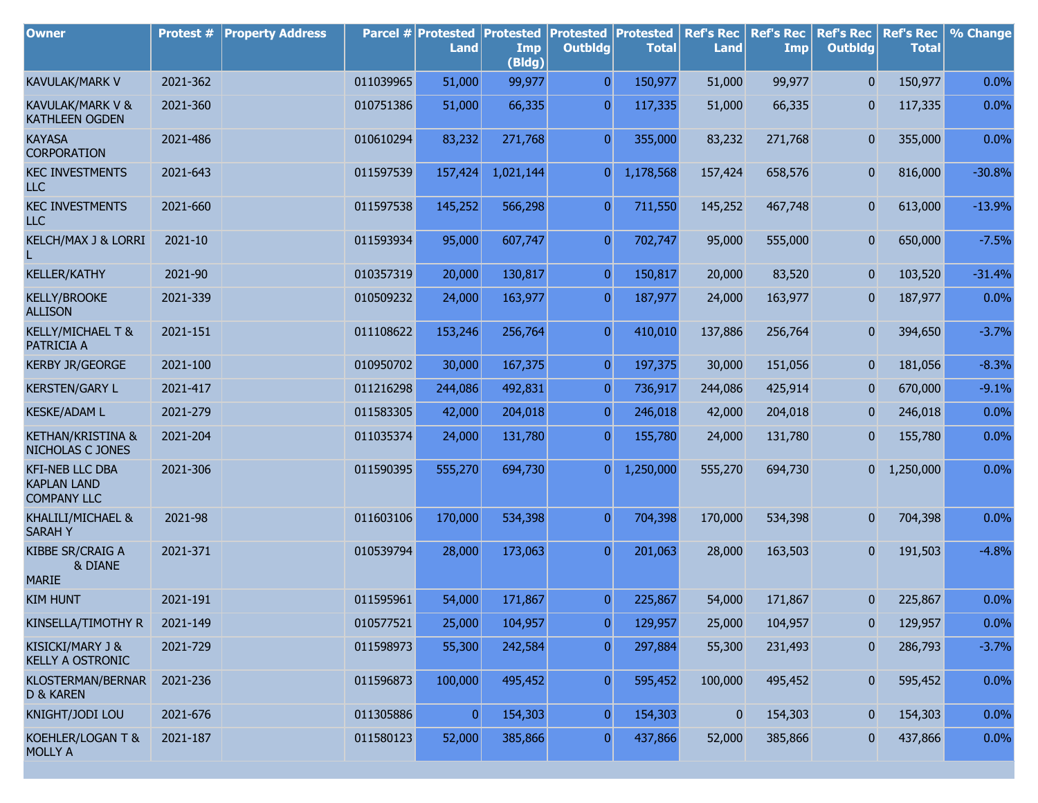| Owner | Protest # | Property Address | Parcel # | Protested Land | Protested Imp (Bldg) | Protested Outbldg | Protested Total | Ref's Rec Land | Ref's Rec Imp | Ref's Rec Outbldg | Ref's Rec Total | % Change |
|---|---|---|---|---|---|---|---|---|---|---|---|---|
| KAVULAK/MARK V | 2021-362 | | 011039965 | 51,000 | 99,977 | 0 | 150,977 | 51,000 | 99,977 | 0 | 150,977 | 0.0% |
| KAVULAK/MARK V & KATHLEEN OGDEN | 2021-360 | | 010751386 | 51,000 | 66,335 | 0 | 117,335 | 51,000 | 66,335 | 0 | 117,335 | 0.0% |
| KAYASA CORPORATION | 2021-486 | | 010610294 | 83,232 | 271,768 | 0 | 355,000 | 83,232 | 271,768 | 0 | 355,000 | 0.0% |
| KEC INVESTMENTS LLC | 2021-643 | | 011597539 | 157,424 | 1,021,144 | 0 | 1,178,568 | 157,424 | 658,576 | 0 | 816,000 | -30.8% |
| KEC INVESTMENTS LLC | 2021-660 | | 011597538 | 145,252 | 566,298 | 0 | 711,550 | 145,252 | 467,748 | 0 | 613,000 | -13.9% |
| KELCH/MAX J & LORRI L | 2021-10 | | 011593934 | 95,000 | 607,747 | 0 | 702,747 | 95,000 | 555,000 | 0 | 650,000 | -7.5% |
| KELLER/KATHY | 2021-90 | | 010357319 | 20,000 | 130,817 | 0 | 150,817 | 20,000 | 83,520 | 0 | 103,520 | -31.4% |
| KELLY/BROOKE ALLISON | 2021-339 | | 010509232 | 24,000 | 163,977 | 0 | 187,977 | 24,000 | 163,977 | 0 | 187,977 | 0.0% |
| KELLY/MICHAEL T & PATRICIA A | 2021-151 | | 011108622 | 153,246 | 256,764 | 0 | 410,010 | 137,886 | 256,764 | 0 | 394,650 | -3.7% |
| KERBY JR/GEORGE | 2021-100 | | 010950702 | 30,000 | 167,375 | 0 | 197,375 | 30,000 | 151,056 | 0 | 181,056 | -8.3% |
| KERSTEN/GARY L | 2021-417 | | 011216298 | 244,086 | 492,831 | 0 | 736,917 | 244,086 | 425,914 | 0 | 670,000 | -9.1% |
| KESKE/ADAM L | 2021-279 | | 011583305 | 42,000 | 204,018 | 0 | 246,018 | 42,000 | 204,018 | 0 | 246,018 | 0.0% |
| KETHAN/KRISTINA & NICHOLAS C JONES | 2021-204 | | 011035374 | 24,000 | 131,780 | 0 | 155,780 | 24,000 | 131,780 | 0 | 155,780 | 0.0% |
| KFI-NEB LLC DBA KAPLAN LAND COMPANY LLC | 2021-306 | | 011590395 | 555,270 | 694,730 | 0 | 1,250,000 | 555,270 | 694,730 | 0 | 1,250,000 | 0.0% |
| KHALILI/MICHAEL & SARAH Y | 2021-98 | | 011603106 | 170,000 | 534,398 | 0 | 704,398 | 170,000 | 534,398 | 0 | 704,398 | 0.0% |
| KIBBE SR/CRAIG A & DIANE MARIE | 2021-371 | | 010539794 | 28,000 | 173,063 | 0 | 201,063 | 28,000 | 163,503 | 0 | 191,503 | -4.8% |
| KIM HUNT | 2021-191 | | 011595961 | 54,000 | 171,867 | 0 | 225,867 | 54,000 | 171,867 | 0 | 225,867 | 0.0% |
| KINSELLA/TIMOTHY R | 2021-149 | | 010577521 | 25,000 | 104,957 | 0 | 129,957 | 25,000 | 104,957 | 0 | 129,957 | 0.0% |
| KISICKI/MARY J & KELLY A OSTRONIC | 2021-729 | | 011598973 | 55,300 | 242,584 | 0 | 297,884 | 55,300 | 231,493 | 0 | 286,793 | -3.7% |
| KLOSTERMAN/BERNARD & KAREN | 2021-236 | | 011596873 | 100,000 | 495,452 | 0 | 595,452 | 100,000 | 495,452 | 0 | 595,452 | 0.0% |
| KNIGHT/JODI LOU | 2021-676 | | 011305886 | 0 | 154,303 | 0 | 154,303 | 0 | 154,303 | 0 | 154,303 | 0.0% |
| KOEHLER/LOGAN T & MOLLY A | 2021-187 | | 011580123 | 52,000 | 385,866 | 0 | 437,866 | 52,000 | 385,866 | 0 | 437,866 | 0.0% |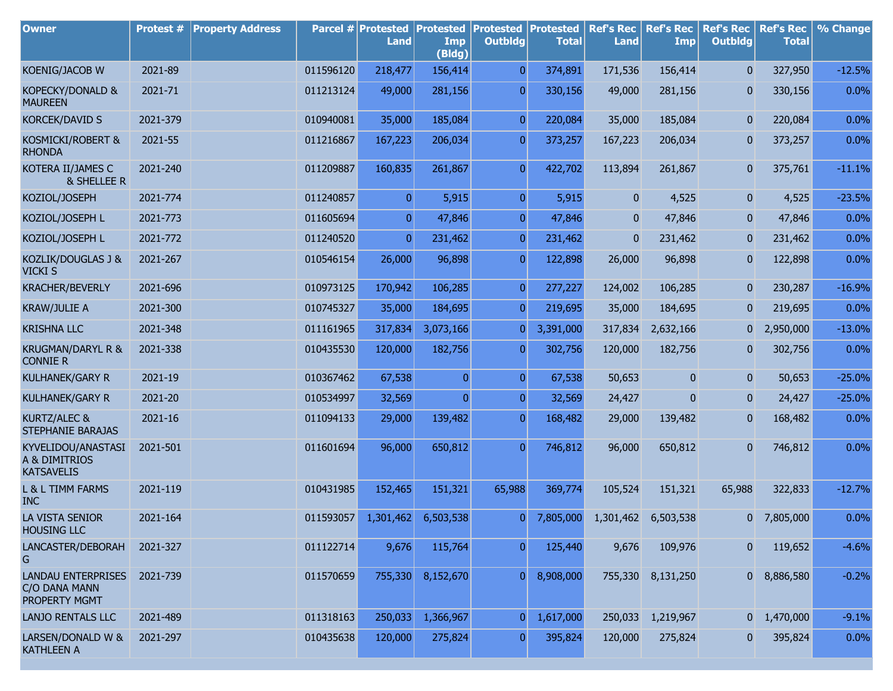| Owner | Protest # | Property Address | Parcel # | Protested Land | Protested Imp (Bldg) | Protested Outbldg | Protested Total | Ref's Rec Land | Ref's Rec Imp | Ref's Rec Outbldg | Ref's Rec Total | % Change |
|---|---|---|---|---|---|---|---|---|---|---|---|---|
| KOENIG/JACOB W | 2021-89 | | 011596120 | 218,477 | 156,414 | 0 | 374,891 | 171,536 | 156,414 | 0 | 327,950 | -12.5% |
| KOPECKY/DONALD & MAUREEN | 2021-71 | | 011213124 | 49,000 | 281,156 | 0 | 330,156 | 49,000 | 281,156 | 0 | 330,156 | 0.0% |
| KORCEK/DAVID S | 2021-379 | | 010940081 | 35,000 | 185,084 | 0 | 220,084 | 35,000 | 185,084 | 0 | 220,084 | 0.0% |
| KOSMICKI/ROBERT & RHONDA | 2021-55 | | 011216867 | 167,223 | 206,034 | 0 | 373,257 | 167,223 | 206,034 | 0 | 373,257 | 0.0% |
| KOTERA II/JAMES C & SHELLEE R | 2021-240 | | 011209887 | 160,835 | 261,867 | 0 | 422,702 | 113,894 | 261,867 | 0 | 375,761 | -11.1% |
| KOZIOL/JOSEPH | 2021-774 | | 011240857 | 0 | 5,915 | 0 | 5,915 | 0 | 4,525 | 0 | 4,525 | -23.5% |
| KOZIOL/JOSEPH L | 2021-773 | | 011605694 | 0 | 47,846 | 0 | 47,846 | 0 | 47,846 | 0 | 47,846 | 0.0% |
| KOZIOL/JOSEPH L | 2021-772 | | 011240520 | 0 | 231,462 | 0 | 231,462 | 0 | 231,462 | 0 | 231,462 | 0.0% |
| KOZLIK/DOUGLAS J & VICKI S | 2021-267 | | 010546154 | 26,000 | 96,898 | 0 | 122,898 | 26,000 | 96,898 | 0 | 122,898 | 0.0% |
| KRACHER/BEVERLY | 2021-696 | | 010973125 | 170,942 | 106,285 | 0 | 277,227 | 124,002 | 106,285 | 0 | 230,287 | -16.9% |
| KRAW/JULIE A | 2021-300 | | 010745327 | 35,000 | 184,695 | 0 | 219,695 | 35,000 | 184,695 | 0 | 219,695 | 0.0% |
| KRISHNA LLC | 2021-348 | | 011161965 | 317,834 | 3,073,166 | 0 | 3,391,000 | 317,834 | 2,632,166 | 0 | 2,950,000 | -13.0% |
| KRUGMAN/DARYL R & CONNIE R | 2021-338 | | 010435530 | 120,000 | 182,756 | 0 | 302,756 | 120,000 | 182,756 | 0 | 302,756 | 0.0% |
| KULHANEK/GARY R | 2021-19 | | 010367462 | 67,538 | 0 | 0 | 67,538 | 50,653 | 0 | 0 | 50,653 | -25.0% |
| KULHANEK/GARY R | 2021-20 | | 010534997 | 32,569 | 0 | 0 | 32,569 | 24,427 | 0 | 0 | 24,427 | -25.0% |
| KURTZ/ALEC & STEPHANIE BARAJAS | 2021-16 | | 011094133 | 29,000 | 139,482 | 0 | 168,482 | 29,000 | 139,482 | 0 | 168,482 | 0.0% |
| KYVELIDOU/ANASTASIA & DIMITRIOS KATSAVELIS | 2021-501 | | 011601694 | 96,000 | 650,812 | 0 | 746,812 | 96,000 | 650,812 | 0 | 746,812 | 0.0% |
| L & L TIMM FARMS INC | 2021-119 | | 010431985 | 152,465 | 151,321 | 65,988 | 369,774 | 105,524 | 151,321 | 65,988 | 322,833 | -12.7% |
| LA VISTA SENIOR HOUSING LLC | 2021-164 | | 011593057 | 1,301,462 | 6,503,538 | 0 | 7,805,000 | 1,301,462 | 6,503,538 | 0 | 7,805,000 | 0.0% |
| LANCASTER/DEBORAH G | 2021-327 | | 011122714 | 9,676 | 115,764 | 0 | 125,440 | 9,676 | 109,976 | 0 | 119,652 | -4.6% |
| LANDAU ENTERPRISES C/O DANA MANN PROPERTY MGMT | 2021-739 | | 011570659 | 755,330 | 8,152,670 | 0 | 8,908,000 | 755,330 | 8,131,250 | 0 | 8,886,580 | -0.2% |
| LANJO RENTALS LLC | 2021-489 | | 011318163 | 250,033 | 1,366,967 | 0 | 1,617,000 | 250,033 | 1,219,967 | 0 | 1,470,000 | -9.1% |
| LARSEN/DONALD W & KATHLEEN A | 2021-297 | | 010435638 | 120,000 | 275,824 | 0 | 395,824 | 120,000 | 275,824 | 0 | 395,824 | 0.0% |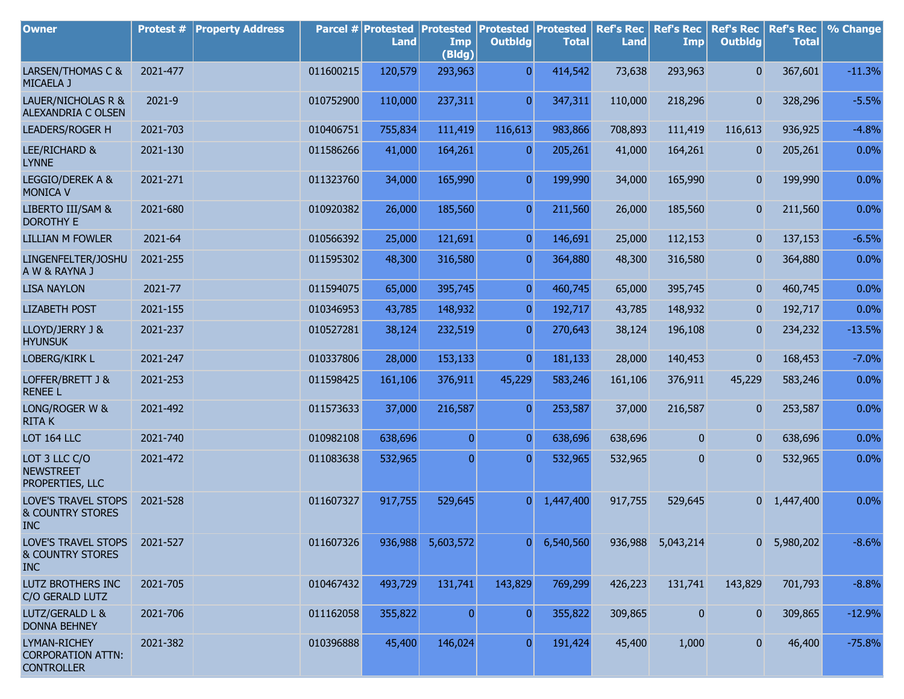| Owner | Protest # | Property Address | Parcel # | Protested Land | Protested Imp (Bldg) | Protested Outbldg | Protested Total | Ref's Rec Land | Ref's Rec Imp | Ref's Rec Outbldg | Ref's Rec Total | % Change |
|---|---|---|---|---|---|---|---|---|---|---|---|---|
| LARSEN/THOMAS C & MICAELA J | 2021-477 | | 011600215 | 120,579 | 293,963 | 0 | 414,542 | 73,638 | 293,963 | 0 | 367,601 | -11.3% |
| LAUER/NICHOLAS R & ALEXANDRIA C OLSEN | 2021-9 | | 010752900 | 110,000 | 237,311 | 0 | 347,311 | 110,000 | 218,296 | 0 | 328,296 | -5.5% |
| LEADERS/ROGER H | 2021-703 | | 010406751 | 755,834 | 111,419 | 116,613 | 983,866 | 708,893 | 111,419 | 116,613 | 936,925 | -4.8% |
| LEE/RICHARD & LYNNE | 2021-130 | | 011586266 | 41,000 | 164,261 | 0 | 205,261 | 41,000 | 164,261 | 0 | 205,261 | 0.0% |
| LEGGIO/DEREK A & MONICA V | 2021-271 | | 011323760 | 34,000 | 165,990 | 0 | 199,990 | 34,000 | 165,990 | 0 | 199,990 | 0.0% |
| LIBERTO III/SAM & DOROTHY E | 2021-680 | | 010920382 | 26,000 | 185,560 | 0 | 211,560 | 26,000 | 185,560 | 0 | 211,560 | 0.0% |
| LILLIAN M FOWLER | 2021-64 | | 010566392 | 25,000 | 121,691 | 0 | 146,691 | 25,000 | 112,153 | 0 | 137,153 | -6.5% |
| LINGENFELTER/JOSHUA W & RAYNA J | 2021-255 | | 011595302 | 48,300 | 316,580 | 0 | 364,880 | 48,300 | 316,580 | 0 | 364,880 | 0.0% |
| LISA NAYLON | 2021-77 | | 011594075 | 65,000 | 395,745 | 0 | 460,745 | 65,000 | 395,745 | 0 | 460,745 | 0.0% |
| LIZABETH POST | 2021-155 | | 010346953 | 43,785 | 148,932 | 0 | 192,717 | 43,785 | 148,932 | 0 | 192,717 | 0.0% |
| LLOYD/JERRY J & HYUNSUK | 2021-237 | | 010527281 | 38,124 | 232,519 | 0 | 270,643 | 38,124 | 196,108 | 0 | 234,232 | -13.5% |
| LOBERG/KIRK L | 2021-247 | | 010337806 | 28,000 | 153,133 | 0 | 181,133 | 28,000 | 140,453 | 0 | 168,453 | -7.0% |
| LOFFER/BRETT J & RENEE L | 2021-253 | | 011598425 | 161,106 | 376,911 | 45,229 | 583,246 | 161,106 | 376,911 | 45,229 | 583,246 | 0.0% |
| LONG/ROGER W & RITA K | 2021-492 | | 011573633 | 37,000 | 216,587 | 0 | 253,587 | 37,000 | 216,587 | 0 | 253,587 | 0.0% |
| LOT 164 LLC | 2021-740 | | 010982108 | 638,696 | 0 | 0 | 638,696 | 638,696 | 0 | 0 | 638,696 | 0.0% |
| LOT 3 LLC C/O NEWSTREET PROPERTIES, LLC | 2021-472 | | 011083638 | 532,965 | 0 | 0 | 532,965 | 532,965 | 0 | 0 | 532,965 | 0.0% |
| LOVE'S TRAVEL STOPS & COUNTRY STORES INC | 2021-528 | | 011607327 | 917,755 | 529,645 | 0 | 1,447,400 | 917,755 | 529,645 | 0 | 1,447,400 | 0.0% |
| LOVE'S TRAVEL STOPS & COUNTRY STORES INC | 2021-527 | | 011607326 | 936,988 | 5,603,572 | 0 | 6,540,560 | 936,988 | 5,043,214 | 0 | 5,980,202 | -8.6% |
| LUTZ BROTHERS INC C/O GERALD LUTZ | 2021-705 | | 010467432 | 493,729 | 131,741 | 143,829 | 769,299 | 426,223 | 131,741 | 143,829 | 701,793 | -8.8% |
| LUTZ/GERALD L & DONNA BEHNEY | 2021-706 | | 011162058 | 355,822 | 0 | 0 | 355,822 | 309,865 | 0 | 0 | 309,865 | -12.9% |
| LYMAN-RICHEY CORPORATION ATTN: CONTROLLER | 2021-382 | | 010396888 | 45,400 | 146,024 | 0 | 191,424 | 45,400 | 1,000 | 0 | 46,400 | -75.8% |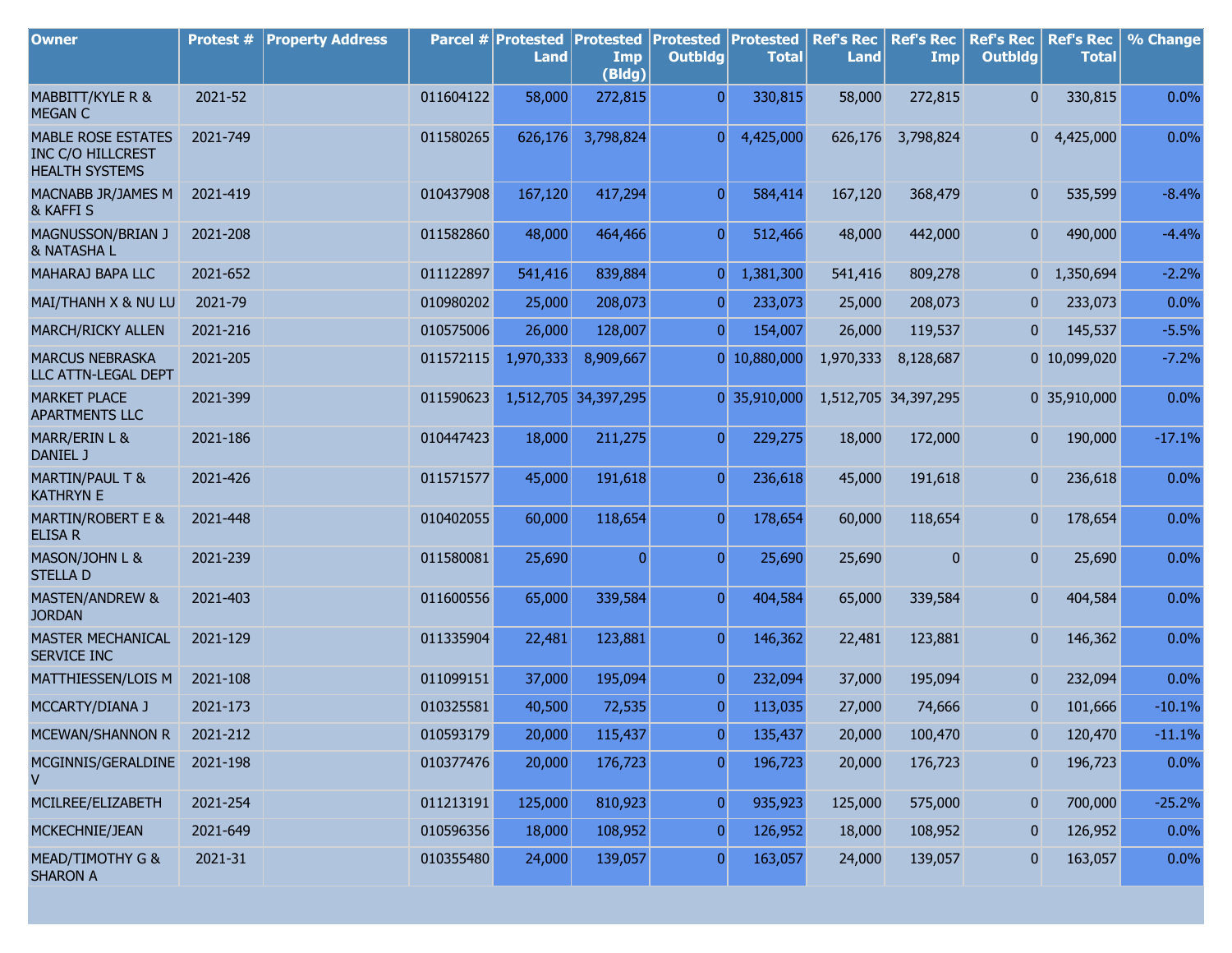| Owner | Protest # | Property Address | Parcel # | Protested Land | Protested Imp (Bldg) | Protested Outbldg | Protested Total | Ref's Rec Land | Ref's Rec Imp | Ref's Rec Outbldg | Ref's Rec Total | % Change |
|---|---|---|---|---|---|---|---|---|---|---|---|---|
| MABBITT/KYLE R & MEGAN C | 2021-52 | | 011604122 | 58,000 | 272,815 | 0 | 330,815 | 58,000 | 272,815 | 0 | 330,815 | 0.0% |
| MABLE ROSE ESTATES INC C/O HILLCREST HEALTH SYSTEMS | 2021-749 | | 011580265 | 626,176 | 3,798,824 | 0 | 4,425,000 | 626,176 | 3,798,824 | 0 | 4,425,000 | 0.0% |
| MACNABB JR/JAMES M & KAFFI S | 2021-419 | | 010437908 | 167,120 | 417,294 | 0 | 584,414 | 167,120 | 368,479 | 0 | 535,599 | -8.4% |
| MAGNUSSON/BRIAN J & NATASHA L | 2021-208 | | 011582860 | 48,000 | 464,466 | 0 | 512,466 | 48,000 | 442,000 | 0 | 490,000 | -4.4% |
| MAHARAJ BAPA LLC | 2021-652 | | 011122897 | 541,416 | 839,884 | 0 | 1,381,300 | 541,416 | 809,278 | 0 | 1,350,694 | -2.2% |
| MAI/THANH X & NU LU | 2021-79 | | 010980202 | 25,000 | 208,073 | 0 | 233,073 | 25,000 | 208,073 | 0 | 233,073 | 0.0% |
| MARCH/RICKY ALLEN | 2021-216 | | 010575006 | 26,000 | 128,007 | 0 | 154,007 | 26,000 | 119,537 | 0 | 145,537 | -5.5% |
| MARCUS NEBRASKA LLC ATTN-LEGAL DEPT | 2021-205 | | 011572115 | 1,970,333 | 8,909,667 | 0 | 10,880,000 | 1,970,333 | 8,128,687 | 0 | 10,099,020 | -7.2% |
| MARKET PLACE APARTMENTS LLC | 2021-399 | | 011590623 | 1,512,705 | 34,397,295 | 0 | 35,910,000 | 1,512,705 | 34,397,295 | 0 | 35,910,000 | 0.0% |
| MARR/ERIN L & DANIEL J | 2021-186 | | 010447423 | 18,000 | 211,275 | 0 | 229,275 | 18,000 | 172,000 | 0 | 190,000 | -17.1% |
| MARTIN/PAUL T & KATHRYN E | 2021-426 | | 011571577 | 45,000 | 191,618 | 0 | 236,618 | 45,000 | 191,618 | 0 | 236,618 | 0.0% |
| MARTIN/ROBERT E & ELISA R | 2021-448 | | 010402055 | 60,000 | 118,654 | 0 | 178,654 | 60,000 | 118,654 | 0 | 178,654 | 0.0% |
| MASON/JOHN L & STELLA D | 2021-239 | | 011580081 | 25,690 | 0 | 0 | 25,690 | 25,690 | 0 | 0 | 25,690 | 0.0% |
| MASTEN/ANDREW & JORDAN | 2021-403 | | 011600556 | 65,000 | 339,584 | 0 | 404,584 | 65,000 | 339,584 | 0 | 404,584 | 0.0% |
| MASTER MECHANICAL SERVICE INC | 2021-129 | | 011335904 | 22,481 | 123,881 | 0 | 146,362 | 22,481 | 123,881 | 0 | 146,362 | 0.0% |
| MATTHIESSEN/LOIS M | 2021-108 | | 011099151 | 37,000 | 195,094 | 0 | 232,094 | 37,000 | 195,094 | 0 | 232,094 | 0.0% |
| MCCARTY/DIANA J | 2021-173 | | 010325581 | 40,500 | 72,535 | 0 | 113,035 | 27,000 | 74,666 | 0 | 101,666 | -10.1% |
| MCEWAN/SHANNON R | 2021-212 | | 010593179 | 20,000 | 115,437 | 0 | 135,437 | 20,000 | 100,470 | 0 | 120,470 | -11.1% |
| MCGINNIS/GERALDINE V | 2021-198 | | 010377476 | 20,000 | 176,723 | 0 | 196,723 | 20,000 | 176,723 | 0 | 196,723 | 0.0% |
| MCILREE/ELIZABETH | 2021-254 | | 011213191 | 125,000 | 810,923 | 0 | 935,923 | 125,000 | 575,000 | 0 | 700,000 | -25.2% |
| MCKECHNIE/JEAN | 2021-649 | | 010596356 | 18,000 | 108,952 | 0 | 126,952 | 18,000 | 108,952 | 0 | 126,952 | 0.0% |
| MEAD/TIMOTHY G & SHARON A | 2021-31 | | 010355480 | 24,000 | 139,057 | 0 | 163,057 | 24,000 | 139,057 | 0 | 163,057 | 0.0% |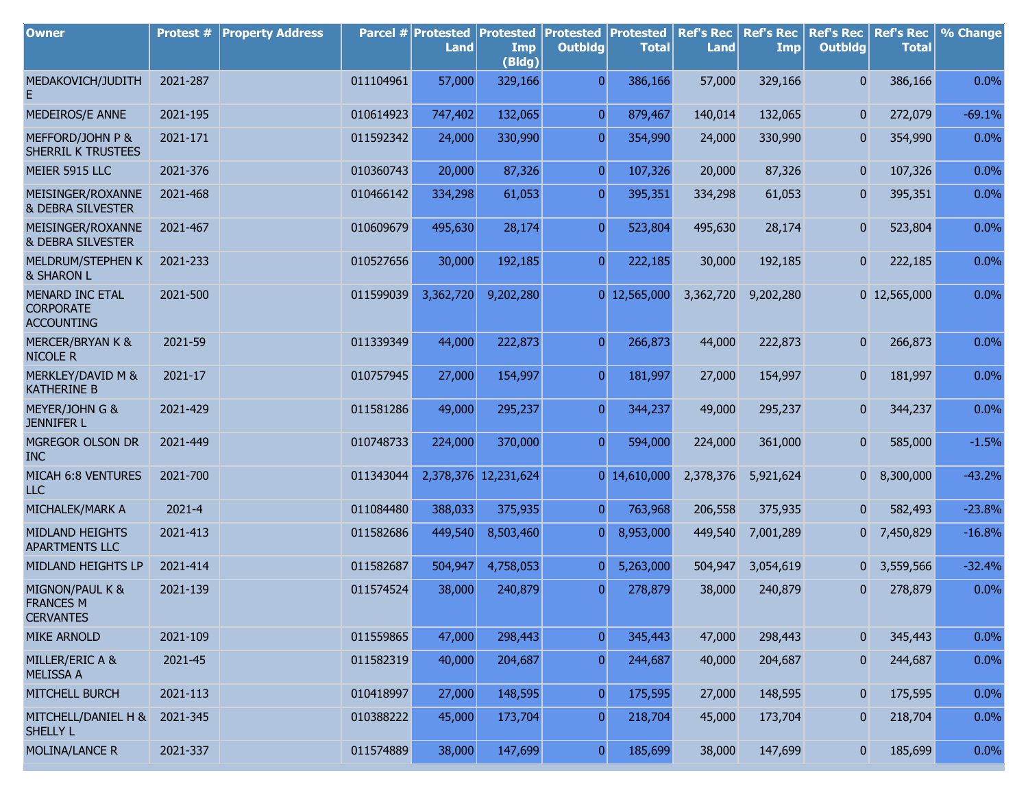| Owner | Protest # | Property Address | Parcel # | Protested Land | Protested Imp (Bldg) | Protested Outbldg | Protested Total | Ref's Rec Land | Ref's Rec Imp | Ref's Rec Outbldg | Ref's Rec Total | % Change |
|---|---|---|---|---|---|---|---|---|---|---|---|---|
| MEDAKOVICH/JUDITH E | 2021-287 | | 011104961 | 57,000 | 329,166 | 0 | 386,166 | 57,000 | 329,166 | 0 | 386,166 | 0.0% |
| MEDEIROS/E ANNE | 2021-195 | | 010614923 | 747,402 | 132,065 | 0 | 879,467 | 140,014 | 132,065 | 0 | 272,079 | -69.1% |
| MEFFORD/JOHN P & SHERRIL K TRUSTEES | 2021-171 | | 011592342 | 24,000 | 330,990 | 0 | 354,990 | 24,000 | 330,990 | 0 | 354,990 | 0.0% |
| MEIER 5915 LLC | 2021-376 | | 010360743 | 20,000 | 87,326 | 0 | 107,326 | 20,000 | 87,326 | 0 | 107,326 | 0.0% |
| MEISINGER/ROXANNE & DEBRA SILVESTER | 2021-468 | | 010466142 | 334,298 | 61,053 | 0 | 395,351 | 334,298 | 61,053 | 0 | 395,351 | 0.0% |
| MEISINGER/ROXANNE & DEBRA SILVESTER | 2021-467 | | 010609679 | 495,630 | 28,174 | 0 | 523,804 | 495,630 | 28,174 | 0 | 523,804 | 0.0% |
| MELDRUM/STEPHEN K & SHARON L | 2021-233 | | 010527656 | 30,000 | 192,185 | 0 | 222,185 | 30,000 | 192,185 | 0 | 222,185 | 0.0% |
| MENARD INC ETAL CORPORATE ACCOUNTING | 2021-500 | | 011599039 | 3,362,720 | 9,202,280 | 0 | 12,565,000 | 3,362,720 | 9,202,280 | 0 | 12,565,000 | 0.0% |
| MERCER/BRYAN K & NICOLE R | 2021-59 | | 011339349 | 44,000 | 222,873 | 0 | 266,873 | 44,000 | 222,873 | 0 | 266,873 | 0.0% |
| MERKLEY/DAVID M & KATHERINE B | 2021-17 | | 010757945 | 27,000 | 154,997 | 0 | 181,997 | 27,000 | 154,997 | 0 | 181,997 | 0.0% |
| MEYER/JOHN G & JENNIFER L | 2021-429 | | 011581286 | 49,000 | 295,237 | 0 | 344,237 | 49,000 | 295,237 | 0 | 344,237 | 0.0% |
| MGREGOR OLSON DR INC | 2021-449 | | 010748733 | 224,000 | 370,000 | 0 | 594,000 | 224,000 | 361,000 | 0 | 585,000 | -1.5% |
| MICAH 6:8 VENTURES LLC | 2021-700 | | 011343044 | 2,378,376 | 12,231,624 | 0 | 14,610,000 | 2,378,376 | 5,921,624 | 0 | 8,300,000 | -43.2% |
| MICHALEK/MARK A | 2021-4 | | 011084480 | 388,033 | 375,935 | 0 | 763,968 | 206,558 | 375,935 | 0 | 582,493 | -23.8% |
| MIDLAND HEIGHTS APARTMENTS LLC | 2021-413 | | 011582686 | 449,540 | 8,503,460 | 0 | 8,953,000 | 449,540 | 7,001,289 | 0 | 7,450,829 | -16.8% |
| MIDLAND HEIGHTS LP | 2021-414 | | 011582687 | 504,947 | 4,758,053 | 0 | 5,263,000 | 504,947 | 3,054,619 | 0 | 3,559,566 | -32.4% |
| MIGNON/PAUL K & FRANCES M CERVANTES | 2021-139 | | 011574524 | 38,000 | 240,879 | 0 | 278,879 | 38,000 | 240,879 | 0 | 278,879 | 0.0% |
| MIKE ARNOLD | 2021-109 | | 011559865 | 47,000 | 298,443 | 0 | 345,443 | 47,000 | 298,443 | 0 | 345,443 | 0.0% |
| MILLER/ERIC A & MELISSA A | 2021-45 | | 011582319 | 40,000 | 204,687 | 0 | 244,687 | 40,000 | 204,687 | 0 | 244,687 | 0.0% |
| MITCHELL BURCH | 2021-113 | | 010418997 | 27,000 | 148,595 | 0 | 175,595 | 27,000 | 148,595 | 0 | 175,595 | 0.0% |
| MITCHELL/DANIEL H & SHELLY L | 2021-345 | | 010388222 | 45,000 | 173,704 | 0 | 218,704 | 45,000 | 173,704 | 0 | 218,704 | 0.0% |
| MOLINA/LANCE R | 2021-337 | | 011574889 | 38,000 | 147,699 | 0 | 185,699 | 38,000 | 147,699 | 0 | 185,699 | 0.0% |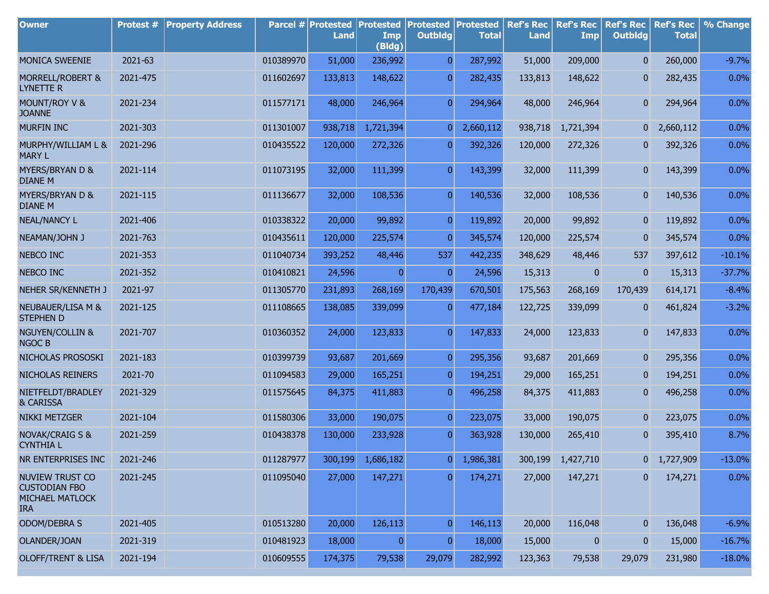| Owner | Protest # | Property Address | Parcel # | Protested Land | Protested Imp (Bldg) | Protested Outbldg | Protested Total | Ref's Rec Land | Ref's Rec Imp | Ref's Rec Outbldg | Ref's Rec Total | % Change |
|---|---|---|---|---|---|---|---|---|---|---|---|---|
| MONICA SWEENIE | 2021-63 | | 010389970 | 51,000 | 236,992 | 0 | 287,992 | 51,000 | 209,000 | 0 | 260,000 | -9.7% |
| MORRELL/ROBERT & LYNETTE R | 2021-475 | | 011602697 | 133,813 | 148,622 | 0 | 282,435 | 133,813 | 148,622 | 0 | 282,435 | 0.0% |
| MOUNT/ROY V & JOANNE | 2021-234 | | 011577171 | 48,000 | 246,964 | 0 | 294,964 | 48,000 | 246,964 | 0 | 294,964 | 0.0% |
| MURFIN INC | 2021-303 | | 011301007 | 938,718 | 1,721,394 | 0 | 2,660,112 | 938,718 | 1,721,394 | 0 | 2,660,112 | 0.0% |
| MURPHY/WILLIAM L & MARY L | 2021-296 | | 010435522 | 120,000 | 272,326 | 0 | 392,326 | 120,000 | 272,326 | 0 | 392,326 | 0.0% |
| MYERS/BRYAN D & DIANE M | 2021-114 | | 011073195 | 32,000 | 111,399 | 0 | 143,399 | 32,000 | 111,399 | 0 | 143,399 | 0.0% |
| MYERS/BRYAN D & DIANE M | 2021-115 | | 011136677 | 32,000 | 108,536 | 0 | 140,536 | 32,000 | 108,536 | 0 | 140,536 | 0.0% |
| NEAL/NANCY L | 2021-406 | | 010338322 | 20,000 | 99,892 | 0 | 119,892 | 20,000 | 99,892 | 0 | 119,892 | 0.0% |
| NEAMAN/JOHN J | 2021-763 | | 010435611 | 120,000 | 225,574 | 0 | 345,574 | 120,000 | 225,574 | 0 | 345,574 | 0.0% |
| NEBCO INC | 2021-353 | | 011040734 | 393,252 | 48,446 | 537 | 442,235 | 348,629 | 48,446 | 537 | 397,612 | -10.1% |
| NEBCO INC | 2021-352 | | 010410821 | 24,596 | 0 | 0 | 24,596 | 15,313 | 0 | 0 | 15,313 | -37.7% |
| NEHER SR/KENNETH J | 2021-97 | | 011305770 | 231,893 | 268,169 | 170,439 | 670,501 | 175,563 | 268,169 | 170,439 | 614,171 | -8.4% |
| NEUBAUER/LISA M & STEPHEN D | 2021-125 | | 011108665 | 138,085 | 339,099 | 0 | 477,184 | 122,725 | 339,099 | 0 | 461,824 | -3.2% |
| NGUYEN/COLLIN & NGOC B | 2021-707 | | 010360352 | 24,000 | 123,833 | 0 | 147,833 | 24,000 | 123,833 | 0 | 147,833 | 0.0% |
| NICHOLAS PROSOSKI | 2021-183 | | 010399739 | 93,687 | 201,669 | 0 | 295,356 | 93,687 | 201,669 | 0 | 295,356 | 0.0% |
| NICHOLAS REINERS | 2021-70 | | 011094583 | 29,000 | 165,251 | 0 | 194,251 | 29,000 | 165,251 | 0 | 194,251 | 0.0% |
| NIETFELDT/BRADLEY & CARISSA | 2021-329 | | 011575645 | 84,375 | 411,883 | 0 | 496,258 | 84,375 | 411,883 | 0 | 496,258 | 0.0% |
| NIKKI METZGER | 2021-104 | | 011580306 | 33,000 | 190,075 | 0 | 223,075 | 33,000 | 190,075 | 0 | 223,075 | 0.0% |
| NOVAK/CRAIG S & CYNTHIA L | 2021-259 | | 010438378 | 130,000 | 233,928 | 0 | 363,928 | 130,000 | 265,410 | 0 | 395,410 | 8.7% |
| NR ENTERPRISES INC | 2021-246 | | 011287977 | 300,199 | 1,686,182 | 0 | 1,986,381 | 300,199 | 1,427,710 | 0 | 1,727,909 | -13.0% |
| NUVIEW TRUST CO CUSTODIAN FBO MICHAEL MATLOCK IRA | 2021-245 | | 011095040 | 27,000 | 147,271 | 0 | 174,271 | 27,000 | 147,271 | 0 | 174,271 | 0.0% |
| ODOM/DEBRA S | 2021-405 | | 010513280 | 20,000 | 126,113 | 0 | 146,113 | 20,000 | 116,048 | 0 | 136,048 | -6.9% |
| OLANDER/JOAN | 2021-319 | | 010481923 | 18,000 | 0 | 0 | 18,000 | 15,000 | 0 | 0 | 15,000 | -16.7% |
| OLOFF/TRENT & LISA | 2021-194 | | 010609555 | 174,375 | 79,538 | 29,079 | 282,992 | 123,363 | 79,538 | 29,079 | 231,980 | -18.0% |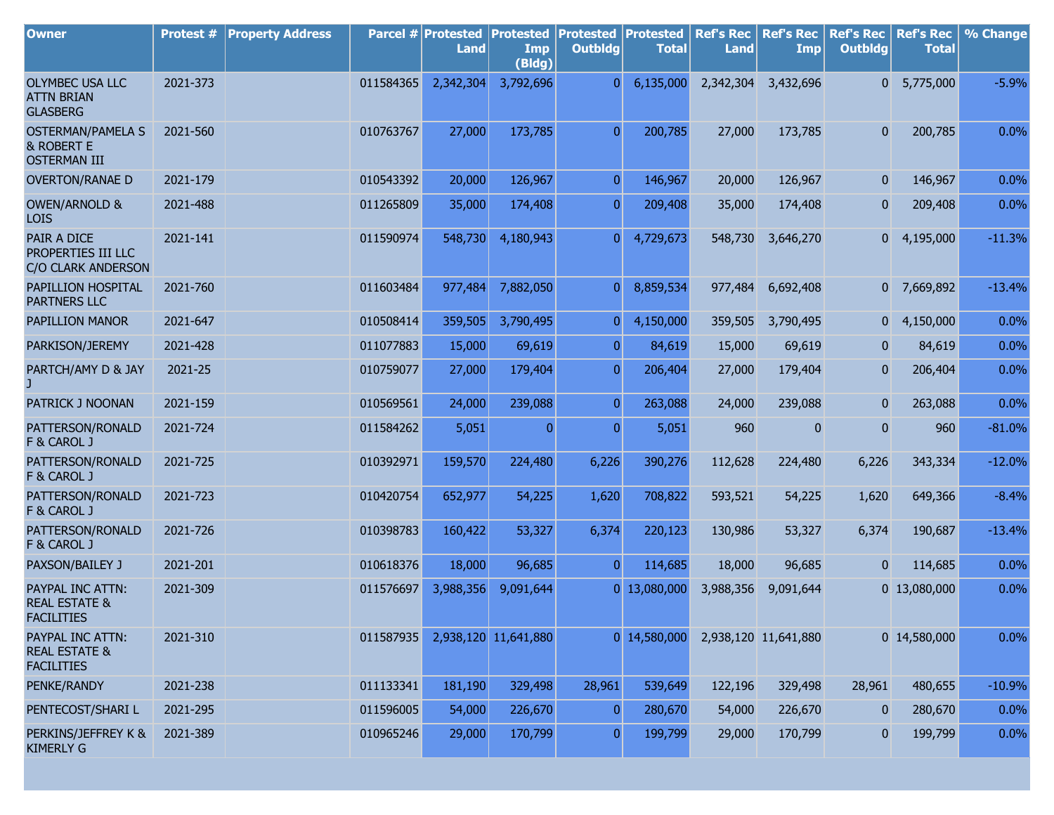| Owner | Protest # | Property Address | Parcel # | Protested Land | Protested Imp (Bldg) | Protested Outbldg | Protested Total | Ref's Rec Land | Ref's Rec Imp | Ref's Rec Outbldg | Ref's Rec Total | % Change |
|---|---|---|---|---|---|---|---|---|---|---|---|---|
| OLYMBEC USA LLC ATTN BRIAN GLASBERG | 2021-373 | | 011584365 | 2,342,304 | 3,792,696 | 0 | 6,135,000 | 2,342,304 | 3,432,696 | 0 | 5,775,000 | -5.9% |
| OSTERMAN/PAMELA S & ROBERT E OSTERMAN III | 2021-560 | | 010763767 | 27,000 | 173,785 | 0 | 200,785 | 27,000 | 173,785 | 0 | 200,785 | 0.0% |
| OVERTON/RANAE D | 2021-179 | | 010543392 | 20,000 | 126,967 | 0 | 146,967 | 20,000 | 126,967 | 0 | 146,967 | 0.0% |
| OWEN/ARNOLD & LOIS | 2021-488 | | 011265809 | 35,000 | 174,408 | 0 | 209,408 | 35,000 | 174,408 | 0 | 209,408 | 0.0% |
| PAIR A DICE PROPERTIES III LLC C/O CLARK ANDERSON | 2021-141 | | 011590974 | 548,730 | 4,180,943 | 0 | 4,729,673 | 548,730 | 3,646,270 | 0 | 4,195,000 | -11.3% |
| PAPILLION HOSPITAL PARTNERS LLC | 2021-760 | | 011603484 | 977,484 | 7,882,050 | 0 | 8,859,534 | 977,484 | 6,692,408 | 0 | 7,669,892 | -13.4% |
| PAPILLION MANOR | 2021-647 | | 010508414 | 359,505 | 3,790,495 | 0 | 4,150,000 | 359,505 | 3,790,495 | 0 | 4,150,000 | 0.0% |
| PARKISON/JEREMY | 2021-428 | | 011077883 | 15,000 | 69,619 | 0 | 84,619 | 15,000 | 69,619 | 0 | 84,619 | 0.0% |
| PARTCH/AMY D & JAY J | 2021-25 | | 010759077 | 27,000 | 179,404 | 0 | 206,404 | 27,000 | 179,404 | 0 | 206,404 | 0.0% |
| PATRICK J NOONAN | 2021-159 | | 010569561 | 24,000 | 239,088 | 0 | 263,088 | 24,000 | 239,088 | 0 | 263,088 | 0.0% |
| PATTERSON/RONALD F & CAROL J | 2021-724 | | 011584262 | 5,051 | 0 | 0 | 5,051 | 960 | 0 | 0 | 960 | -81.0% |
| PATTERSON/RONALD F & CAROL J | 2021-725 | | 010392971 | 159,570 | 224,480 | 6,226 | 390,276 | 112,628 | 224,480 | 6,226 | 343,334 | -12.0% |
| PATTERSON/RONALD F & CAROL J | 2021-723 | | 010420754 | 652,977 | 54,225 | 1,620 | 708,822 | 593,521 | 54,225 | 1,620 | 649,366 | -8.4% |
| PATTERSON/RONALD F & CAROL J | 2021-726 | | 010398783 | 160,422 | 53,327 | 6,374 | 220,123 | 130,986 | 53,327 | 6,374 | 190,687 | -13.4% |
| PAXSON/BAILEY J | 2021-201 | | 010618376 | 18,000 | 96,685 | 0 | 114,685 | 18,000 | 96,685 | 0 | 114,685 | 0.0% |
| PAYPAL INC ATTN: REAL ESTATE & FACILITIES | 2021-309 | | 011576697 | 3,988,356 | 9,091,644 | 0 | 13,080,000 | 3,988,356 | 9,091,644 | 0 | 13,080,000 | 0.0% |
| PAYPAL INC ATTN: REAL ESTATE & FACILITIES | 2021-310 | | 011587935 | 2,938,120 | 11,641,880 | 0 | 14,580,000 | 2,938,120 | 11,641,880 | 0 | 14,580,000 | 0.0% |
| PENKE/RANDY | 2021-238 | | 011133341 | 181,190 | 329,498 | 28,961 | 539,649 | 122,196 | 329,498 | 28,961 | 480,655 | -10.9% |
| PENTECOST/SHARI L | 2021-295 | | 011596005 | 54,000 | 226,670 | 0 | 280,670 | 54,000 | 226,670 | 0 | 280,670 | 0.0% |
| PERKINS/JEFFREY K & KIMERLY G | 2021-389 | | 010965246 | 29,000 | 170,799 | 0 | 199,799 | 29,000 | 170,799 | 0 | 199,799 | 0.0% |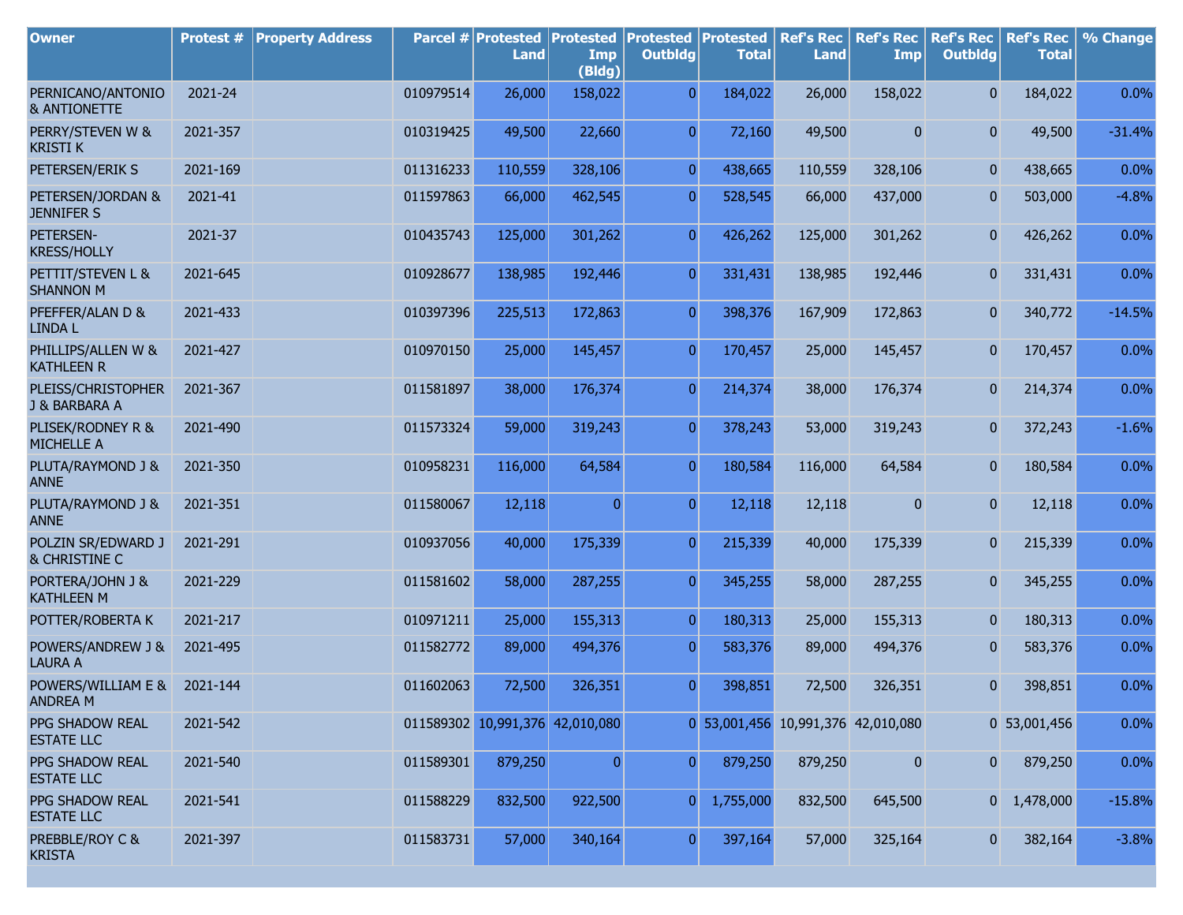| Owner | Protest # | Property Address | Parcel # | Protested Land | Protested Imp (Bldg) | Protested Outbldg | Protested Total | Ref's Rec Land | Ref's Rec Imp | Ref's Rec Outbldg | Ref's Rec Total | % Change |
|---|---|---|---|---|---|---|---|---|---|---|---|---|
| PERNICANO/ANTONIO & ANTIONETTE | 2021-24 | | 010979514 | 26,000 | 158,022 | 0 | 184,022 | 26,000 | 158,022 | 0 | 184,022 | 0.0% |
| PERRY/STEVEN W & KRISTI K | 2021-357 | | 010319425 | 49,500 | 22,660 | 0 | 72,160 | 49,500 | 0 | 0 | 49,500 | -31.4% |
| PETERSEN/ERIK S | 2021-169 | | 011316233 | 110,559 | 328,106 | 0 | 438,665 | 110,559 | 328,106 | 0 | 438,665 | 0.0% |
| PETERSEN/JORDAN & JENNIFER S | 2021-41 | | 011597863 | 66,000 | 462,545 | 0 | 528,545 | 66,000 | 437,000 | 0 | 503,000 | -4.8% |
| PETERSEN-KRESS/HOLLY | 2021-37 | | 010435743 | 125,000 | 301,262 | 0 | 426,262 | 125,000 | 301,262 | 0 | 426,262 | 0.0% |
| PETTIT/STEVEN L & SHANNON M | 2021-645 | | 010928677 | 138,985 | 192,446 | 0 | 331,431 | 138,985 | 192,446 | 0 | 331,431 | 0.0% |
| PFEFFER/ALAN D & LINDA L | 2021-433 | | 010397396 | 225,513 | 172,863 | 0 | 398,376 | 167,909 | 172,863 | 0 | 340,772 | -14.5% |
| PHILLIPS/ALLEN W & KATHLEEN R | 2021-427 | | 010970150 | 25,000 | 145,457 | 0 | 170,457 | 25,000 | 145,457 | 0 | 170,457 | 0.0% |
| PLEISS/CHRISTOPHER J & BARBARA A | 2021-367 | | 011581897 | 38,000 | 176,374 | 0 | 214,374 | 38,000 | 176,374 | 0 | 214,374 | 0.0% |
| PLISEK/RODNEY R & MICHELLE A | 2021-490 | | 011573324 | 59,000 | 319,243 | 0 | 378,243 | 53,000 | 319,243 | 0 | 372,243 | -1.6% |
| PLUTA/RAYMOND J & ANNE | 2021-350 | | 010958231 | 116,000 | 64,584 | 0 | 180,584 | 116,000 | 64,584 | 0 | 180,584 | 0.0% |
| PLUTA/RAYMOND J & ANNE | 2021-351 | | 011580067 | 12,118 | 0 | 0 | 12,118 | 12,118 | 0 | 0 | 12,118 | 0.0% |
| POLZIN SR/EDWARD J & CHRISTINE C | 2021-291 | | 010937056 | 40,000 | 175,339 | 0 | 215,339 | 40,000 | 175,339 | 0 | 215,339 | 0.0% |
| PORTERA/JOHN J & KATHLEEN M | 2021-229 | | 011581602 | 58,000 | 287,255 | 0 | 345,255 | 58,000 | 287,255 | 0 | 345,255 | 0.0% |
| POTTER/ROBERTA K | 2021-217 | | 010971211 | 25,000 | 155,313 | 0 | 180,313 | 25,000 | 155,313 | 0 | 180,313 | 0.0% |
| POWERS/ANDREW J & LAURA A | 2021-495 | | 011582772 | 89,000 | 494,376 | 0 | 583,376 | 89,000 | 494,376 | 0 | 583,376 | 0.0% |
| POWERS/WILLIAM E & ANDREA M | 2021-144 | | 011602063 | 72,500 | 326,351 | 0 | 398,851 | 72,500 | 326,351 | 0 | 398,851 | 0.0% |
| PPG SHADOW REAL ESTATE LLC | 2021-542 | | 011589302 | 10,991,376 | 42,010,080 | 0 | 53,001,456 | 10,991,376 | 42,010,080 | 0 | 53,001,456 | 0.0% |
| PPG SHADOW REAL ESTATE LLC | 2021-540 | | 011589301 | 879,250 | 0 | 0 | 879,250 | 879,250 | 0 | 0 | 879,250 | 0.0% |
| PPG SHADOW REAL ESTATE LLC | 2021-541 | | 011588229 | 832,500 | 922,500 | 0 | 1,755,000 | 832,500 | 645,500 | 0 | 1,478,000 | -15.8% |
| PREBBLE/ROY C & KRISTA | 2021-397 | | 011583731 | 57,000 | 340,164 | 0 | 397,164 | 57,000 | 325,164 | 0 | 382,164 | -3.8% |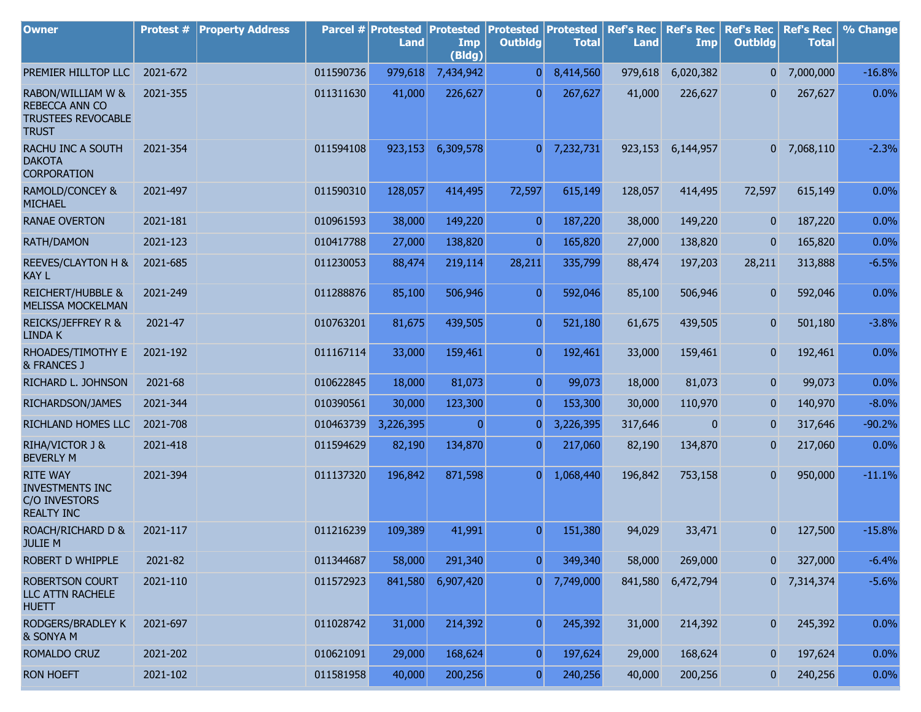| Owner | Protest # | Property Address | Parcel # | Protested Land | Protested Imp (Bldg) | Protested Outbldg | Protested Total | Ref's Rec Land | Ref's Rec Imp | Ref's Rec Outbldg | Ref's Rec Total | % Change |
|---|---|---|---|---|---|---|---|---|---|---|---|---|
| PREMIER HILLTOP LLC | 2021-672 | | 011590736 | 979,618 | 7,434,942 | 0 | 8,414,560 | 979,618 | 6,020,382 | 0 | 7,000,000 | -16.8% |
| RABON/WILLIAM W & REBECCA ANN CO TRUSTEES REVOCABLE TRUST | 2021-355 | | 011311630 | 41,000 | 226,627 | 0 | 267,627 | 41,000 | 226,627 | 0 | 267,627 | 0.0% |
| RACHU INC A SOUTH DAKOTA CORPORATION | 2021-354 | | 011594108 | 923,153 | 6,309,578 | 0 | 7,232,731 | 923,153 | 6,144,957 | 0 | 7,068,110 | -2.3% |
| RAMOLD/CONCEY & MICHAEL | 2021-497 | | 011590310 | 128,057 | 414,495 | 72,597 | 615,149 | 128,057 | 414,495 | 72,597 | 615,149 | 0.0% |
| RANAE OVERTON | 2021-181 | | 010961593 | 38,000 | 149,220 | 0 | 187,220 | 38,000 | 149,220 | 0 | 187,220 | 0.0% |
| RATH/DAMON | 2021-123 | | 010417788 | 27,000 | 138,820 | 0 | 165,820 | 27,000 | 138,820 | 0 | 165,820 | 0.0% |
| REEVES/CLAYTON H & KAY L | 2021-685 | | 011230053 | 88,474 | 219,114 | 28,211 | 335,799 | 88,474 | 197,203 | 28,211 | 313,888 | -6.5% |
| REICHERT/HUBBLE & MELISSA MOCKELMAN | 2021-249 | | 011288876 | 85,100 | 506,946 | 0 | 592,046 | 85,100 | 506,946 | 0 | 592,046 | 0.0% |
| REICKS/JEFFREY R & LINDA K | 2021-47 | | 010763201 | 81,675 | 439,505 | 0 | 521,180 | 61,675 | 439,505 | 0 | 501,180 | -3.8% |
| RHOADES/TIMOTHY E & FRANCES J | 2021-192 | | 011167114 | 33,000 | 159,461 | 0 | 192,461 | 33,000 | 159,461 | 0 | 192,461 | 0.0% |
| RICHARD L. JOHNSON | 2021-68 | | 010622845 | 18,000 | 81,073 | 0 | 99,073 | 18,000 | 81,073 | 0 | 99,073 | 0.0% |
| RICHARDSON/JAMES | 2021-344 | | 010390561 | 30,000 | 123,300 | 0 | 153,300 | 30,000 | 110,970 | 0 | 140,970 | -8.0% |
| RICHLAND HOMES LLC | 2021-708 | | 010463739 | 3,226,395 | 0 | 0 | 3,226,395 | 317,646 | 0 | 0 | 317,646 | -90.2% |
| RIHA/VICTOR J & BEVERLY M | 2021-418 | | 011594629 | 82,190 | 134,870 | 0 | 217,060 | 82,190 | 134,870 | 0 | 217,060 | 0.0% |
| RITE WAY INVESTMENTS INC C/O INVESTORS REALTY INC | 2021-394 | | 011137320 | 196,842 | 871,598 | 0 | 1,068,440 | 196,842 | 753,158 | 0 | 950,000 | -11.1% |
| ROACH/RICHARD D & JULIE M | 2021-117 | | 011216239 | 109,389 | 41,991 | 0 | 151,380 | 94,029 | 33,471 | 0 | 127,500 | -15.8% |
| ROBERT D WHIPPLE | 2021-82 | | 011344687 | 58,000 | 291,340 | 0 | 349,340 | 58,000 | 269,000 | 0 | 327,000 | -6.4% |
| ROBERTSON COURT LLC ATTN RACHELE HUETT | 2021-110 | | 011572923 | 841,580 | 6,907,420 | 0 | 7,749,000 | 841,580 | 6,472,794 | 0 | 7,314,374 | -5.6% |
| RODGERS/BRADLEY K & SONYA M | 2021-697 | | 011028742 | 31,000 | 214,392 | 0 | 245,392 | 31,000 | 214,392 | 0 | 245,392 | 0.0% |
| ROMALDO CRUZ | 2021-202 | | 010621091 | 29,000 | 168,624 | 0 | 197,624 | 29,000 | 168,624 | 0 | 197,624 | 0.0% |
| RON HOEFT | 2021-102 | | 011581958 | 40,000 | 200,256 | 0 | 240,256 | 40,000 | 200,256 | 0 | 240,256 | 0.0% |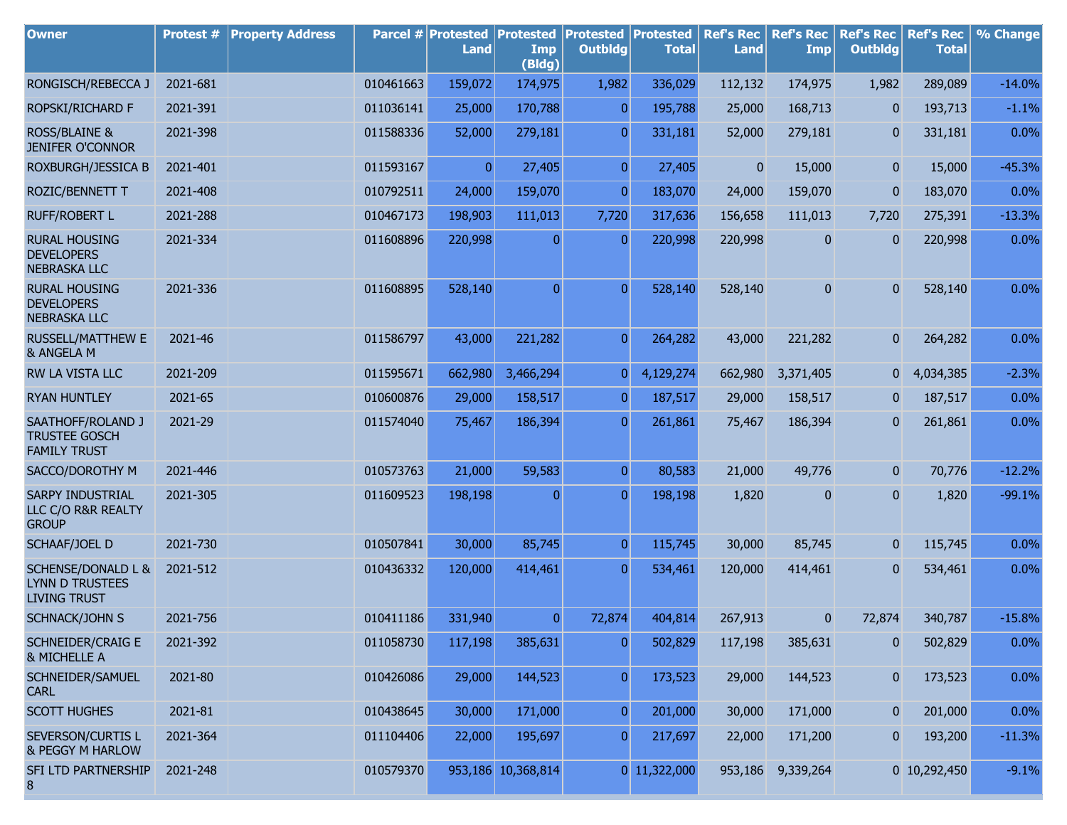| Owner | Protest # | Property Address | Parcel # | Protested Land | Protested Imp (Bldg) | Protested Outbldg | Protested Total | Ref's Rec Land | Ref's Rec Imp | Ref's Rec Outbldg | Ref's Rec Total | % Change |
|---|---|---|---|---|---|---|---|---|---|---|---|---|
| RONGISCH/REBECCA J | 2021-681 | | 010461663 | 159,072 | 174,975 | 1,982 | 336,029 | 112,132 | 174,975 | 1,982 | 289,089 | -14.0% |
| ROPSKI/RICHARD F | 2021-391 | | 011036141 | 25,000 | 170,788 | 0 | 195,788 | 25,000 | 168,713 | 0 | 193,713 | -1.1% |
| ROSS/BLAINE & JENIFER O'CONNOR | 2021-398 | | 011588336 | 52,000 | 279,181 | 0 | 331,181 | 52,000 | 279,181 | 0 | 331,181 | 0.0% |
| ROXBURGH/JESSICA B | 2021-401 | | 011593167 | 0 | 27,405 | 0 | 27,405 | 0 | 15,000 | 0 | 15,000 | -45.3% |
| ROZIC/BENNETT T | 2021-408 | | 010792511 | 24,000 | 159,070 | 0 | 183,070 | 24,000 | 159,070 | 0 | 183,070 | 0.0% |
| RUFF/ROBERT L | 2021-288 | | 010467173 | 198,903 | 111,013 | 7,720 | 317,636 | 156,658 | 111,013 | 7,720 | 275,391 | -13.3% |
| RURAL HOUSING DEVELOPERS NEBRASKA LLC | 2021-334 | | 011608896 | 220,998 | 0 | 0 | 220,998 | 220,998 | 0 | 0 | 220,998 | 0.0% |
| RURAL HOUSING DEVELOPERS NEBRASKA LLC | 2021-336 | | 011608895 | 528,140 | 0 | 0 | 528,140 | 528,140 | 0 | 0 | 528,140 | 0.0% |
| RUSSELL/MATTHEW E & ANGELA M | 2021-46 | | 011586797 | 43,000 | 221,282 | 0 | 264,282 | 43,000 | 221,282 | 0 | 264,282 | 0.0% |
| RW LA VISTA LLC | 2021-209 | | 011595671 | 662,980 | 3,466,294 | 0 | 4,129,274 | 662,980 | 3,371,405 | 0 | 4,034,385 | -2.3% |
| RYAN HUNTLEY | 2021-65 | | 010600876 | 29,000 | 158,517 | 0 | 187,517 | 29,000 | 158,517 | 0 | 187,517 | 0.0% |
| SAATHOFF/ROLAND J TRUSTEE GOSCH FAMILY TRUST | 2021-29 | | 011574040 | 75,467 | 186,394 | 0 | 261,861 | 75,467 | 186,394 | 0 | 261,861 | 0.0% |
| SACCO/DOROTHY M | 2021-446 | | 010573763 | 21,000 | 59,583 | 0 | 80,583 | 21,000 | 49,776 | 0 | 70,776 | -12.2% |
| SARPY INDUSTRIAL LLC C/O R&R REALTY GROUP | 2021-305 | | 011609523 | 198,198 | 0 | 0 | 198,198 | 1,820 | 0 | 0 | 1,820 | -99.1% |
| SCHAAF/JOEL D | 2021-730 | | 010507841 | 30,000 | 85,745 | 0 | 115,745 | 30,000 | 85,745 | 0 | 115,745 | 0.0% |
| SCHENSE/DONALD L & LYNN D TRUSTEES LIVING TRUST | 2021-512 | | 010436332 | 120,000 | 414,461 | 0 | 534,461 | 120,000 | 414,461 | 0 | 534,461 | 0.0% |
| SCHNACK/JOHN S | 2021-756 | | 010411186 | 331,940 | 0 | 72,874 | 404,814 | 267,913 | 0 | 72,874 | 340,787 | -15.8% |
| SCHNEIDER/CRAIG E & MICHELLE A | 2021-392 | | 011058730 | 117,198 | 385,631 | 0 | 502,829 | 117,198 | 385,631 | 0 | 502,829 | 0.0% |
| SCHNEIDER/SAMUEL CARL | 2021-80 | | 010426086 | 29,000 | 144,523 | 0 | 173,523 | 29,000 | 144,523 | 0 | 173,523 | 0.0% |
| SCOTT HUGHES | 2021-81 | | 010438645 | 30,000 | 171,000 | 0 | 201,000 | 30,000 | 171,000 | 0 | 201,000 | 0.0% |
| SEVERSON/CURTIS L & PEGGY M HARLOW | 2021-364 | | 011104406 | 22,000 | 195,697 | 0 | 217,697 | 22,000 | 171,200 | 0 | 193,200 | -11.3% |
| SFI LTD PARTNERSHIP 8 | 2021-248 | | 010579370 | 953,186 | 10,368,814 | 0 | 11,322,000 | 953,186 | 9,339,264 | 0 | 10,292,450 | -9.1% |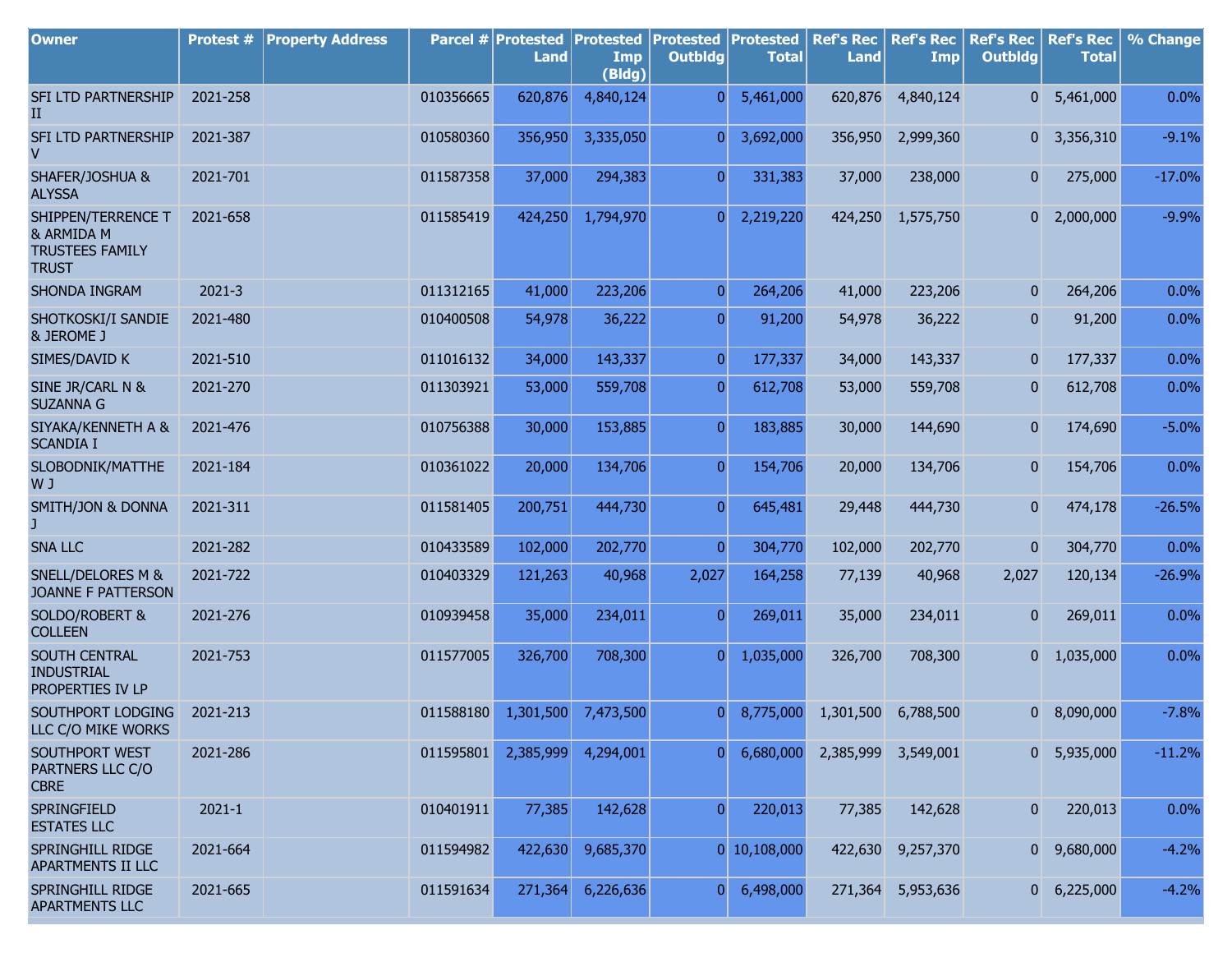| Owner | Protest # | Property Address | Parcel # | Protested Land | Protested Imp (Bldg) | Protested Outbldg | Protested Total | Ref's Rec Land | Ref's Rec Imp | Ref's Rec Outbldg | Ref's Rec Total | % Change |
|---|---|---|---|---|---|---|---|---|---|---|---|---|
| SFI LTD PARTNERSHIP II | 2021-258 | | 010356665 | 620,876 | 4,840,124 | 0 | 5,461,000 | 620,876 | 4,840,124 | 0 | 5,461,000 | 0.0% |
| SFI LTD PARTNERSHIP V | 2021-387 | | 010580360 | 356,950 | 3,335,050 | 0 | 3,692,000 | 356,950 | 2,999,360 | 0 | 3,356,310 | -9.1% |
| SHAFER/JOSHUA & ALYSSA | 2021-701 | | 011587358 | 37,000 | 294,383 | 0 | 331,383 | 37,000 | 238,000 | 0 | 275,000 | -17.0% |
| SHIPPEN/TERRENCE T & ARMIDA M TRUSTEES FAMILY TRUST | 2021-658 | | 011585419 | 424,250 | 1,794,970 | 0 | 2,219,220 | 424,250 | 1,575,750 | 0 | 2,000,000 | -9.9% |
| SHONDA INGRAM | 2021-3 | | 011312165 | 41,000 | 223,206 | 0 | 264,206 | 41,000 | 223,206 | 0 | 264,206 | 0.0% |
| SHOTKOSKI/I SANDIE & JEROME J | 2021-480 | | 010400508 | 54,978 | 36,222 | 0 | 91,200 | 54,978 | 36,222 | 0 | 91,200 | 0.0% |
| SIMES/DAVID K | 2021-510 | | 011016132 | 34,000 | 143,337 | 0 | 177,337 | 34,000 | 143,337 | 0 | 177,337 | 0.0% |
| SINE JR/CARL N & SUZANNA G | 2021-270 | | 011303921 | 53,000 | 559,708 | 0 | 612,708 | 53,000 | 559,708 | 0 | 612,708 | 0.0% |
| SIYAKA/KENNETH A & SCANDIA I | 2021-476 | | 010756388 | 30,000 | 153,885 | 0 | 183,885 | 30,000 | 144,690 | 0 | 174,690 | -5.0% |
| SLOBODNIK/MATTHEW J | 2021-184 | | 010361022 | 20,000 | 134,706 | 0 | 154,706 | 20,000 | 134,706 | 0 | 154,706 | 0.0% |
| SMITH/JON & DONNA J | 2021-311 | | 011581405 | 200,751 | 444,730 | 0 | 645,481 | 29,448 | 444,730 | 0 | 474,178 | -26.5% |
| SNA LLC | 2021-282 | | 010433589 | 102,000 | 202,770 | 0 | 304,770 | 102,000 | 202,770 | 0 | 304,770 | 0.0% |
| SNELL/DELORES M & JOANNE F PATTERSON | 2021-722 | | 010403329 | 121,263 | 40,968 | 2,027 | 164,258 | 77,139 | 40,968 | 2,027 | 120,134 | -26.9% |
| SOLDO/ROBERT & COLLEEN | 2021-276 | | 010939458 | 35,000 | 234,011 | 0 | 269,011 | 35,000 | 234,011 | 0 | 269,011 | 0.0% |
| SOUTH CENTRAL INDUSTRIAL PROPERTIES IV LP | 2021-753 | | 011577005 | 326,700 | 708,300 | 0 | 1,035,000 | 326,700 | 708,300 | 0 | 1,035,000 | 0.0% |
| SOUTHPORT LODGING LLC C/O MIKE WORKS | 2021-213 | | 011588180 | 1,301,500 | 7,473,500 | 0 | 8,775,000 | 1,301,500 | 6,788,500 | 0 | 8,090,000 | -7.8% |
| SOUTHPORT WEST PARTNERS LLC C/O CBRE | 2021-286 | | 011595801 | 2,385,999 | 4,294,001 | 0 | 6,680,000 | 2,385,999 | 3,549,001 | 0 | 5,935,000 | -11.2% |
| SPRINGFIELD ESTATES LLC | 2021-1 | | 010401911 | 77,385 | 142,628 | 0 | 220,013 | 77,385 | 142,628 | 0 | 220,013 | 0.0% |
| SPRINGHILL RIDGE APARTMENTS II LLC | 2021-664 | | 011594982 | 422,630 | 9,685,370 | 0 | 10,108,000 | 422,630 | 9,257,370 | 0 | 9,680,000 | -4.2% |
| SPRINGHILL RIDGE APARTMENTS LLC | 2021-665 | | 011591634 | 271,364 | 6,226,636 | 0 | 6,498,000 | 271,364 | 5,953,636 | 0 | 6,225,000 | -4.2% |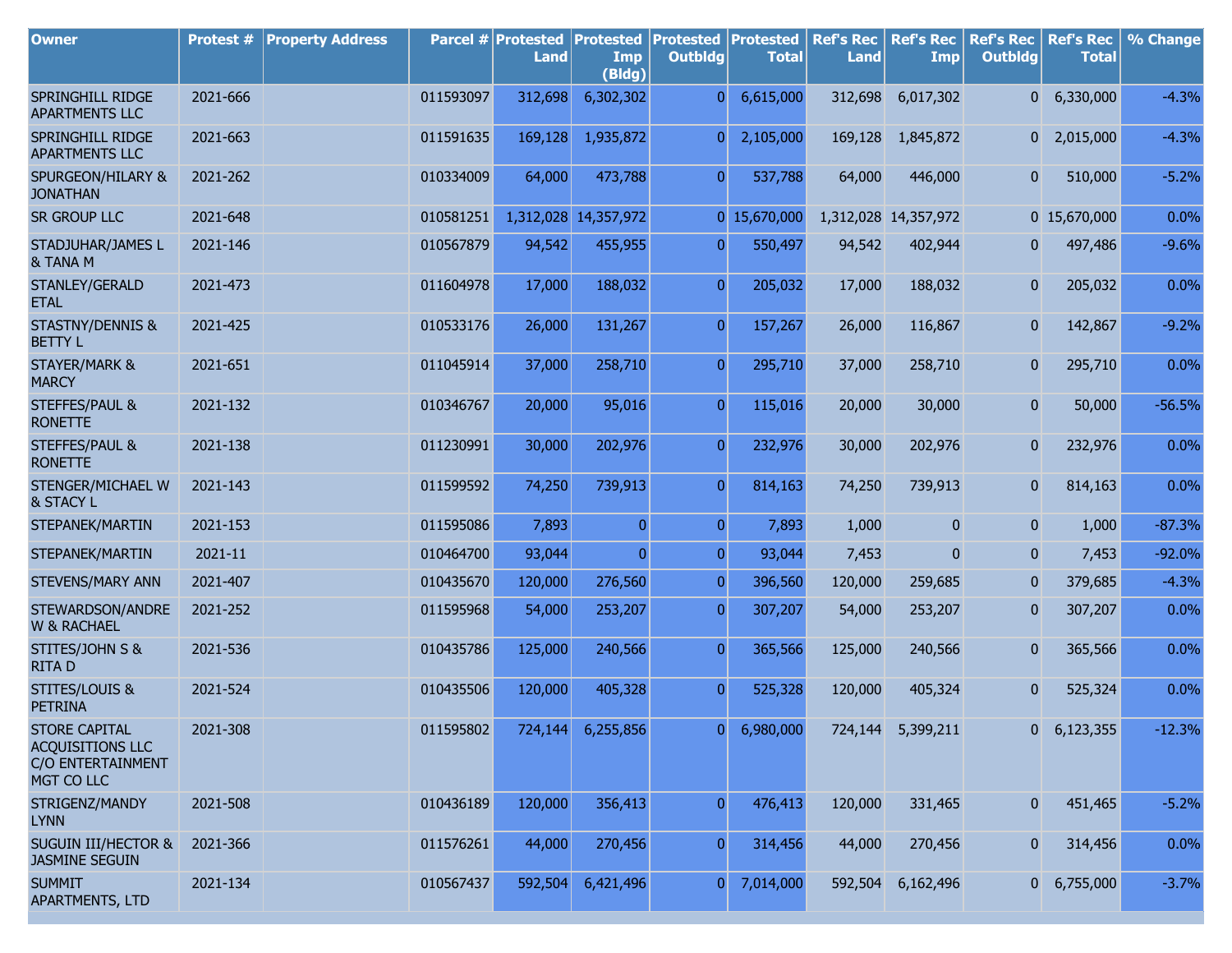| Owner | Protest # | Property Address | Parcel # | Protested Land | Protested Imp (Bldg) | Protested Outbldg | Protested Total | Ref's Rec Land | Ref's Rec Imp | Ref's Rec Outbldg | Ref's Rec Total | % Change |
|---|---|---|---|---|---|---|---|---|---|---|---|---|
| SPRINGHILL RIDGE APARTMENTS LLC | 2021-666 | | 011593097 | 312,698 | 6,302,302 | 0 | 6,615,000 | 312,698 | 6,017,302 | 0 | 6,330,000 | -4.3% |
| SPRINGHILL RIDGE APARTMENTS LLC | 2021-663 | | 011591635 | 169,128 | 1,935,872 | 0 | 2,105,000 | 169,128 | 1,845,872 | 0 | 2,015,000 | -4.3% |
| SPURGEON/HILARY & JONATHAN | 2021-262 | | 010334009 | 64,000 | 473,788 | 0 | 537,788 | 64,000 | 446,000 | 0 | 510,000 | -5.2% |
| SR GROUP LLC | 2021-648 | | 010581251 | 1,312,028 | 14,357,972 | 0 | 15,670,000 | 1,312,028 | 14,357,972 | 0 | 15,670,000 | 0.0% |
| STADJUHAR/JAMES L & TANA M | 2021-146 | | 010567879 | 94,542 | 455,955 | 0 | 550,497 | 94,542 | 402,944 | 0 | 497,486 | -9.6% |
| STANLEY/GERALD ETAL | 2021-473 | | 011604978 | 17,000 | 188,032 | 0 | 205,032 | 17,000 | 188,032 | 0 | 205,032 | 0.0% |
| STASTNY/DENNIS & BETTY L | 2021-425 | | 010533176 | 26,000 | 131,267 | 0 | 157,267 | 26,000 | 116,867 | 0 | 142,867 | -9.2% |
| STAYER/MARK & MARCY | 2021-651 | | 011045914 | 37,000 | 258,710 | 0 | 295,710 | 37,000 | 258,710 | 0 | 295,710 | 0.0% |
| STEFFES/PAUL & RONETTE | 2021-132 | | 010346767 | 20,000 | 95,016 | 0 | 115,016 | 20,000 | 30,000 | 0 | 50,000 | -56.5% |
| STEFFES/PAUL & RONETTE | 2021-138 | | 011230991 | 30,000 | 202,976 | 0 | 232,976 | 30,000 | 202,976 | 0 | 232,976 | 0.0% |
| STENGER/MICHAEL W & STACY L | 2021-143 | | 011599592 | 74,250 | 739,913 | 0 | 814,163 | 74,250 | 739,913 | 0 | 814,163 | 0.0% |
| STEPANEK/MARTIN | 2021-153 | | 011595086 | 7,893 | 0 | 0 | 7,893 | 1,000 | 0 | 0 | 1,000 | -87.3% |
| STEPANEK/MARTIN | 2021-11 | | 010464700 | 93,044 | 0 | 0 | 93,044 | 7,453 | 0 | 0 | 7,453 | -92.0% |
| STEVENS/MARY ANN | 2021-407 | | 010435670 | 120,000 | 276,560 | 0 | 396,560 | 120,000 | 259,685 | 0 | 379,685 | -4.3% |
| STEWARDSON/ANDREW & RACHAEL | 2021-252 | | 011595968 | 54,000 | 253,207 | 0 | 307,207 | 54,000 | 253,207 | 0 | 307,207 | 0.0% |
| STITES/JOHN S & RITA D | 2021-536 | | 010435786 | 125,000 | 240,566 | 0 | 365,566 | 125,000 | 240,566 | 0 | 365,566 | 0.0% |
| STITES/LOUIS & PETRINA | 2021-524 | | 010435506 | 120,000 | 405,328 | 0 | 525,328 | 120,000 | 405,324 | 0 | 525,324 | 0.0% |
| STORE CAPITAL ACQUISITIONS LLC C/O ENTERTAINMENT MGT CO LLC | 2021-308 | | 011595802 | 724,144 | 6,255,856 | 0 | 6,980,000 | 724,144 | 5,399,211 | 0 | 6,123,355 | -12.3% |
| STRIGENZ/MANDY LYNN | 2021-508 | | 010436189 | 120,000 | 356,413 | 0 | 476,413 | 120,000 | 331,465 | 0 | 451,465 | -5.2% |
| SUGUIN III/HECTOR & JASMINE SEGUIN | 2021-366 | | 011576261 | 44,000 | 270,456 | 0 | 314,456 | 44,000 | 270,456 | 0 | 314,456 | 0.0% |
| SUMMIT APARTMENTS, LTD | 2021-134 | | 010567437 | 592,504 | 6,421,496 | 0 | 7,014,000 | 592,504 | 6,162,496 | 0 | 6,755,000 | -3.7% |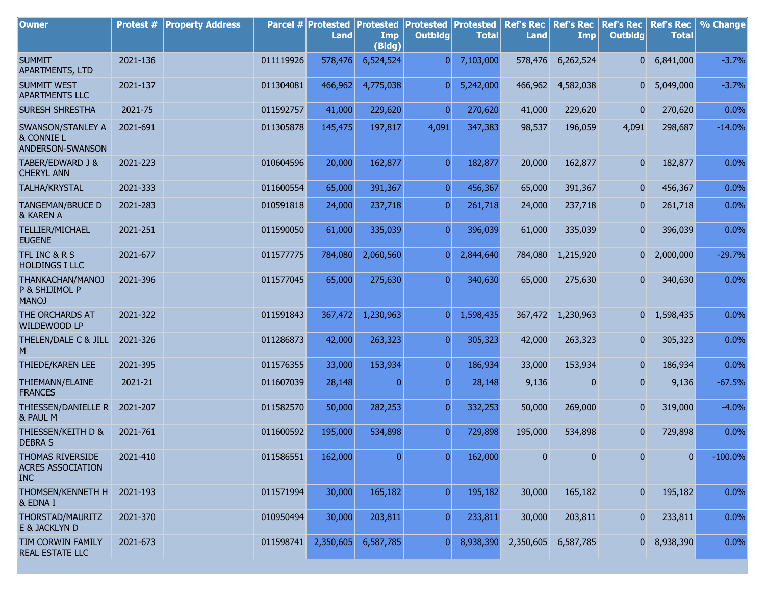| Owner | Protest # | Property Address | Parcel # | Protested Land | Protested Imp (Bldg) | Protested Outbldg | Protested Total | Ref's Rec Land | Ref's Rec Imp | Ref's Rec Outbldg | Ref's Rec Total | % Change |
|---|---|---|---|---|---|---|---|---|---|---|---|---|
| SUMMIT APARTMENTS, LTD | 2021-136 | | 011119926 | 578,476 | 6,524,524 | 0 | 7,103,000 | 578,476 | 6,262,524 | 0 | 6,841,000 | -3.7% |
| SUMMIT WEST APARTMENTS LLC | 2021-137 | | 011304081 | 466,962 | 4,775,038 | 0 | 5,242,000 | 466,962 | 4,582,038 | 0 | 5,049,000 | -3.7% |
| SURESH SHRESTHA | 2021-75 | | 011592757 | 41,000 | 229,620 | 0 | 270,620 | 41,000 | 229,620 | 0 | 270,620 | 0.0% |
| SWANSON/STANLEY A & CONNIE L ANDERSON-SWANSON | 2021-691 | | 011305878 | 145,475 | 197,817 | 4,091 | 347,383 | 98,537 | 196,059 | 4,091 | 298,687 | -14.0% |
| TABER/EDWARD J & CHERYL ANN | 2021-223 | | 010604596 | 20,000 | 162,877 | 0 | 182,877 | 20,000 | 162,877 | 0 | 182,877 | 0.0% |
| TALHA/KRYSTAL | 2021-333 | | 011600554 | 65,000 | 391,367 | 0 | 456,367 | 65,000 | 391,367 | 0 | 456,367 | 0.0% |
| TANGEMAN/BRUCE D & KAREN A | 2021-283 | | 010591818 | 24,000 | 237,718 | 0 | 261,718 | 24,000 | 237,718 | 0 | 261,718 | 0.0% |
| TELLIER/MICHAEL EUGENE | 2021-251 | | 011590050 | 61,000 | 335,039 | 0 | 396,039 | 61,000 | 335,039 | 0 | 396,039 | 0.0% |
| TFL INC & R S HOLDINGS I LLC | 2021-677 | | 011577775 | 784,080 | 2,060,560 | 0 | 2,844,640 | 784,080 | 1,215,920 | 0 | 2,000,000 | -29.7% |
| THANKACHAN/MANOJ P & SHIJIMOL P MANOJ | 2021-396 | | 011577045 | 65,000 | 275,630 | 0 | 340,630 | 65,000 | 275,630 | 0 | 340,630 | 0.0% |
| THE ORCHARDS AT WILDEWOOD LP | 2021-322 | | 011591843 | 367,472 | 1,230,963 | 0 | 1,598,435 | 367,472 | 1,230,963 | 0 | 1,598,435 | 0.0% |
| THELEN/DALE C & JILL M | 2021-326 | | 011286873 | 42,000 | 263,323 | 0 | 305,323 | 42,000 | 263,323 | 0 | 305,323 | 0.0% |
| THIEDE/KAREN LEE | 2021-395 | | 011576355 | 33,000 | 153,934 | 0 | 186,934 | 33,000 | 153,934 | 0 | 186,934 | 0.0% |
| THIEMANN/ELAINE FRANCES | 2021-21 | | 011607039 | 28,148 | 0 | 0 | 28,148 | 9,136 | 0 | 0 | 9,136 | -67.5% |
| THIESSEN/DANIELLE R & PAUL M | 2021-207 | | 011582570 | 50,000 | 282,253 | 0 | 332,253 | 50,000 | 269,000 | 0 | 319,000 | -4.0% |
| THIESSEN/KEITH D & DEBRA S | 2021-761 | | 011600592 | 195,000 | 534,898 | 0 | 729,898 | 195,000 | 534,898 | 0 | 729,898 | 0.0% |
| THOMAS RIVERSIDE ACRES ASSOCIATION INC | 2021-410 | | 011586551 | 162,000 | 0 | 0 | 162,000 | 0 | 0 | 0 | 0 | -100.0% |
| THOMSEN/KENNETH H & EDNA I | 2021-193 | | 011571994 | 30,000 | 165,182 | 0 | 195,182 | 30,000 | 165,182 | 0 | 195,182 | 0.0% |
| THORSTAD/MAURITZ E & JACKLYN D | 2021-370 | | 010950494 | 30,000 | 203,811 | 0 | 233,811 | 30,000 | 203,811 | 0 | 233,811 | 0.0% |
| TIM CORWIN FAMILY REAL ESTATE LLC | 2021-673 | | 011598741 | 2,350,605 | 6,587,785 | 0 | 8,938,390 | 2,350,605 | 6,587,785 | 0 | 8,938,390 | 0.0% |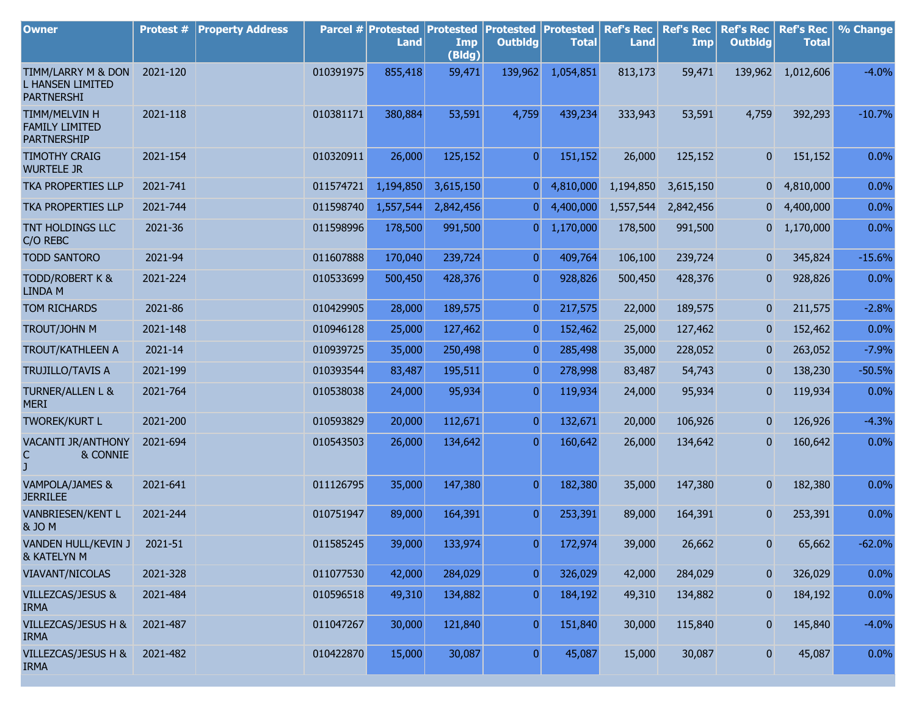| Owner | Protest # | Property Address | Parcel # | Protested Land | Protested Imp (Bldg) | Protested Outbldg | Protested Total | Ref's Rec Land | Ref's Rec Imp | Ref's Rec Outbldg | Ref's Rec Total | % Change |
|---|---|---|---|---|---|---|---|---|---|---|---|---|
| TIMM/LARRY M & DON L HANSEN LIMITED PARTNERSHI | 2021-120 | | 010391975 | 855,418 | 59,471 | 139,962 | 1,054,851 | 813,173 | 59,471 | 139,962 | 1,012,606 | -4.0% |
| TIMM/MELVIN H FAMILY LIMITED PARTNERSHIP | 2021-118 | | 010381171 | 380,884 | 53,591 | 4,759 | 439,234 | 333,943 | 53,591 | 4,759 | 392,293 | -10.7% |
| TIMOTHY CRAIG WURTELE JR | 2021-154 | | 010320911 | 26,000 | 125,152 | 0 | 151,152 | 26,000 | 125,152 | 0 | 151,152 | 0.0% |
| TKA PROPERTIES LLP | 2021-741 | | 011574721 | 1,194,850 | 3,615,150 | 0 | 4,810,000 | 1,194,850 | 3,615,150 | 0 | 4,810,000 | 0.0% |
| TKA PROPERTIES LLP | 2021-744 | | 011598740 | 1,557,544 | 2,842,456 | 0 | 4,400,000 | 1,557,544 | 2,842,456 | 0 | 4,400,000 | 0.0% |
| TNT HOLDINGS LLC C/O REBC | 2021-36 | | 011598996 | 178,500 | 991,500 | 0 | 1,170,000 | 178,500 | 991,500 | 0 | 1,170,000 | 0.0% |
| TODD SANTORO | 2021-94 | | 011607888 | 170,040 | 239,724 | 0 | 409,764 | 106,100 | 239,724 | 0 | 345,824 | -15.6% |
| TODD/ROBERT K & LINDA M | 2021-224 | | 010533699 | 500,450 | 428,376 | 0 | 928,826 | 500,450 | 428,376 | 0 | 928,826 | 0.0% |
| TOM RICHARDS | 2021-86 | | 010429905 | 28,000 | 189,575 | 0 | 217,575 | 22,000 | 189,575 | 0 | 211,575 | -2.8% |
| TROUT/JOHN M | 2021-148 | | 010946128 | 25,000 | 127,462 | 0 | 152,462 | 25,000 | 127,462 | 0 | 152,462 | 0.0% |
| TROUT/KATHLEEN A | 2021-14 | | 010939725 | 35,000 | 250,498 | 0 | 285,498 | 35,000 | 228,052 | 0 | 263,052 | -7.9% |
| TRUJILLO/TAVIS A | 2021-199 | | 010393544 | 83,487 | 195,511 | 0 | 278,998 | 83,487 | 54,743 | 0 | 138,230 | -50.5% |
| TURNER/ALLEN L & MERI | 2021-764 | | 010538038 | 24,000 | 95,934 | 0 | 119,934 | 24,000 | 95,934 | 0 | 119,934 | 0.0% |
| TWOREK/KURT L | 2021-200 | | 010593829 | 20,000 | 112,671 | 0 | 132,671 | 20,000 | 106,926 | 0 | 126,926 | -4.3% |
| VACANTI JR/ANTHONY C & CONNIE J | 2021-694 | | 010543503 | 26,000 | 134,642 | 0 | 160,642 | 26,000 | 134,642 | 0 | 160,642 | 0.0% |
| VAMPOLA/JAMES & JERRILEE | 2021-641 | | 011126795 | 35,000 | 147,380 | 0 | 182,380 | 35,000 | 147,380 | 0 | 182,380 | 0.0% |
| VANBRIESEN/KENT L & JO M | 2021-244 | | 010751947 | 89,000 | 164,391 | 0 | 253,391 | 89,000 | 164,391 | 0 | 253,391 | 0.0% |
| VANDEN HULL/KEVIN J & KATELYN M | 2021-51 | | 011585245 | 39,000 | 133,974 | 0 | 172,974 | 39,000 | 26,662 | 0 | 65,662 | -62.0% |
| VIAVANT/NICOLAS | 2021-328 | | 011077530 | 42,000 | 284,029 | 0 | 326,029 | 42,000 | 284,029 | 0 | 326,029 | 0.0% |
| VILLEZCAS/JESUS & IRMA | 2021-484 | | 010596518 | 49,310 | 134,882 | 0 | 184,192 | 49,310 | 134,882 | 0 | 184,192 | 0.0% |
| VILLEZCAS/JESUS H & IRMA | 2021-487 | | 011047267 | 30,000 | 121,840 | 0 | 151,840 | 30,000 | 115,840 | 0 | 145,840 | -4.0% |
| VILLEZCAS/JESUS H & IRMA | 2021-482 | | 010422870 | 15,000 | 30,087 | 0 | 45,087 | 15,000 | 30,087 | 0 | 45,087 | 0.0% |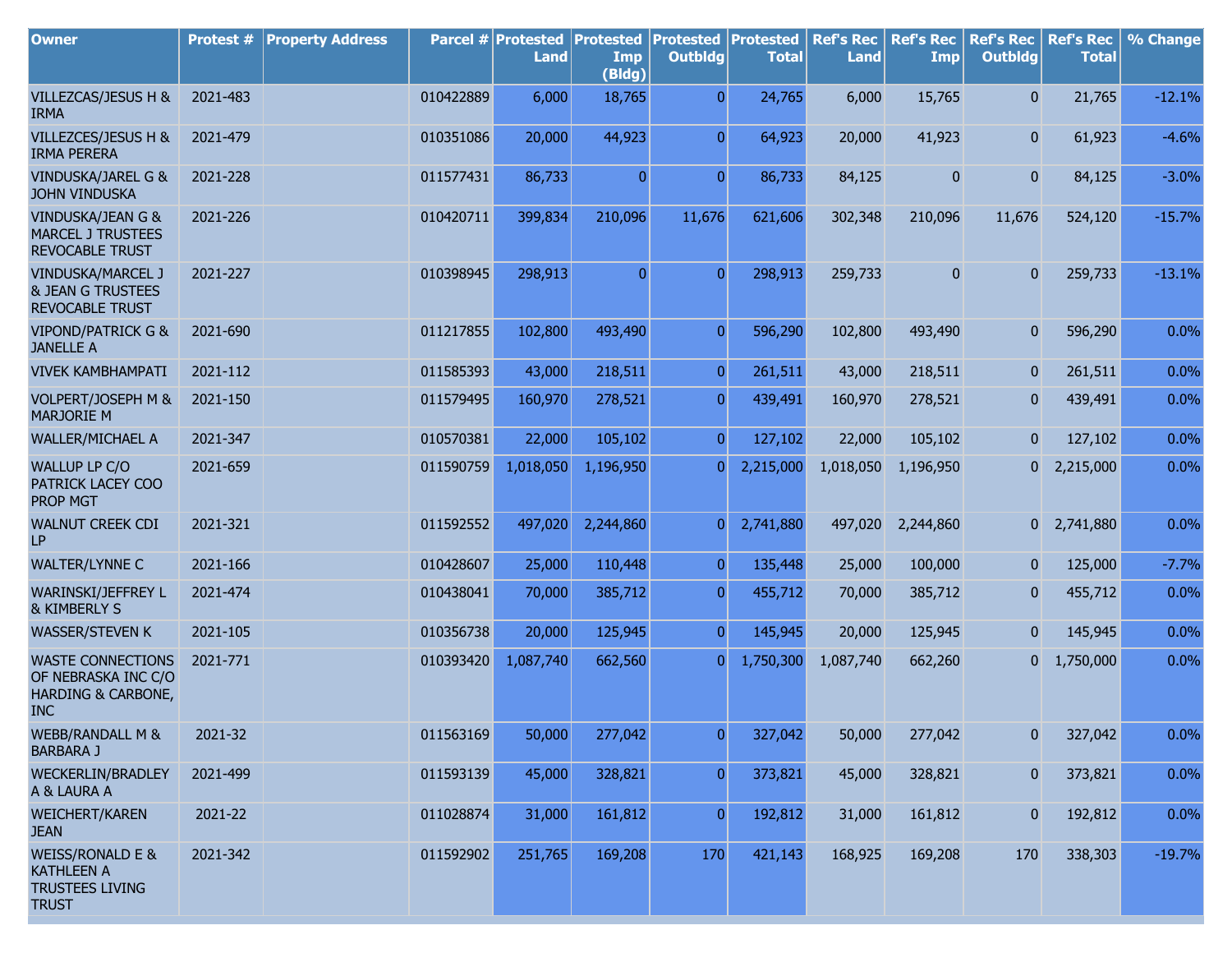| Owner | Protest # | Property Address | Parcel # | Protested Land | Protested Imp (Bldg) | Protested Outbldg | Protested Total | Ref's Rec Land | Ref's Rec Imp | Ref's Rec Outbldg | Ref's Rec Total | % Change |
|---|---|---|---|---|---|---|---|---|---|---|---|---|
| VILLEZCAS/JESUS H & IRMA | 2021-483 | | 010422889 | 6,000 | 18,765 | 0 | 24,765 | 6,000 | 15,765 | 0 | 21,765 | -12.1% |
| VILLEZCES/JESUS H & IRMA PERERA | 2021-479 | | 010351086 | 20,000 | 44,923 | 0 | 64,923 | 20,000 | 41,923 | 0 | 61,923 | -4.6% |
| VINDUSKA/JAREL G & JOHN VINDUSKA | 2021-228 | | 011577431 | 86,733 | 0 | 0 | 86,733 | 84,125 | 0 | 0 | 84,125 | -3.0% |
| VINDUSKA/JEAN G & MARCEL J TRUSTEES REVOCABLE TRUST | 2021-226 | | 010420711 | 399,834 | 210,096 | 11,676 | 621,606 | 302,348 | 210,096 | 11,676 | 524,120 | -15.7% |
| VINDUSKA/MARCEL J & JEAN G TRUSTEES REVOCABLE TRUST | 2021-227 | | 010398945 | 298,913 | 0 | 0 | 298,913 | 259,733 | 0 | 0 | 259,733 | -13.1% |
| VIPOND/PATRICK G & JANELLE A | 2021-690 | | 011217855 | 102,800 | 493,490 | 0 | 596,290 | 102,800 | 493,490 | 0 | 596,290 | 0.0% |
| VIVEK KAMBHAMPATI | 2021-112 | | 011585393 | 43,000 | 218,511 | 0 | 261,511 | 43,000 | 218,511 | 0 | 261,511 | 0.0% |
| VOLPERT/JOSEPH M & MARJORIE M | 2021-150 | | 011579495 | 160,970 | 278,521 | 0 | 439,491 | 160,970 | 278,521 | 0 | 439,491 | 0.0% |
| WALLER/MICHAEL A | 2021-347 | | 010570381 | 22,000 | 105,102 | 0 | 127,102 | 22,000 | 105,102 | 0 | 127,102 | 0.0% |
| WALLUP LP C/O PATRICK LACEY COO PROP MGT | 2021-659 | | 011590759 | 1,018,050 | 1,196,950 | 0 | 2,215,000 | 1,018,050 | 1,196,950 | 0 | 2,215,000 | 0.0% |
| WALNUT CREEK CDI LP | 2021-321 | | 011592552 | 497,020 | 2,244,860 | 0 | 2,741,880 | 497,020 | 2,244,860 | 0 | 2,741,880 | 0.0% |
| WALTER/LYNNE C | 2021-166 | | 010428607 | 25,000 | 110,448 | 0 | 135,448 | 25,000 | 100,000 | 0 | 125,000 | -7.7% |
| WARINSKI/JEFFREY L & KIMBERLY S | 2021-474 | | 010438041 | 70,000 | 385,712 | 0 | 455,712 | 70,000 | 385,712 | 0 | 455,712 | 0.0% |
| WASSER/STEVEN K | 2021-105 | | 010356738 | 20,000 | 125,945 | 0 | 145,945 | 20,000 | 125,945 | 0 | 145,945 | 0.0% |
| WASTE CONNECTIONS OF NEBRASKA INC C/O HARDING & CARBONE, INC | 2021-771 | | 010393420 | 1,087,740 | 662,560 | 0 | 1,750,300 | 1,087,740 | 662,260 | 0 | 1,750,000 | 0.0% |
| WEBB/RANDALL M & BARBARA J | 2021-32 | | 011563169 | 50,000 | 277,042 | 0 | 327,042 | 50,000 | 277,042 | 0 | 327,042 | 0.0% |
| WECKERLIN/BRADLEY A & LAURA A | 2021-499 | | 011593139 | 45,000 | 328,821 | 0 | 373,821 | 45,000 | 328,821 | 0 | 373,821 | 0.0% |
| WEICHERT/KAREN JEAN | 2021-22 | | 011028874 | 31,000 | 161,812 | 0 | 192,812 | 31,000 | 161,812 | 0 | 192,812 | 0.0% |
| WEISS/RONALD E & KATHLEEN A TRUSTEES LIVING TRUST | 2021-342 | | 011592902 | 251,765 | 169,208 | 170 | 421,143 | 168,925 | 169,208 | 170 | 338,303 | -19.7% |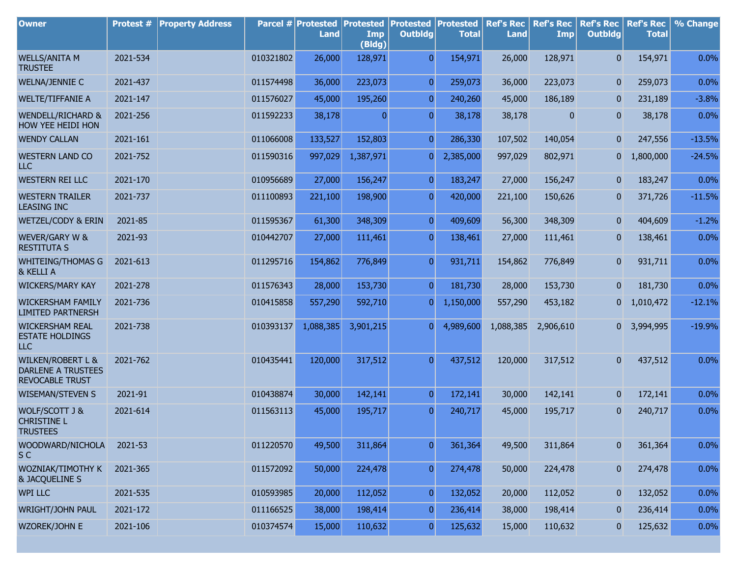| Owner | Protest # | Property Address | Parcel # | Protested Land | Protested Imp (Bldg) | Protested Outbldg | Protested Total | Ref's Rec Land | Ref's Rec Imp | Ref's Rec Outbldg | Ref's Rec Total | % Change |
|---|---|---|---|---|---|---|---|---|---|---|---|---|
| WELLS/ANITA M TRUSTEE | 2021-534 | | 010321802 | 26,000 | 128,971 | 0 | 154,971 | 26,000 | 128,971 | 0 | 154,971 | 0.0% |
| WELNA/JENNIE C | 2021-437 | | 011574498 | 36,000 | 223,073 | 0 | 259,073 | 36,000 | 223,073 | 0 | 259,073 | 0.0% |
| WELTE/TIFFANIE A | 2021-147 | | 011576027 | 45,000 | 195,260 | 0 | 240,260 | 45,000 | 186,189 | 0 | 231,189 | -3.8% |
| WENDELL/RICHARD & HOW YEE HEIDI HON | 2021-256 | | 011592233 | 38,178 | 0 | 0 | 38,178 | 38,178 | 0 | 0 | 38,178 | 0.0% |
| WENDY CALLAN | 2021-161 | | 011066008 | 133,527 | 152,803 | 0 | 286,330 | 107,502 | 140,054 | 0 | 247,556 | -13.5% |
| WESTERN LAND CO LLC | 2021-752 | | 011590316 | 997,029 | 1,387,971 | 0 | 2,385,000 | 997,029 | 802,971 | 0 | 1,800,000 | -24.5% |
| WESTERN REI LLC | 2021-170 | | 010956689 | 27,000 | 156,247 | 0 | 183,247 | 27,000 | 156,247 | 0 | 183,247 | 0.0% |
| WESTERN TRAILER LEASING INC | 2021-737 | | 011100893 | 221,100 | 198,900 | 0 | 420,000 | 221,100 | 150,626 | 0 | 371,726 | -11.5% |
| WETZEL/CODY & ERIN | 2021-85 | | 011595367 | 61,300 | 348,309 | 0 | 409,609 | 56,300 | 348,309 | 0 | 404,609 | -1.2% |
| WEVER/GARY W & RESTITUTA S | 2021-93 | | 010442707 | 27,000 | 111,461 | 0 | 138,461 | 27,000 | 111,461 | 0 | 138,461 | 0.0% |
| WHITEING/THOMAS G & KELLI A | 2021-613 | | 011295716 | 154,862 | 776,849 | 0 | 931,711 | 154,862 | 776,849 | 0 | 931,711 | 0.0% |
| WICKERS/MARY KAY | 2021-278 | | 011576343 | 28,000 | 153,730 | 0 | 181,730 | 28,000 | 153,730 | 0 | 181,730 | 0.0% |
| WICKERSHAM FAMILY LIMITED PARTNERSH | 2021-736 | | 010415858 | 557,290 | 592,710 | 0 | 1,150,000 | 557,290 | 453,182 | 0 | 1,010,472 | -12.1% |
| WICKERSHAM REAL ESTATE HOLDINGS LLC | 2021-738 | | 010393137 | 1,088,385 | 3,901,215 | 0 | 4,989,600 | 1,088,385 | 2,906,610 | 0 | 3,994,995 | -19.9% |
| WILKEN/ROBERT L & DARLENE A TRUSTEES REVOCABLE TRUST | 2021-762 | | 010435441 | 120,000 | 317,512 | 0 | 437,512 | 120,000 | 317,512 | 0 | 437,512 | 0.0% |
| WISEMAN/STEVEN S | 2021-91 | | 010438874 | 30,000 | 142,141 | 0 | 172,141 | 30,000 | 142,141 | 0 | 172,141 | 0.0% |
| WOLF/SCOTT J & CHRISTINE L TRUSTEES | 2021-614 | | 011563113 | 45,000 | 195,717 | 0 | 240,717 | 45,000 | 195,717 | 0 | 240,717 | 0.0% |
| WOODWARD/NICHOLAS C | 2021-53 | | 011220570 | 49,500 | 311,864 | 0 | 361,364 | 49,500 | 311,864 | 0 | 361,364 | 0.0% |
| WOZNIAK/TIMOTHY K & JACQUELINE S | 2021-365 | | 011572092 | 50,000 | 224,478 | 0 | 274,478 | 50,000 | 224,478 | 0 | 274,478 | 0.0% |
| WPI LLC | 2021-535 | | 010593985 | 20,000 | 112,052 | 0 | 132,052 | 20,000 | 112,052 | 0 | 132,052 | 0.0% |
| WRIGHT/JOHN PAUL | 2021-172 | | 011166525 | 38,000 | 198,414 | 0 | 236,414 | 38,000 | 198,414 | 0 | 236,414 | 0.0% |
| WZOREK/JOHN E | 2021-106 | | 010374574 | 15,000 | 110,632 | 0 | 125,632 | 15,000 | 110,632 | 0 | 125,632 | 0.0% |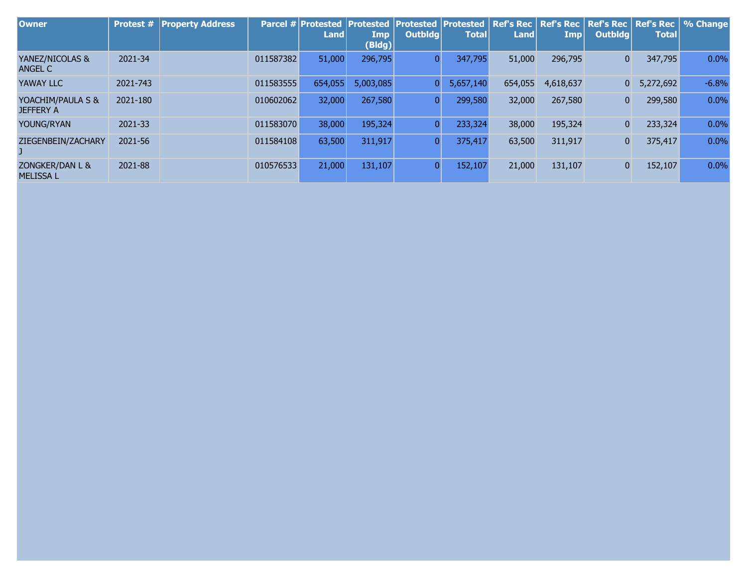| Owner | Protest # | Property Address | Parcel # | Protested Land | Protested Imp (Bldg) | Protested Outbldg | Protested Total | Ref's Rec Land | Ref's Rec Imp | Ref's Rec Outbldg | Ref's Rec Total | % Change |
|---|---|---|---|---|---|---|---|---|---|---|---|---|
| YANEZ/NICOLAS & ANGEL C | 2021-34 | | 011587382 | 51,000 | 296,795 | 0 | 347,795 | 51,000 | 296,795 | 0 | 347,795 | 0.0% |
| YAWAY LLC | 2021-743 | | 011583555 | 654,055 | 5,003,085 | 0 | 5,657,140 | 654,055 | 4,618,637 | 0 | 5,272,692 | -6.8% |
| YOACHIM/PAULA S & JEFFERY A | 2021-180 | | 010602062 | 32,000 | 267,580 | 0 | 299,580 | 32,000 | 267,580 | 0 | 299,580 | 0.0% |
| YOUNG/RYAN | 2021-33 | | 011583070 | 38,000 | 195,324 | 0 | 233,324 | 38,000 | 195,324 | 0 | 233,324 | 0.0% |
| ZIEGENBEIN/ZACHARY J | 2021-56 | | 011584108 | 63,500 | 311,917 | 0 | 375,417 | 63,500 | 311,917 | 0 | 375,417 | 0.0% |
| ZONGKER/DAN L & MELISSA L | 2021-88 | | 010576533 | 21,000 | 131,107 | 0 | 152,107 | 21,000 | 131,107 | 0 | 152,107 | 0.0% |